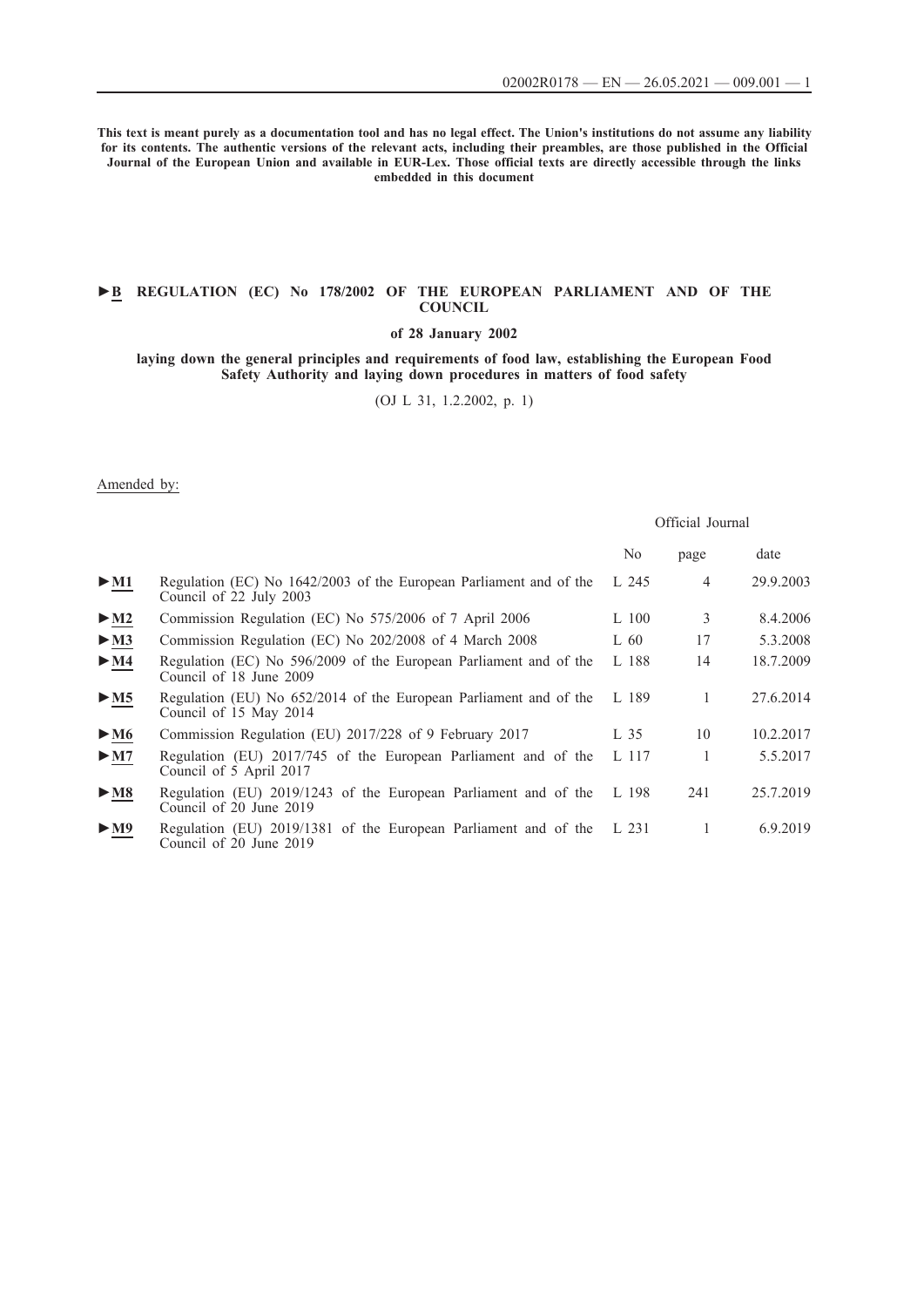**This text is meant purely as a documentation tool and has no legal effect. The Union's institutions do not assume any liability for its contents. The authentic versions of the relevant acts, including their preambles, are those published in the Official Journal of the European Union and available in EUR-Lex. Those official texts are directly accessible through the links embedded in this document**

# ►B REGULATION (EC) No 178/2002 OF THE EUROPEAN PARLIAMENT AND OF THE COUNCIL

**of 28 January 2002**

**laying down the general principles and requirements of food law, establishing the European Food Safety Authority and laying down procedures in matters of food safety**

(OJ L 31, 1.2.2002, p. 1)

Amended by:

| | | Official Journal | | |
|---|---|---|---|---|
| | | No | page | date |
| ►M1 | Regulation (EC) No 1642/2003 of the European Parliament and of the Council of 22 July 2003 | L 245 | 4 | 29.9.2003 |
| ►M2 | Commission Regulation (EC) No 575/2006 of 7 April 2006 | L 100 | 3 | 8.4.2006 |
| ►M3 | Commission Regulation (EC) No 202/2008 of 4 March 2008 | L 60 | 17 | 5.3.2008 |
| ►M4 | Regulation (EC) No 596/2009 of the European Parliament and of the Council of 18 June 2009 | L 188 | 14 | 18.7.2009 |
| ►M5 | Regulation (EU) No 652/2014 of the European Parliament and of the Council of 15 May 2014 | L 189 | 1 | 27.6.2014 |
| ►M6 | Commission Regulation (EU) 2017/228 of 9 February 2017 | L 35 | 10 | 10.2.2017 |
| ►M7 | Regulation (EU) 2017/745 of the European Parliament and of the Council of 5 April 2017 | L 117 | 1 | 5.5.2017 |
| ►M8 | Regulation (EU) 2019/1243 of the European Parliament and of the Council of 20 June 2019 | L 198 | 241 | 25.7.2019 |
| ►M9 | Regulation (EU) 2019/1381 of the European Parliament and of the Council of 20 June 2019 | L 231 | 1 | 6.9.2019 |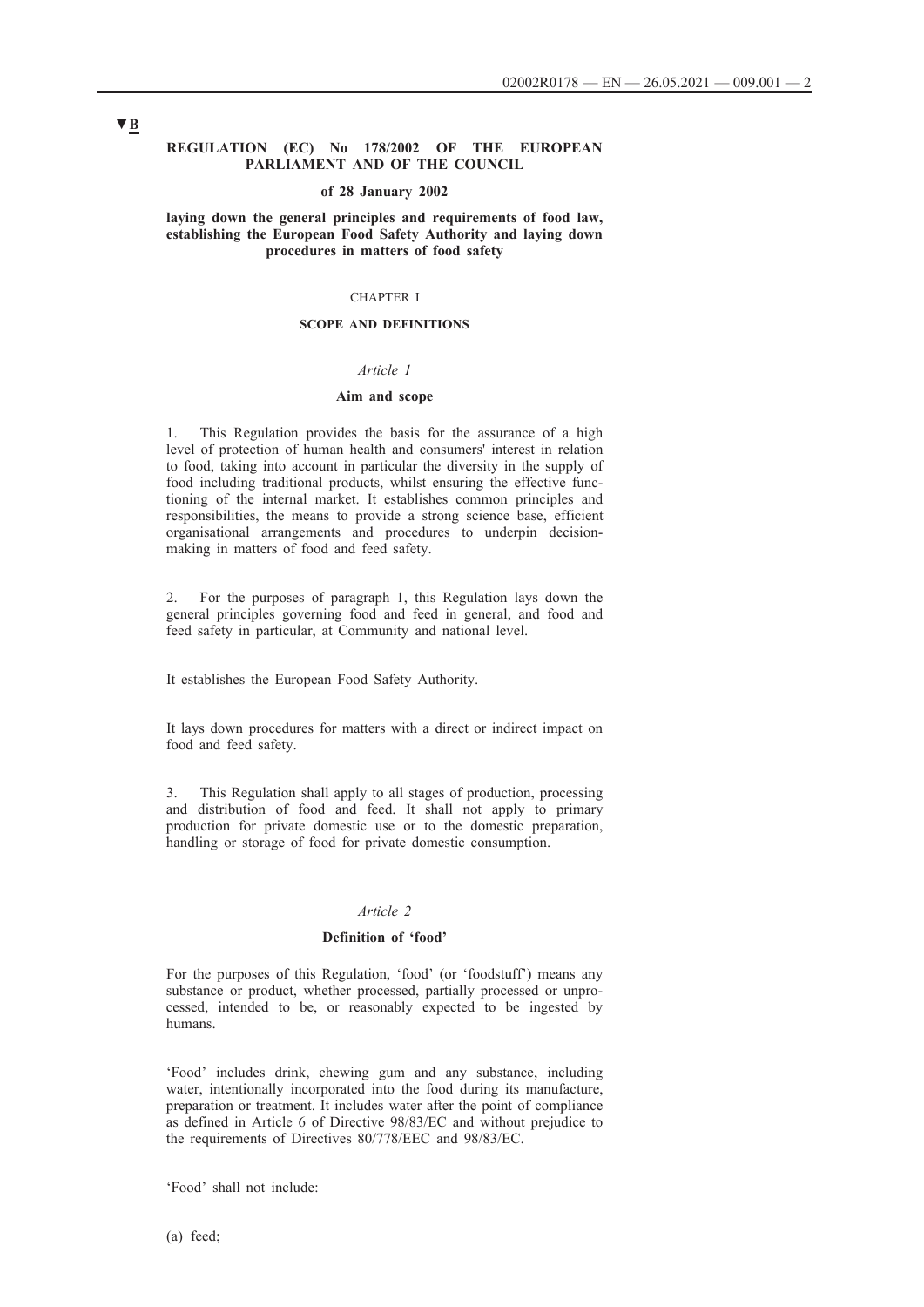▼B

# REGULATION (EC) No 178/2002 OF THE EUROPEAN PARLIAMENT AND OF THE COUNCIL

**of 28 January 2002**

**laying down the general principles and requirements of food law, establishing the European Food Safety Authority and laying down procedures in matters of food safety**

## CHAPTER I

## SCOPE AND DEFINITIONS

### *Article 1*

### Aim and scope

1. This Regulation provides the basis for the assurance of a high level of protection of human health and consumers' interest in relation to food, taking into account in particular the diversity in the supply of food including traditional products, whilst ensuring the effective functioning of the internal market. It establishes common principles and responsibilities, the means to provide a strong science base, efficient organisational arrangements and procedures to underpin decision-making in matters of food and feed safety.

2. For the purposes of paragraph 1, this Regulation lays down the general principles governing food and feed in general, and food and feed safety in particular, at Community and national level.

It establishes the European Food Safety Authority.

It lays down procedures for matters with a direct or indirect impact on food and feed safety.

3. This Regulation shall apply to all stages of production, processing and distribution of food and feed. It shall not apply to primary production for private domestic use or to the domestic preparation, handling or storage of food for private domestic consumption.

### *Article 2*

### Definition of 'food'

For the purposes of this Regulation, 'food' (or 'foodstuff') means any substance or product, whether processed, partially processed or unprocessed, intended to be, or reasonably expected to be ingested by humans.

'Food' includes drink, chewing gum and any substance, including water, intentionally incorporated into the food during its manufacture, preparation or treatment. It includes water after the point of compliance as defined in Article 6 of Directive 98/83/EC and without prejudice to the requirements of Directives 80/778/EEC and 98/83/EC.

'Food' shall not include:

(a) feed;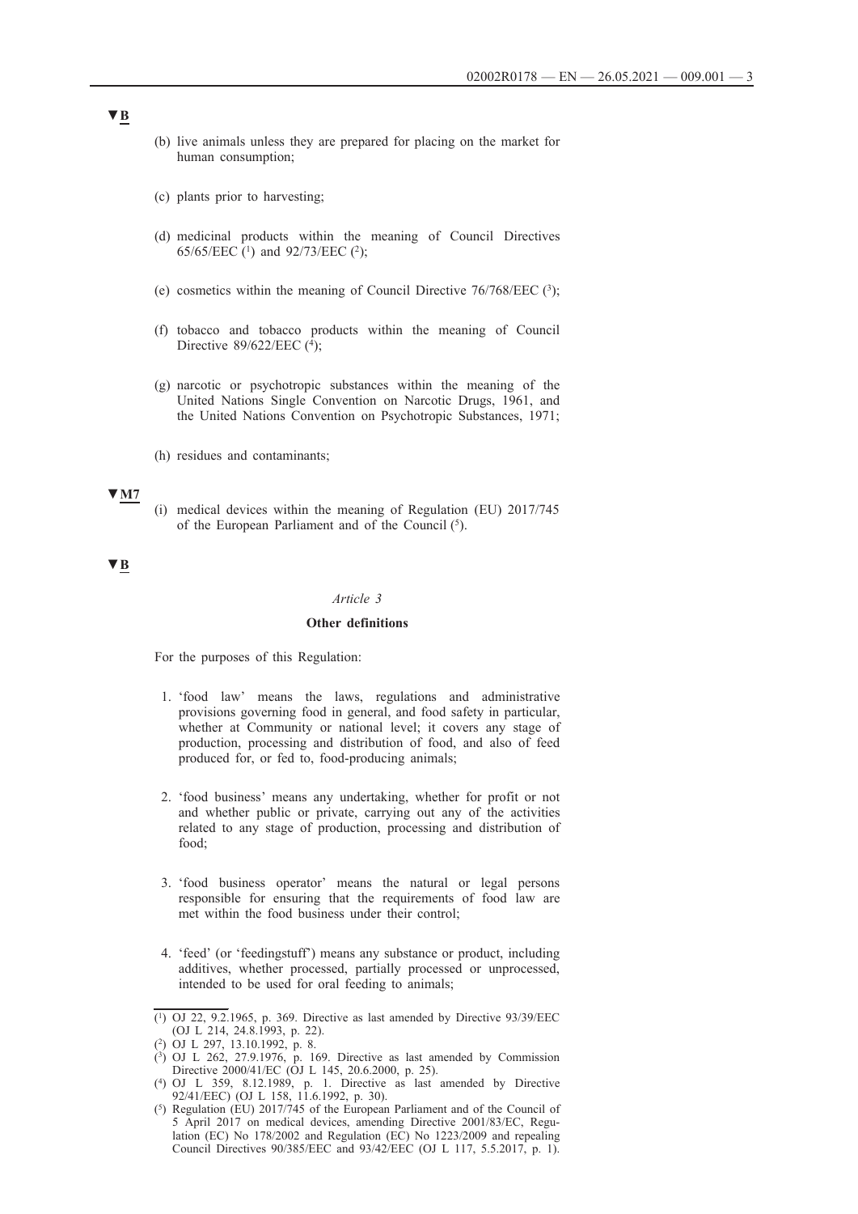▼B

(b) live animals unless they are prepared for placing on the market for human consumption;

(c) plants prior to harvesting;

(d) medicinal products within the meaning of Council Directives 65/65/EEC [1] and 92/73/EEC [2];

(e) cosmetics within the meaning of Council Directive 76/768/EEC [3];

(f) tobacco and tobacco products within the meaning of Council Directive 89/622/EEC [4];

(g) narcotic or psychotropic substances within the meaning of the United Nations Single Convention on Narcotic Drugs, 1961, and the United Nations Convention on Psychotropic Substances, 1971;

(h) residues and contaminants;

▼M7

(i) medical devices within the meaning of Regulation (EU) 2017/745 of the European Parliament and of the Council [5].

▼B

*Article 3*

**Other definitions**

For the purposes of this Regulation:

1. 'food law' means the laws, regulations and administrative provisions governing food in general, and food safety in particular, whether at Community or national level; it covers any stage of production, processing and distribution of food, and also of feed produced for, or fed to, food-producing animals;

2. 'food business' means any undertaking, whether for profit or not and whether public or private, carrying out any of the activities related to any stage of production, processing and distribution of food;

3. 'food business operator' means the natural or legal persons responsible for ensuring that the requirements of food law are met within the food business under their control;

4. 'feed' (or 'feedingstuff') means any substance or product, including additives, whether processed, partially processed or unprocessed, intended to be used for oral feeding to animals;

---

[1] OJ 22, 9.2.1965, p. 369. Directive as last amended by Directive 93/39/EEC (OJ L 214, 24.8.1993, p. 22).

[2] OJ L 297, 13.10.1992, p. 8.

[3] OJ L 262, 27.9.1976, p. 169. Directive as last amended by Commission Directive 2000/41/EC (OJ L 145, 20.6.2000, p. 25).

[4] OJ L 359, 8.12.1989, p. 1. Directive as last amended by Directive 92/41/EEC) (OJ L 158, 11.6.1992, p. 30).

[5] Regulation (EU) 2017/745 of the European Parliament and of the Council of 5 April 2017 on medical devices, amending Directive 2001/83/EC, Regulation (EC) No 178/2002 and Regulation (EC) No 1223/2009 and repealing Council Directives 90/385/EEC and 93/42/EEC (OJ L 117, 5.5.2017, p. 1).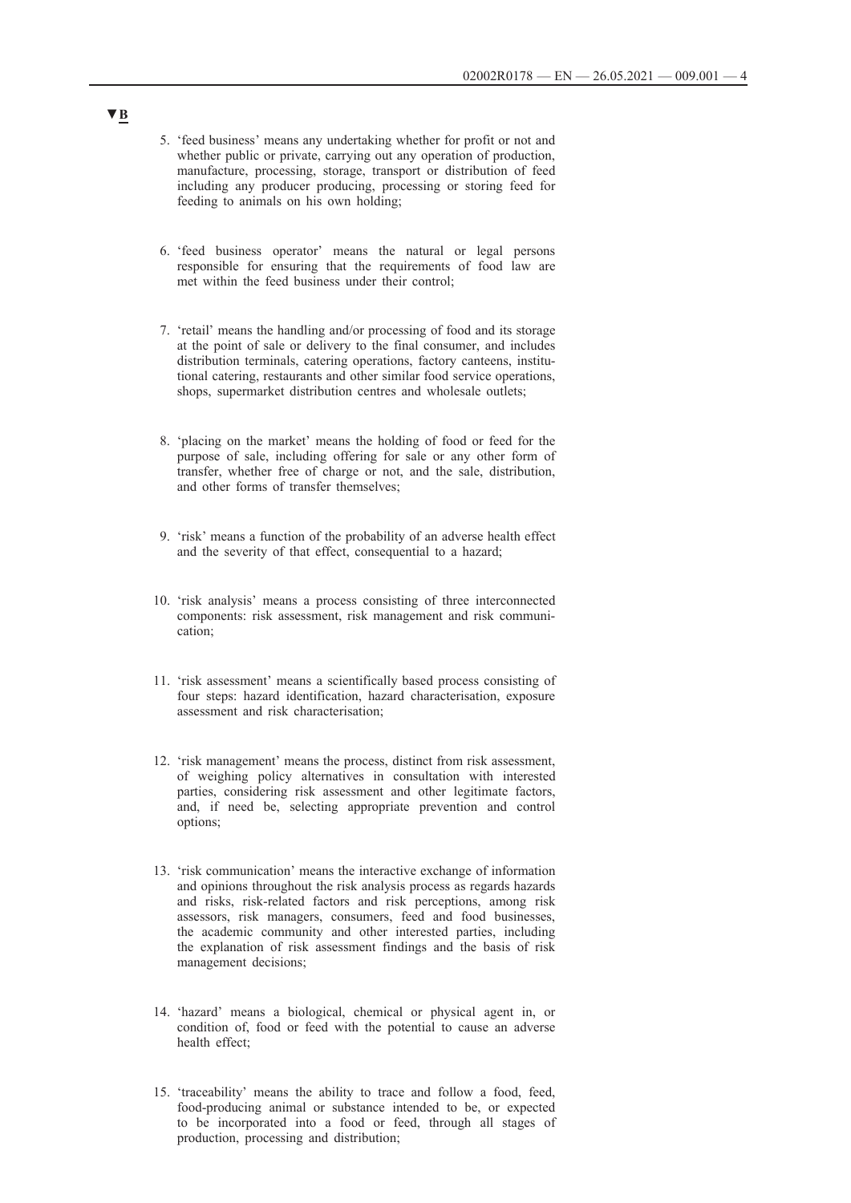▼B

5. 'feed business' means any undertaking whether for profit or not and whether public or private, carrying out any operation of production, manufacture, processing, storage, transport or distribution of feed including any producer producing, processing or storing feed for feeding to animals on his own holding;

6. 'feed business operator' means the natural or legal persons responsible for ensuring that the requirements of food law are met within the feed business under their control;

7. 'retail' means the handling and/or processing of food and its storage at the point of sale or delivery to the final consumer, and includes distribution terminals, catering operations, factory canteens, institutional catering, restaurants and other similar food service operations, shops, supermarket distribution centres and wholesale outlets;

8. 'placing on the market' means the holding of food or feed for the purpose of sale, including offering for sale or any other form of transfer, whether free of charge or not, and the sale, distribution, and other forms of transfer themselves;

9. 'risk' means a function of the probability of an adverse health effect and the severity of that effect, consequential to a hazard;

10. 'risk analysis' means a process consisting of three interconnected components: risk assessment, risk management and risk communication;

11. 'risk assessment' means a scientifically based process consisting of four steps: hazard identification, hazard characterisation, exposure assessment and risk characterisation;

12. 'risk management' means the process, distinct from risk assessment, of weighing policy alternatives in consultation with interested parties, considering risk assessment and other legitimate factors, and, if need be, selecting appropriate prevention and control options;

13. 'risk communication' means the interactive exchange of information and opinions throughout the risk analysis process as regards hazards and risks, risk-related factors and risk perceptions, among risk assessors, risk managers, consumers, feed and food businesses, the academic community and other interested parties, including the explanation of risk assessment findings and the basis of risk management decisions;

14. 'hazard' means a biological, chemical or physical agent in, or condition of, food or feed with the potential to cause an adverse health effect;

15. 'traceability' means the ability to trace and follow a food, feed, food-producing animal or substance intended to be, or expected to be incorporated into a food or feed, through all stages of production, processing and distribution;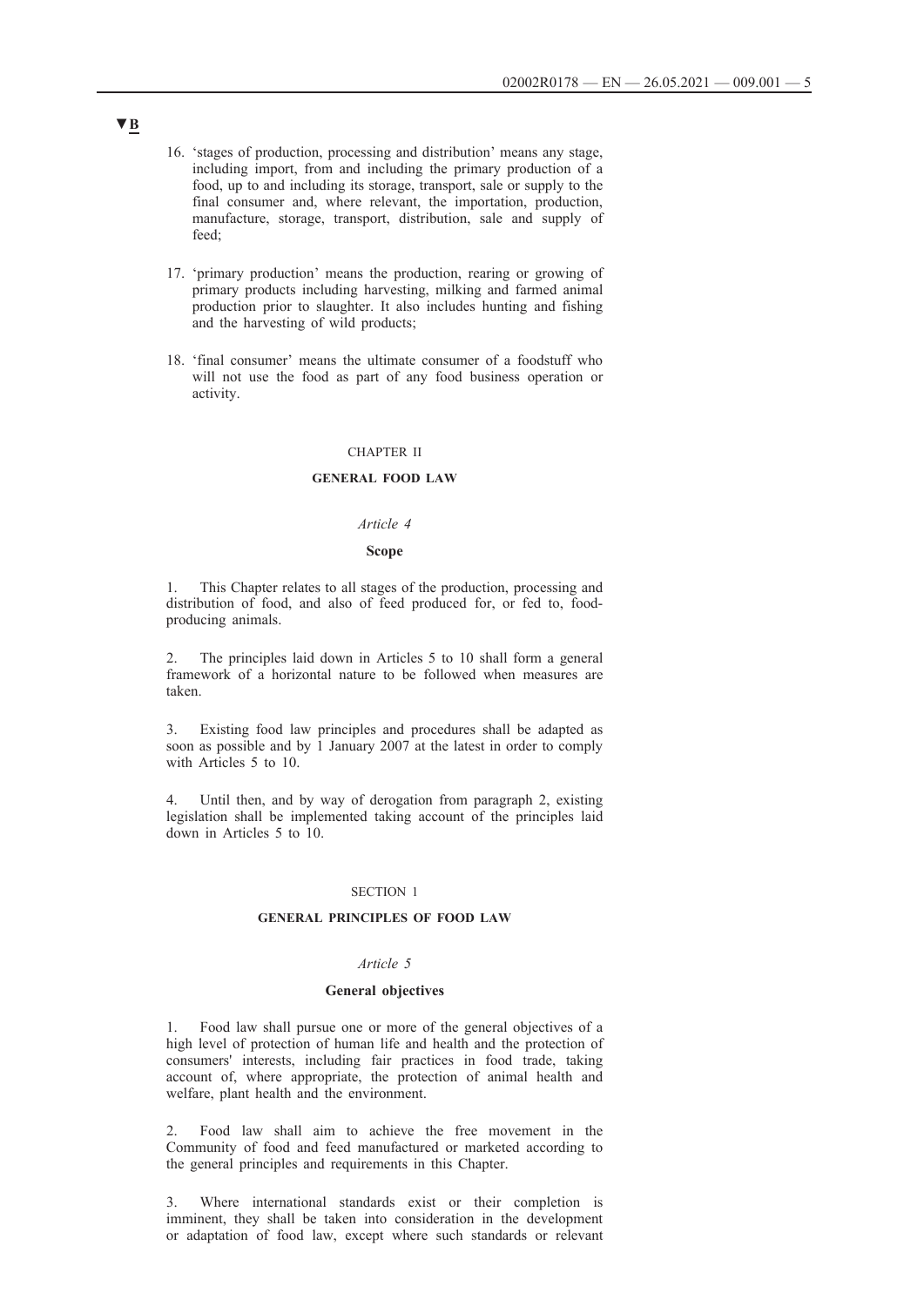▼B

16. 'stages of production, processing and distribution' means any stage, including import, from and including the primary production of a food, up to and including its storage, transport, sale or supply to the final consumer and, where relevant, the importation, production, manufacture, storage, transport, distribution, sale and supply of feed;

17. 'primary production' means the production, rearing or growing of primary products including harvesting, milking and farmed animal production prior to slaughter. It also includes hunting and fishing and the harvesting of wild products;

18. 'final consumer' means the ultimate consumer of a foodstuff who will not use the food as part of any food business operation or activity.

## CHAPTER II

## GENERAL FOOD LAW

### *Article 4*

### Scope

1. This Chapter relates to all stages of the production, processing and distribution of food, and also of feed produced for, or fed to, food-producing animals.

2. The principles laid down in Articles 5 to 10 shall form a general framework of a horizontal nature to be followed when measures are taken.

3. Existing food law principles and procedures shall be adapted as soon as possible and by 1 January 2007 at the latest in order to comply with Articles 5 to 10.

4. Until then, and by way of derogation from paragraph 2, existing legislation shall be implemented taking account of the principles laid down in Articles 5 to 10.

## SECTION 1

## GENERAL PRINCIPLES OF FOOD LAW

### *Article 5*

### General objectives

1. Food law shall pursue one or more of the general objectives of a high level of protection of human life and health and the protection of consumers' interests, including fair practices in food trade, taking account of, where appropriate, the protection of animal health and welfare, plant health and the environment.

2. Food law shall aim to achieve the free movement in the Community of food and feed manufactured or marketed according to the general principles and requirements in this Chapter.

3. Where international standards exist or their completion is imminent, they shall be taken into consideration in the development or adaptation of food law, except where such standards or relevant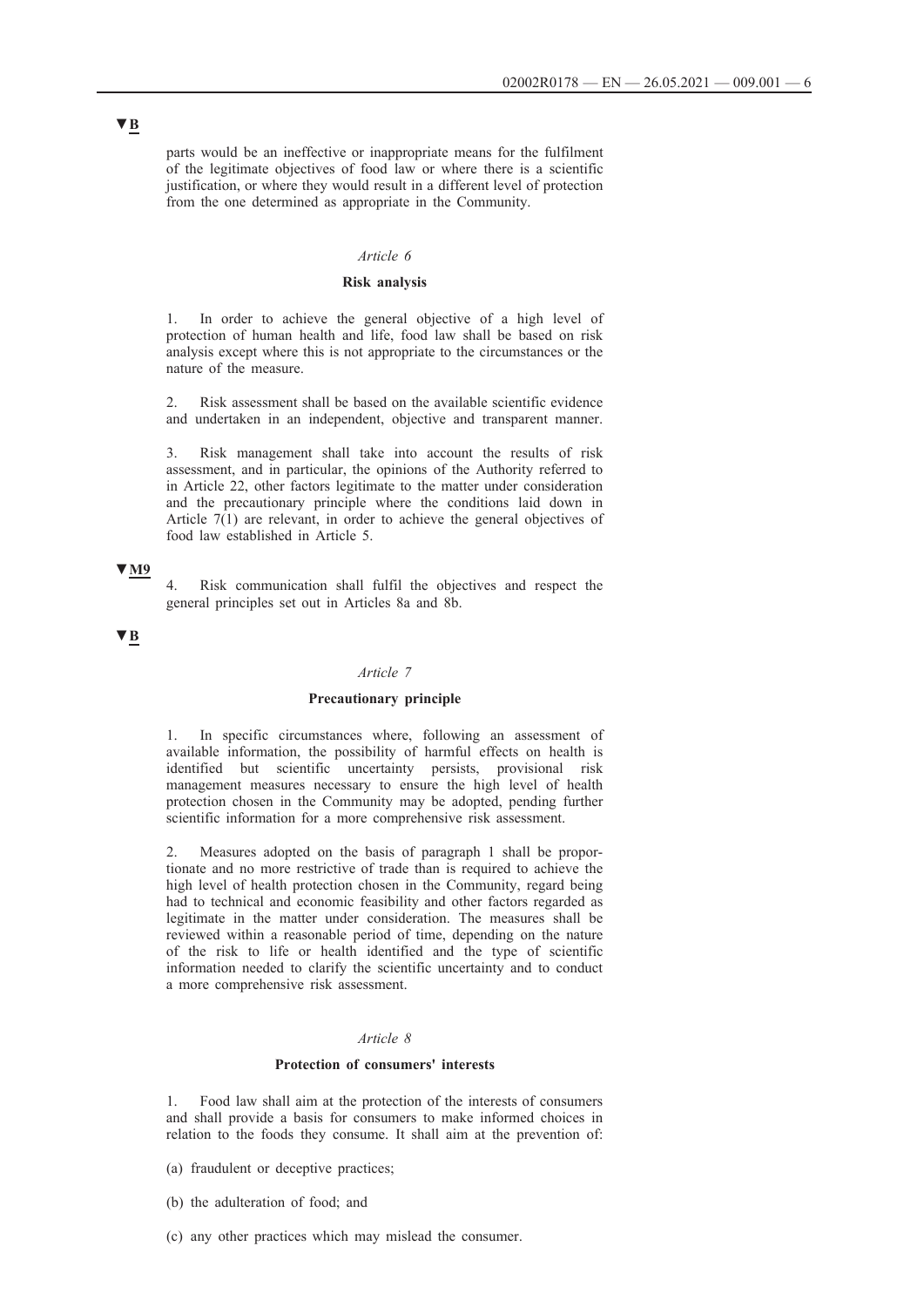▼B

parts would be an ineffective or inappropriate means for the fulfilment of the legitimate objectives of food law or where there is a scientific justification, or where they would result in a different level of protection from the one determined as appropriate in the Community.

*Article 6*

**Risk analysis**

1. In order to achieve the general objective of a high level of protection of human health and life, food law shall be based on risk analysis except where this is not appropriate to the circumstances or the nature of the measure.

2. Risk assessment shall be based on the available scientific evidence and undertaken in an independent, objective and transparent manner.

3. Risk management shall take into account the results of risk assessment, and in particular, the opinions of the Authority referred to in Article 22, other factors legitimate to the matter under consideration and the precautionary principle where the conditions laid down in Article 7(1) are relevant, in order to achieve the general objectives of food law established in Article 5.

▼M9

4. Risk communication shall fulfil the objectives and respect the general principles set out in Articles 8a and 8b.

▼B

*Article 7*

**Precautionary principle**

1. In specific circumstances where, following an assessment of available information, the possibility of harmful effects on health is identified but scientific uncertainty persists, provisional risk management measures necessary to ensure the high level of health protection chosen in the Community may be adopted, pending further scientific information for a more comprehensive risk assessment.

2. Measures adopted on the basis of paragraph 1 shall be proportionate and no more restrictive of trade than is required to achieve the high level of health protection chosen in the Community, regard being had to technical and economic feasibility and other factors regarded as legitimate in the matter under consideration. The measures shall be reviewed within a reasonable period of time, depending on the nature of the risk to life or health identified and the type of scientific information needed to clarify the scientific uncertainty and to conduct a more comprehensive risk assessment.

*Article 8*

**Protection of consumers' interests**

1. Food law shall aim at the protection of the interests of consumers and shall provide a basis for consumers to make informed choices in relation to the foods they consume. It shall aim at the prevention of:

(a) fraudulent or deceptive practices;

(b) the adulteration of food; and

(c) any other practices which may mislead the consumer.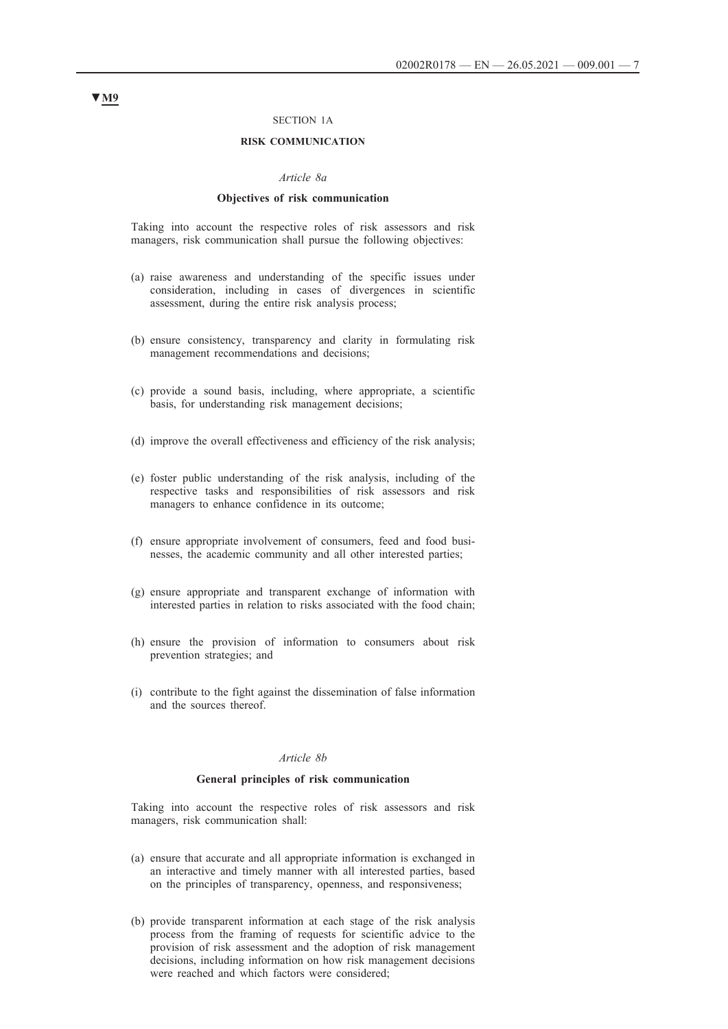▼M9

SECTION 1A

**RISK COMMUNICATION**

*Article 8a*

**Objectives of risk communication**

Taking into account the respective roles of risk assessors and risk managers, risk communication shall pursue the following objectives:

(a) raise awareness and understanding of the specific issues under consideration, including in cases of divergences in scientific assessment, during the entire risk analysis process;

(b) ensure consistency, transparency and clarity in formulating risk management recommendations and decisions;

(c) provide a sound basis, including, where appropriate, a scientific basis, for understanding risk management decisions;

(d) improve the overall effectiveness and efficiency of the risk analysis;

(e) foster public understanding of the risk analysis, including of the respective tasks and responsibilities of risk assessors and risk managers to enhance confidence in its outcome;

(f) ensure appropriate involvement of consumers, feed and food businesses, the academic community and all other interested parties;

(g) ensure appropriate and transparent exchange of information with interested parties in relation to risks associated with the food chain;

(h) ensure the provision of information to consumers about risk prevention strategies; and

(i) contribute to the fight against the dissemination of false information and the sources thereof.

*Article 8b*

**General principles of risk communication**

Taking into account the respective roles of risk assessors and risk managers, risk communication shall:

(a) ensure that accurate and all appropriate information is exchanged in an interactive and timely manner with all interested parties, based on the principles of transparency, openness, and responsiveness;

(b) provide transparent information at each stage of the risk analysis process from the framing of requests for scientific advice to the provision of risk assessment and the adoption of risk management decisions, including information on how risk management decisions were reached and which factors were considered;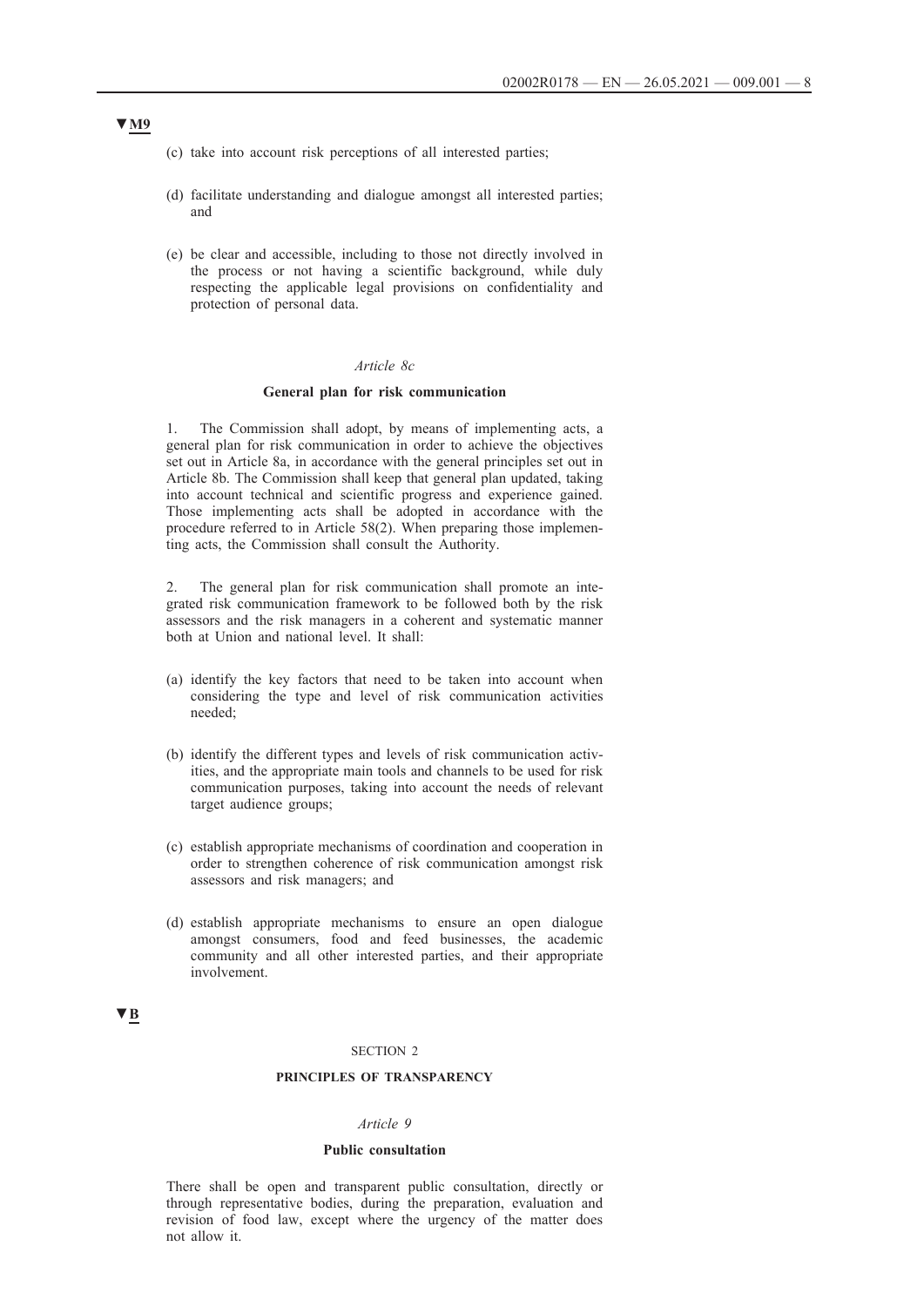▼M9

(c) take into account risk perceptions of all interested parties;

(d) facilitate understanding and dialogue amongst all interested parties; and

(e) be clear and accessible, including to those not directly involved in the process or not having a scientific background, while duly respecting the applicable legal provisions on confidentiality and protection of personal data.

*Article 8c*

**General plan for risk communication**

1. The Commission shall adopt, by means of implementing acts, a general plan for risk communication in order to achieve the objectives set out in Article 8a, in accordance with the general principles set out in Article 8b. The Commission shall keep that general plan updated, taking into account technical and scientific progress and experience gained. Those implementing acts shall be adopted in accordance with the procedure referred to in Article 58(2). When preparing those implementing acts, the Commission shall consult the Authority.

2. The general plan for risk communication shall promote an integrated risk communication framework to be followed both by the risk assessors and the risk managers in a coherent and systematic manner both at Union and national level. It shall:

(a) identify the key factors that need to be taken into account when considering the type and level of risk communication activities needed;

(b) identify the different types and levels of risk communication activities, and the appropriate main tools and channels to be used for risk communication purposes, taking into account the needs of relevant target audience groups;

(c) establish appropriate mechanisms of coordination and cooperation in order to strengthen coherence of risk communication amongst risk assessors and risk managers; and

(d) establish appropriate mechanisms to ensure an open dialogue amongst consumers, food and feed businesses, the academic community and all other interested parties, and their appropriate involvement.

▼B

SECTION 2

**PRINCIPLES OF TRANSPARENCY**

*Article 9*

**Public consultation**

There shall be open and transparent public consultation, directly or through representative bodies, during the preparation, evaluation and revision of food law, except where the urgency of the matter does not allow it.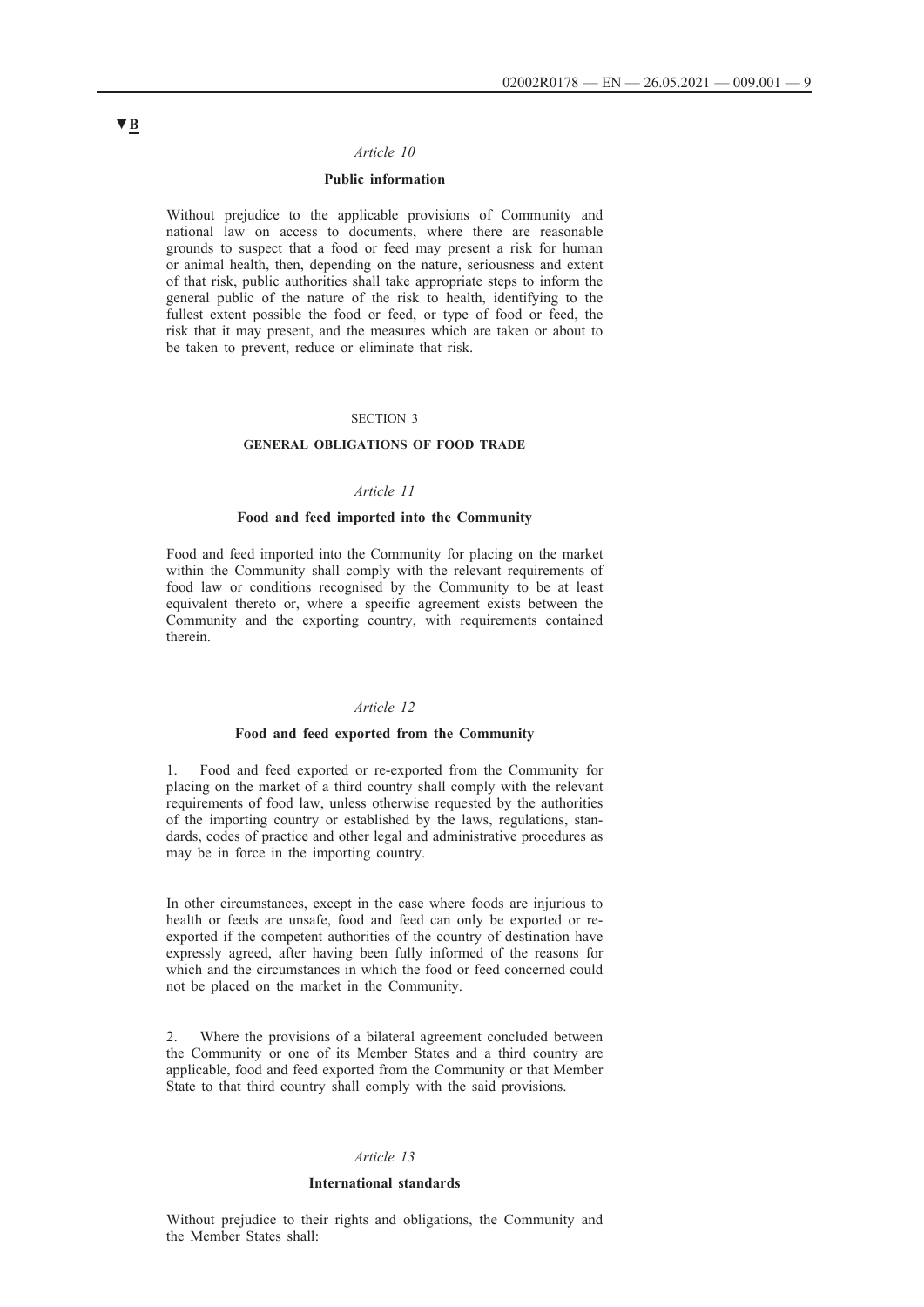▼B

*Article 10*

**Public information**

Without prejudice to the applicable provisions of Community and national law on access to documents, where there are reasonable grounds to suspect that a food or feed may present a risk for human or animal health, then, depending on the nature, seriousness and extent of that risk, public authorities shall take appropriate steps to inform the general public of the nature of the risk to health, identifying to the fullest extent possible the food or feed, or type of food or feed, the risk that it may present, and the measures which are taken or about to be taken to prevent, reduce or eliminate that risk.

SECTION 3

**GENERAL OBLIGATIONS OF FOOD TRADE**

*Article 11*

**Food and feed imported into the Community**

Food and feed imported into the Community for placing on the market within the Community shall comply with the relevant requirements of food law or conditions recognised by the Community to be at least equivalent thereto or, where a specific agreement exists between the Community and the exporting country, with requirements contained therein.

*Article 12*

**Food and feed exported from the Community**

1. Food and feed exported or re-exported from the Community for placing on the market of a third country shall comply with the relevant requirements of food law, unless otherwise requested by the authorities of the importing country or established by the laws, regulations, standards, codes of practice and other legal and administrative procedures as may be in force in the importing country.

In other circumstances, except in the case where foods are injurious to health or feeds are unsafe, food and feed can only be exported or re-exported if the competent authorities of the country of destination have expressly agreed, after having been fully informed of the reasons for which and the circumstances in which the food or feed concerned could not be placed on the market in the Community.

2. Where the provisions of a bilateral agreement concluded between the Community or one of its Member States and a third country are applicable, food and feed exported from the Community or that Member State to that third country shall comply with the said provisions.

*Article 13*

**International standards**

Without prejudice to their rights and obligations, the Community and the Member States shall: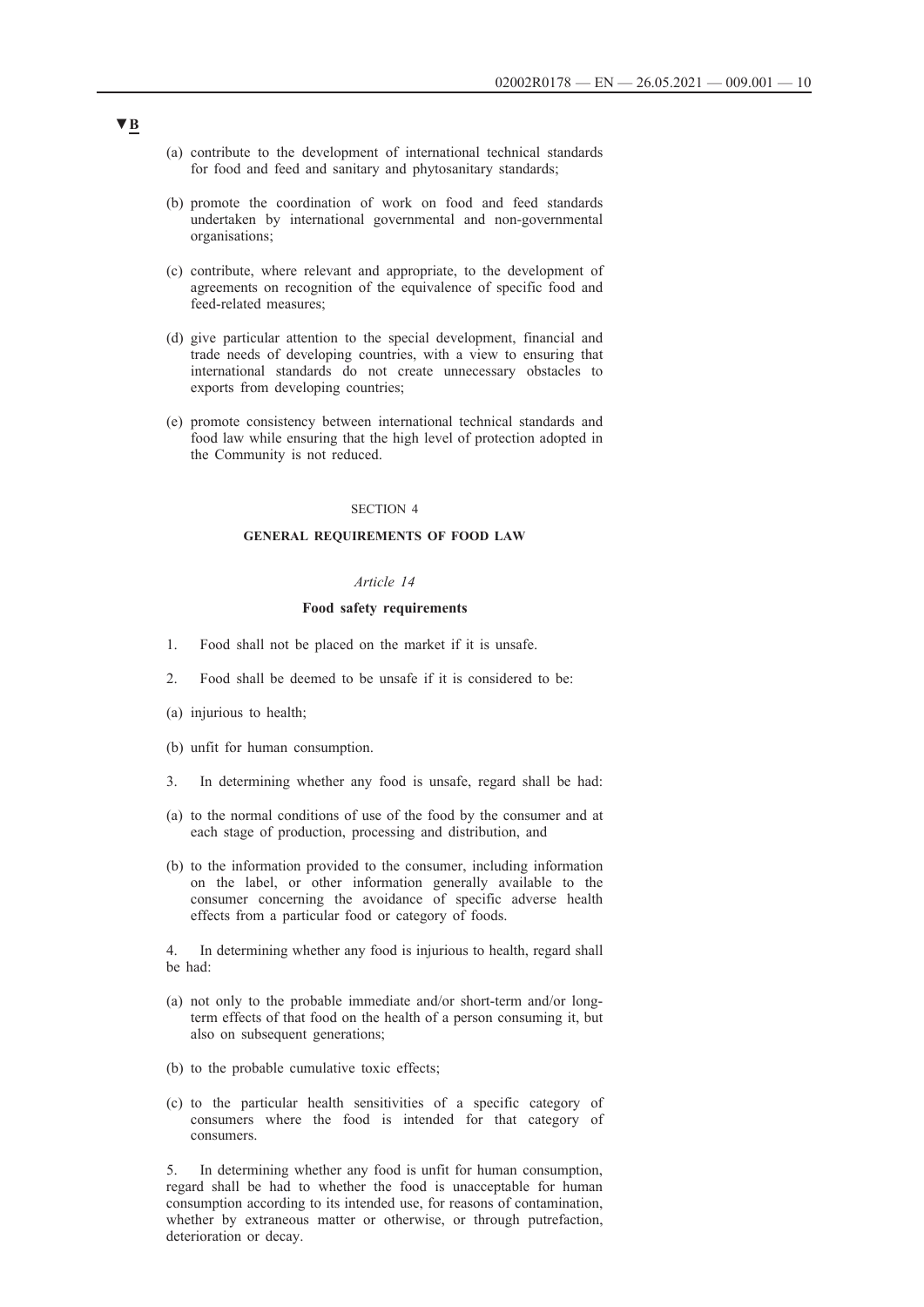▼B

(a) contribute to the development of international technical standards for food and feed and sanitary and phytosanitary standards;

(b) promote the coordination of work on food and feed standards undertaken by international governmental and non-governmental organisations;

(c) contribute, where relevant and appropriate, to the development of agreements on recognition of the equivalence of specific food and feed-related measures;

(d) give particular attention to the special development, financial and trade needs of developing countries, with a view to ensuring that international standards do not create unnecessary obstacles to exports from developing countries;

(e) promote consistency between international technical standards and food law while ensuring that the high level of protection adopted in the Community is not reduced.

SECTION 4

**GENERAL REQUIREMENTS OF FOOD LAW**

*Article 14*

**Food safety requirements**

1. Food shall not be placed on the market if it is unsafe.

2. Food shall be deemed to be unsafe if it is considered to be:

(a) injurious to health;

(b) unfit for human consumption.

3. In determining whether any food is unsafe, regard shall be had:

(a) to the normal conditions of use of the food by the consumer and at each stage of production, processing and distribution, and

(b) to the information provided to the consumer, including information on the label, or other information generally available to the consumer concerning the avoidance of specific adverse health effects from a particular food or category of foods.

4. In determining whether any food is injurious to health, regard shall be had:

(a) not only to the probable immediate and/or short-term and/or long-term effects of that food on the health of a person consuming it, but also on subsequent generations;

(b) to the probable cumulative toxic effects;

(c) to the particular health sensitivities of a specific category of consumers where the food is intended for that category of consumers.

5. In determining whether any food is unfit for human consumption, regard shall be had to whether the food is unacceptable for human consumption according to its intended use, for reasons of contamination, whether by extraneous matter or otherwise, or through putrefaction, deterioration or decay.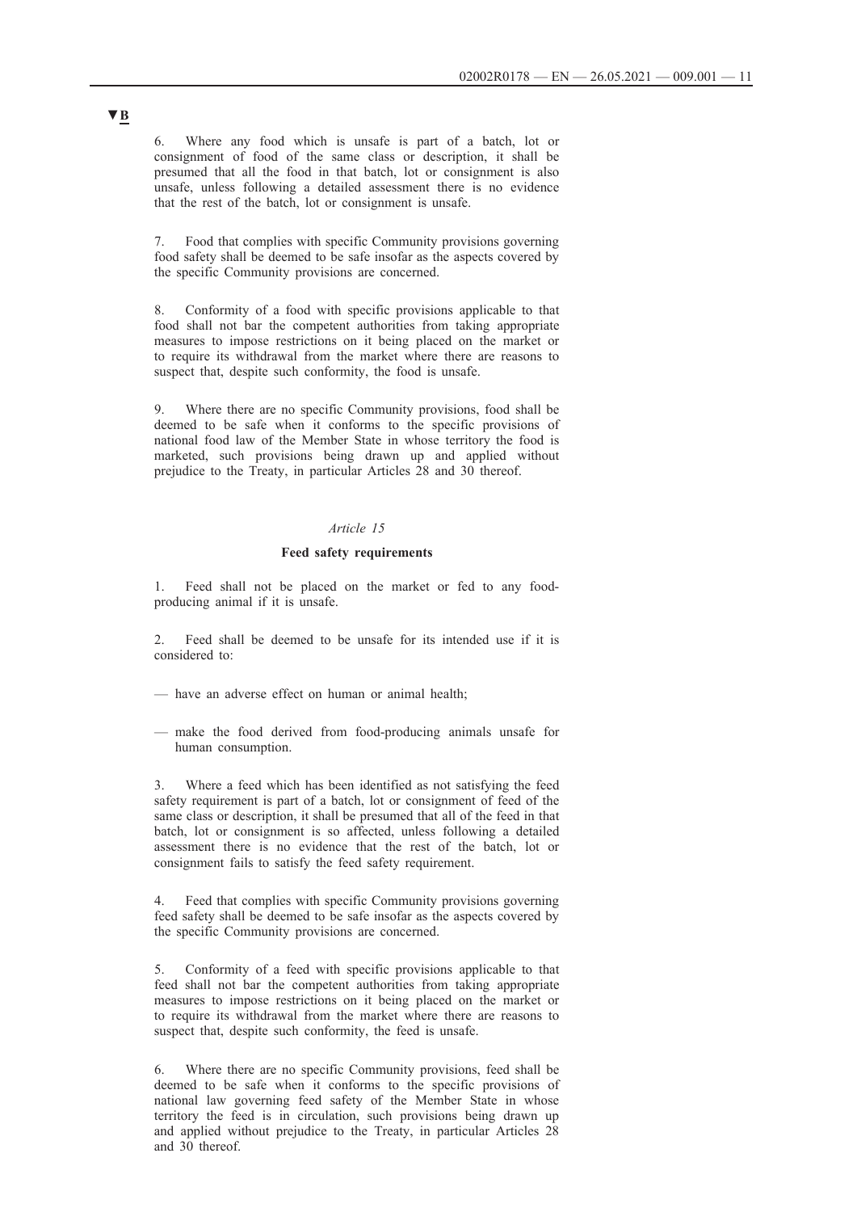▼B

6. Where any food which is unsafe is part of a batch, lot or consignment of food of the same class or description, it shall be presumed that all the food in that batch, lot or consignment is also unsafe, unless following a detailed assessment there is no evidence that the rest of the batch, lot or consignment is unsafe.

7. Food that complies with specific Community provisions governing food safety shall be deemed to be safe insofar as the aspects covered by the specific Community provisions are concerned.

8. Conformity of a food with specific provisions applicable to that food shall not bar the competent authorities from taking appropriate measures to impose restrictions on it being placed on the market or to require its withdrawal from the market where there are reasons to suspect that, despite such conformity, the food is unsafe.

9. Where there are no specific Community provisions, food shall be deemed to be safe when it conforms to the specific provisions of national food law of the Member State in whose territory the food is marketed, such provisions being drawn up and applied without prejudice to the Treaty, in particular Articles 28 and 30 thereof.

*Article 15*

**Feed safety requirements**

1. Feed shall not be placed on the market or fed to any food-producing animal if it is unsafe.

2. Feed shall be deemed to be unsafe for its intended use if it is considered to:

— have an adverse effect on human or animal health;

— make the food derived from food-producing animals unsafe for human consumption.

3. Where a feed which has been identified as not satisfying the feed safety requirement is part of a batch, lot or consignment of feed of the same class or description, it shall be presumed that all of the feed in that batch, lot or consignment is so affected, unless following a detailed assessment there is no evidence that the rest of the batch, lot or consignment fails to satisfy the feed safety requirement.

4. Feed that complies with specific Community provisions governing feed safety shall be deemed to be safe insofar as the aspects covered by the specific Community provisions are concerned.

5. Conformity of a feed with specific provisions applicable to that feed shall not bar the competent authorities from taking appropriate measures to impose restrictions on it being placed on the market or to require its withdrawal from the market where there are reasons to suspect that, despite such conformity, the feed is unsafe.

6. Where there are no specific Community provisions, feed shall be deemed to be safe when it conforms to the specific provisions of national law governing feed safety of the Member State in whose territory the feed is in circulation, such provisions being drawn up and applied without prejudice to the Treaty, in particular Articles 28 and 30 thereof.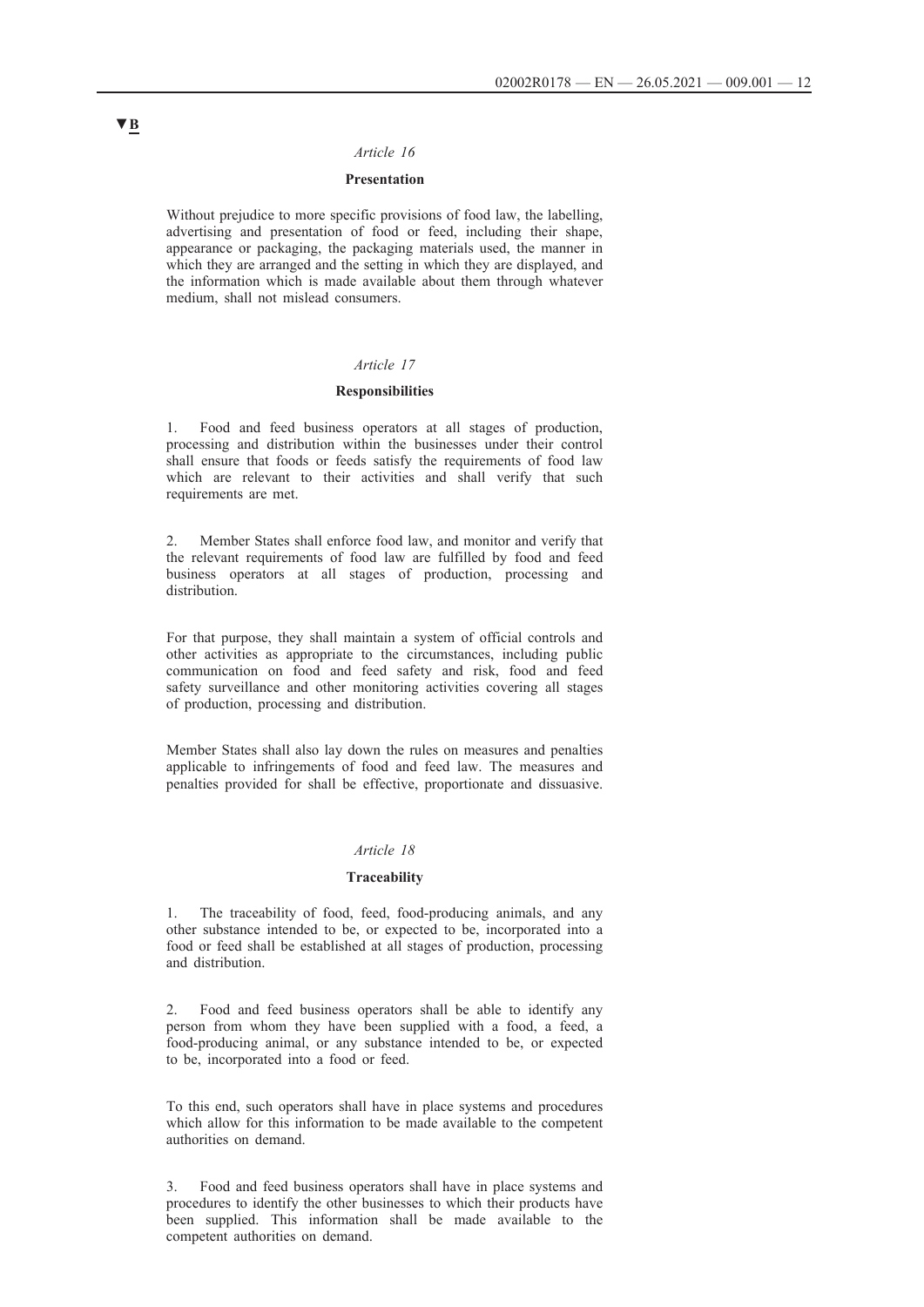▼B

*Article 16*

**Presentation**

Without prejudice to more specific provisions of food law, the labelling, advertising and presentation of food or feed, including their shape, appearance or packaging, the packaging materials used, the manner in which they are arranged and the setting in which they are displayed, and the information which is made available about them through whatever medium, shall not mislead consumers.

*Article 17*

**Responsibilities**

1. Food and feed business operators at all stages of production, processing and distribution within the businesses under their control shall ensure that foods or feeds satisfy the requirements of food law which are relevant to their activities and shall verify that such requirements are met.

2. Member States shall enforce food law, and monitor and verify that the relevant requirements of food law are fulfilled by food and feed business operators at all stages of production, processing and distribution.

For that purpose, they shall maintain a system of official controls and other activities as appropriate to the circumstances, including public communication on food and feed safety and risk, food and feed safety surveillance and other monitoring activities covering all stages of production, processing and distribution.

Member States shall also lay down the rules on measures and penalties applicable to infringements of food and feed law. The measures and penalties provided for shall be effective, proportionate and dissuasive.

*Article 18*

**Traceability**

1. The traceability of food, feed, food-producing animals, and any other substance intended to be, or expected to be, incorporated into a food or feed shall be established at all stages of production, processing and distribution.

2. Food and feed business operators shall be able to identify any person from whom they have been supplied with a food, a feed, a food-producing animal, or any substance intended to be, or expected to be, incorporated into a food or feed.

To this end, such operators shall have in place systems and procedures which allow for this information to be made available to the competent authorities on demand.

3. Food and feed business operators shall have in place systems and procedures to identify the other businesses to which their products have been supplied. This information shall be made available to the competent authorities on demand.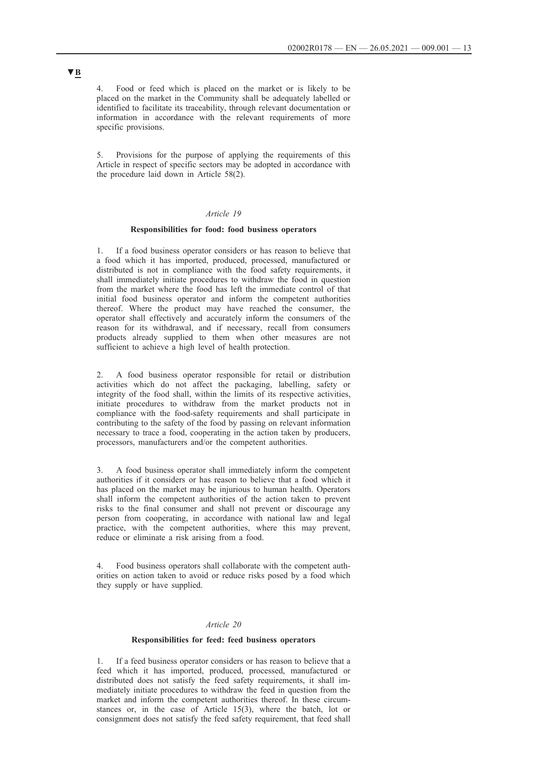▼B

4. Food or feed which is placed on the market or is likely to be placed on the market in the Community shall be adequately labelled or identified to facilitate its traceability, through relevant documentation or information in accordance with the relevant requirements of more specific provisions.

5. Provisions for the purpose of applying the requirements of this Article in respect of specific sectors may be adopted in accordance with the procedure laid down in Article 58(2).

*Article 19*

**Responsibilities for food: food business operators**

1. If a food business operator considers or has reason to believe that a food which it has imported, produced, processed, manufactured or distributed is not in compliance with the food safety requirements, it shall immediately initiate procedures to withdraw the food in question from the market where the food has left the immediate control of that initial food business operator and inform the competent authorities thereof. Where the product may have reached the consumer, the operator shall effectively and accurately inform the consumers of the reason for its withdrawal, and if necessary, recall from consumers products already supplied to them when other measures are not sufficient to achieve a high level of health protection.

2. A food business operator responsible for retail or distribution activities which do not affect the packaging, labelling, safety or integrity of the food shall, within the limits of its respective activities, initiate procedures to withdraw from the market products not in compliance with the food-safety requirements and shall participate in contributing to the safety of the food by passing on relevant information necessary to trace a food, cooperating in the action taken by producers, processors, manufacturers and/or the competent authorities.

3. A food business operator shall immediately inform the competent authorities if it considers or has reason to believe that a food which it has placed on the market may be injurious to human health. Operators shall inform the competent authorities of the action taken to prevent risks to the final consumer and shall not prevent or discourage any person from cooperating, in accordance with national law and legal practice, with the competent authorities, where this may prevent, reduce or eliminate a risk arising from a food.

4. Food business operators shall collaborate with the competent authorities on action taken to avoid or reduce risks posed by a food which they supply or have supplied.

*Article 20*

**Responsibilities for feed: feed business operators**

1. If a feed business operator considers or has reason to believe that a feed which it has imported, produced, processed, manufactured or distributed does not satisfy the feed safety requirements, it shall immediately initiate procedures to withdraw the feed in question from the market and inform the competent authorities thereof. In these circumstances or, in the case of Article 15(3), where the batch, lot or consignment does not satisfy the feed safety requirement, that feed shall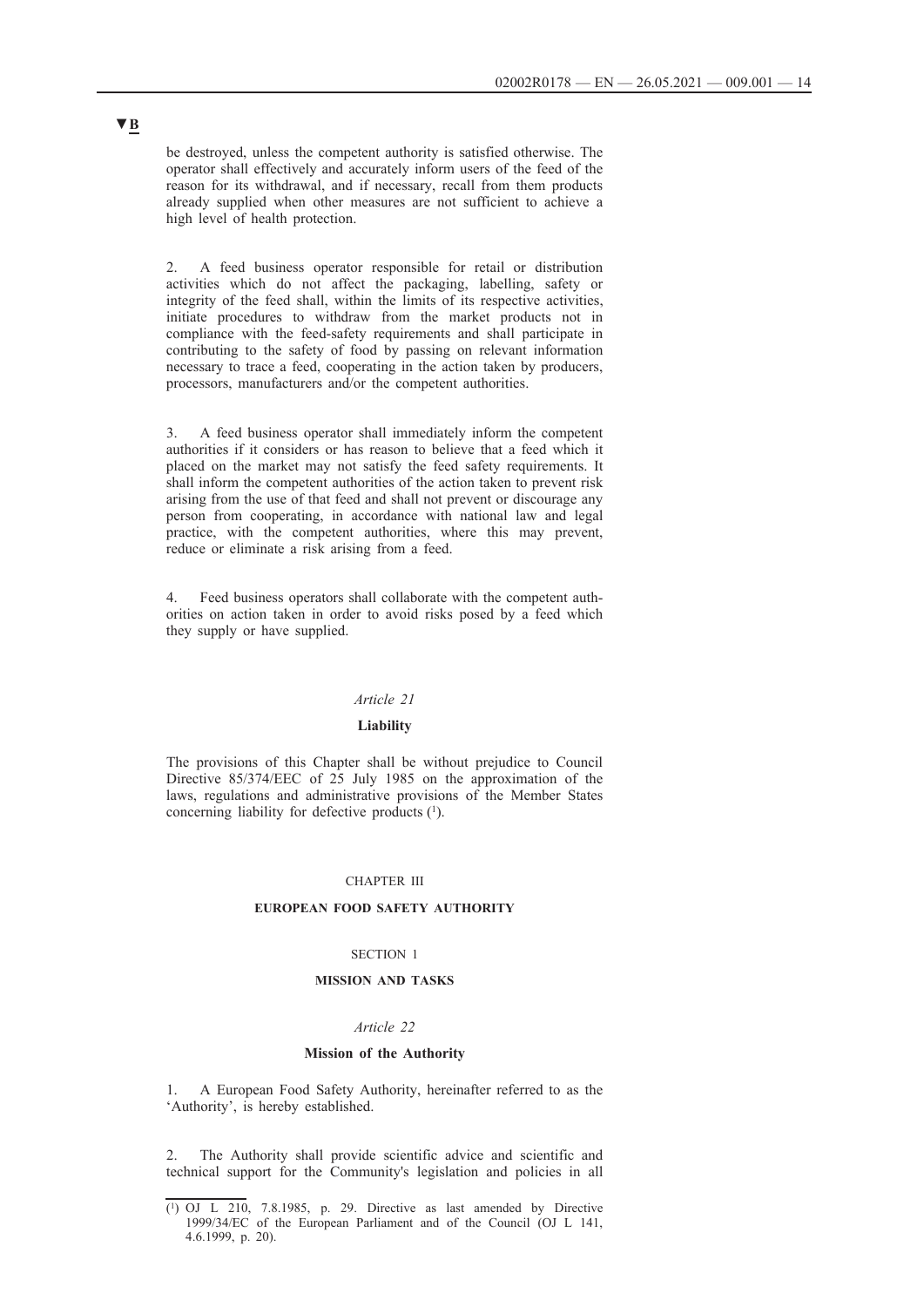▼B

be destroyed, unless the competent authority is satisfied otherwise. The operator shall effectively and accurately inform users of the feed of the reason for its withdrawal, and if necessary, recall from them products already supplied when other measures are not sufficient to achieve a high level of health protection.

2. A feed business operator responsible for retail or distribution activities which do not affect the packaging, labelling, safety or integrity of the feed shall, within the limits of its respective activities, initiate procedures to withdraw from the market products not in compliance with the feed-safety requirements and shall participate in contributing to the safety of food by passing on relevant information necessary to trace a feed, cooperating in the action taken by producers, processors, manufacturers and/or the competent authorities.

3. A feed business operator shall immediately inform the competent authorities if it considers or has reason to believe that a feed which it placed on the market may not satisfy the feed safety requirements. It shall inform the competent authorities of the action taken to prevent risk arising from the use of that feed and shall not prevent or discourage any person from cooperating, in accordance with national law and legal practice, with the competent authorities, where this may prevent, reduce or eliminate a risk arising from a feed.

4. Feed business operators shall collaborate with the competent authorities on action taken in order to avoid risks posed by a feed which they supply or have supplied.

*Article 21*

**Liability**

The provisions of this Chapter shall be without prejudice to Council Directive 85/374/EEC of 25 July 1985 on the approximation of the laws, regulations and administrative provisions of the Member States concerning liability for defective products [1].

CHAPTER III

**EUROPEAN FOOD SAFETY AUTHORITY**

SECTION 1

**MISSION AND TASKS**

*Article 22*

**Mission of the Authority**

1. A European Food Safety Authority, hereinafter referred to as the 'Authority', is hereby established.

2. The Authority shall provide scientific advice and scientific and technical support for the Community's legislation and policies in all

---

[1] OJ L 210, 7.8.1985, p. 29. Directive as last amended by Directive 1999/34/EC of the European Parliament and of the Council (OJ L 141, 4.6.1999, p. 20).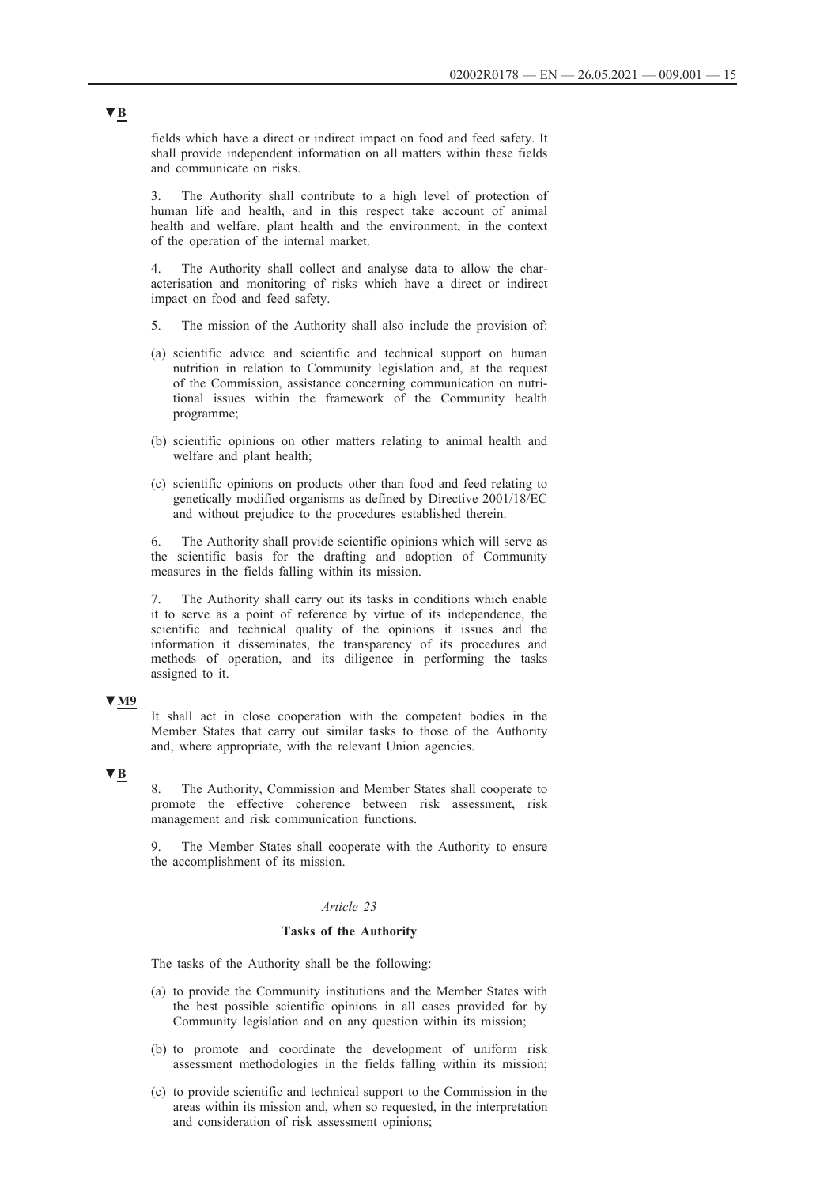▼B

fields which have a direct or indirect impact on food and feed safety. It shall provide independent information on all matters within these fields and communicate on risks.

3. The Authority shall contribute to a high level of protection of human life and health, and in this respect take account of animal health and welfare, plant health and the environment, in the context of the operation of the internal market.

4. The Authority shall collect and analyse data to allow the characterisation and monitoring of risks which have a direct or indirect impact on food and feed safety.

5. The mission of the Authority shall also include the provision of:

(a) scientific advice and scientific and technical support on human nutrition in relation to Community legislation and, at the request of the Commission, assistance concerning communication on nutritional issues within the framework of the Community health programme;

(b) scientific opinions on other matters relating to animal health and welfare and plant health;

(c) scientific opinions on products other than food and feed relating to genetically modified organisms as defined by Directive 2001/18/EC and without prejudice to the procedures established therein.

6. The Authority shall provide scientific opinions which will serve as the scientific basis for the drafting and adoption of Community measures in the fields falling within its mission.

7. The Authority shall carry out its tasks in conditions which enable it to serve as a point of reference by virtue of its independence, the scientific and technical quality of the opinions it issues and the information it disseminates, the transparency of its procedures and methods of operation, and its diligence in performing the tasks assigned to it.

▼M9

It shall act in close cooperation with the competent bodies in the Member States that carry out similar tasks to those of the Authority and, where appropriate, with the relevant Union agencies.

▼B

8. The Authority, Commission and Member States shall cooperate to promote the effective coherence between risk assessment, risk management and risk communication functions.

9. The Member States shall cooperate with the Authority to ensure the accomplishment of its mission.

*Article 23*

**Tasks of the Authority**

The tasks of the Authority shall be the following:

(a) to provide the Community institutions and the Member States with the best possible scientific opinions in all cases provided for by Community legislation and on any question within its mission;

(b) to promote and coordinate the development of uniform risk assessment methodologies in the fields falling within its mission;

(c) to provide scientific and technical support to the Commission in the areas within its mission and, when so requested, in the interpretation and consideration of risk assessment opinions;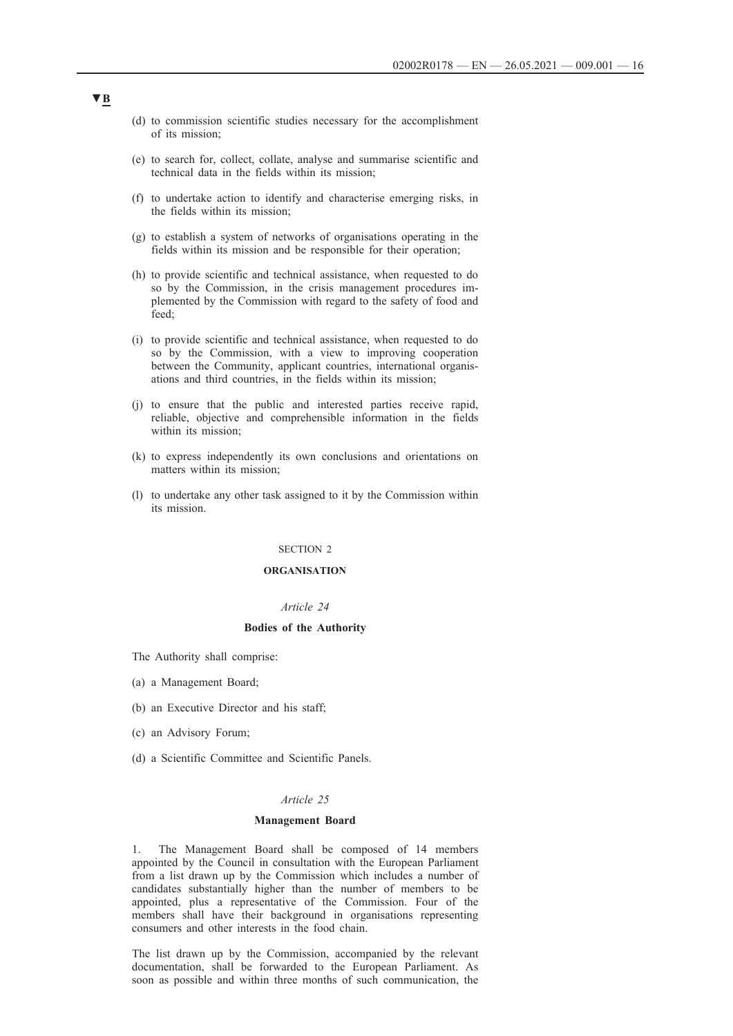▼B

(d) to commission scientific studies necessary for the accomplishment of its mission;

(e) to search for, collect, collate, analyse and summarise scientific and technical data in the fields within its mission;

(f) to undertake action to identify and characterise emerging risks, in the fields within its mission;

(g) to establish a system of networks of organisations operating in the fields within its mission and be responsible for their operation;

(h) to provide scientific and technical assistance, when requested to do so by the Commission, in the crisis management procedures implemented by the Commission with regard to the safety of food and feed;

(i) to provide scientific and technical assistance, when requested to do so by the Commission, with a view to improving cooperation between the Community, applicant countries, international organisations and third countries, in the fields within its mission;

(j) to ensure that the public and interested parties receive rapid, reliable, objective and comprehensible information in the fields within its mission;

(k) to express independently its own conclusions and orientations on matters within its mission;

(l) to undertake any other task assigned to it by the Commission within its mission.

SECTION 2

**ORGANISATION**

*Article 24*

**Bodies of the Authority**

The Authority shall comprise:

(a) a Management Board;

(b) an Executive Director and his staff;

(c) an Advisory Forum;

(d) a Scientific Committee and Scientific Panels.

*Article 25*

**Management Board**

1. The Management Board shall be composed of 14 members appointed by the Council in consultation with the European Parliament from a list drawn up by the Commission which includes a number of candidates substantially higher than the number of members to be appointed, plus a representative of the Commission. Four of the members shall have their background in organisations representing consumers and other interests in the food chain.

The list drawn up by the Commission, accompanied by the relevant documentation, shall be forwarded to the European Parliament. As soon as possible and within three months of such communication, the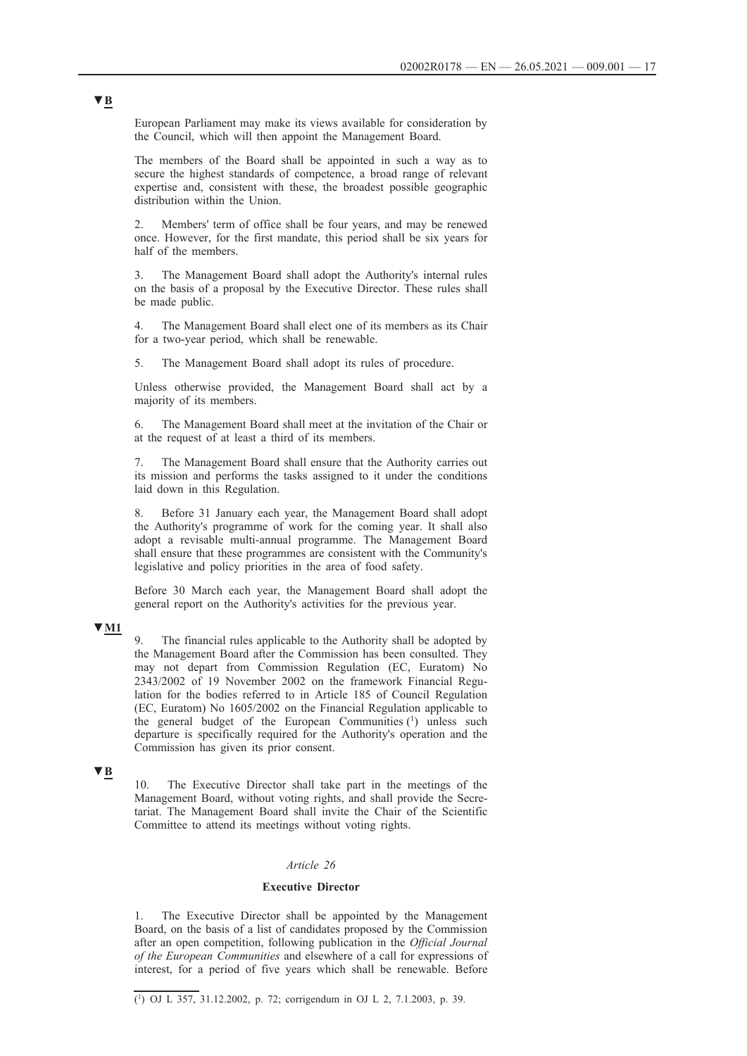▼B

European Parliament may make its views available for consideration by the Council, which will then appoint the Management Board.

The members of the Board shall be appointed in such a way as to secure the highest standards of competence, a broad range of relevant expertise and, consistent with these, the broadest possible geographic distribution within the Union.

2. Members' term of office shall be four years, and may be renewed once. However, for the first mandate, this period shall be six years for half of the members.

3. The Management Board shall adopt the Authority's internal rules on the basis of a proposal by the Executive Director. These rules shall be made public.

4. The Management Board shall elect one of its members as its Chair for a two-year period, which shall be renewable.

5. The Management Board shall adopt its rules of procedure.

Unless otherwise provided, the Management Board shall act by a majority of its members.

6. The Management Board shall meet at the invitation of the Chair or at the request of at least a third of its members.

7. The Management Board shall ensure that the Authority carries out its mission and performs the tasks assigned to it under the conditions laid down in this Regulation.

8. Before 31 January each year, the Management Board shall adopt the Authority's programme of work for the coming year. It shall also adopt a revisable multi-annual programme. The Management Board shall ensure that these programmes are consistent with the Community's legislative and policy priorities in the area of food safety.

Before 30 March each year, the Management Board shall adopt the general report on the Authority's activities for the previous year.

▼M1

9. The financial rules applicable to the Authority shall be adopted by the Management Board after the Commission has been consulted. They may not depart from Commission Regulation (EC, Euratom) No 2343/2002 of 19 November 2002 on the framework Financial Regulation for the bodies referred to in Article 185 of Council Regulation (EC, Euratom) No 1605/2002 on the Financial Regulation applicable to the general budget of the European Communities [1] unless such departure is specifically required for the Authority's operation and the Commission has given its prior consent.

▼B

10. The Executive Director shall take part in the meetings of the Management Board, without voting rights, and shall provide the Secretariat. The Management Board shall invite the Chair of the Scientific Committee to attend its meetings without voting rights.

*Article 26*

**Executive Director**

1. The Executive Director shall be appointed by the Management Board, on the basis of a list of candidates proposed by the Commission after an open competition, following publication in the *Official Journal of the European Communities* and elsewhere of a call for expressions of interest, for a period of five years which shall be renewable. Before

[1] OJ L 357, 31.12.2002, p. 72; corrigendum in OJ L 2, 7.1.2003, p. 39.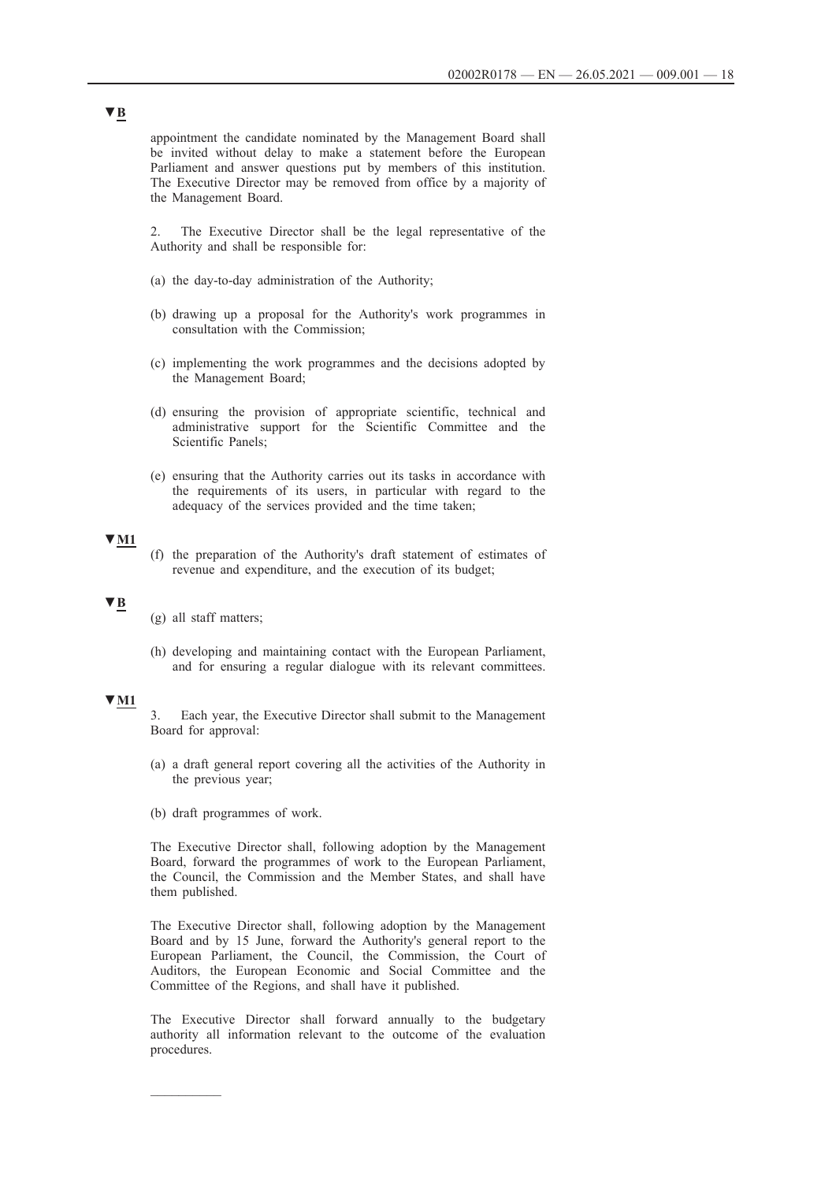▼B

appointment the candidate nominated by the Management Board shall be invited without delay to make a statement before the European Parliament and answer questions put by members of this institution. The Executive Director may be removed from office by a majority of the Management Board.

2. The Executive Director shall be the legal representative of the Authority and shall be responsible for:

(a) the day-to-day administration of the Authority;

(b) drawing up a proposal for the Authority's work programmes in consultation with the Commission;

(c) implementing the work programmes and the decisions adopted by the Management Board;

(d) ensuring the provision of appropriate scientific, technical and administrative support for the Scientific Committee and the Scientific Panels;

(e) ensuring that the Authority carries out its tasks in accordance with the requirements of its users, in particular with regard to the adequacy of the services provided and the time taken;

▼M1

(f) the preparation of the Authority's draft statement of estimates of revenue and expenditure, and the execution of its budget;

▼B

(g) all staff matters;

(h) developing and maintaining contact with the European Parliament, and for ensuring a regular dialogue with its relevant committees.

▼M1

3. Each year, the Executive Director shall submit to the Management Board for approval:

(a) a draft general report covering all the activities of the Authority in the previous year;

(b) draft programmes of work.

The Executive Director shall, following adoption by the Management Board, forward the programmes of work to the European Parliament, the Council, the Commission and the Member States, and shall have them published.

The Executive Director shall, following adoption by the Management Board and by 15 June, forward the Authority's general report to the European Parliament, the Council, the Commission, the Court of Auditors, the European Economic and Social Committee and the Committee of the Regions, and shall have it published.

The Executive Director shall forward annually to the budgetary authority all information relevant to the outcome of the evaluation procedures.

---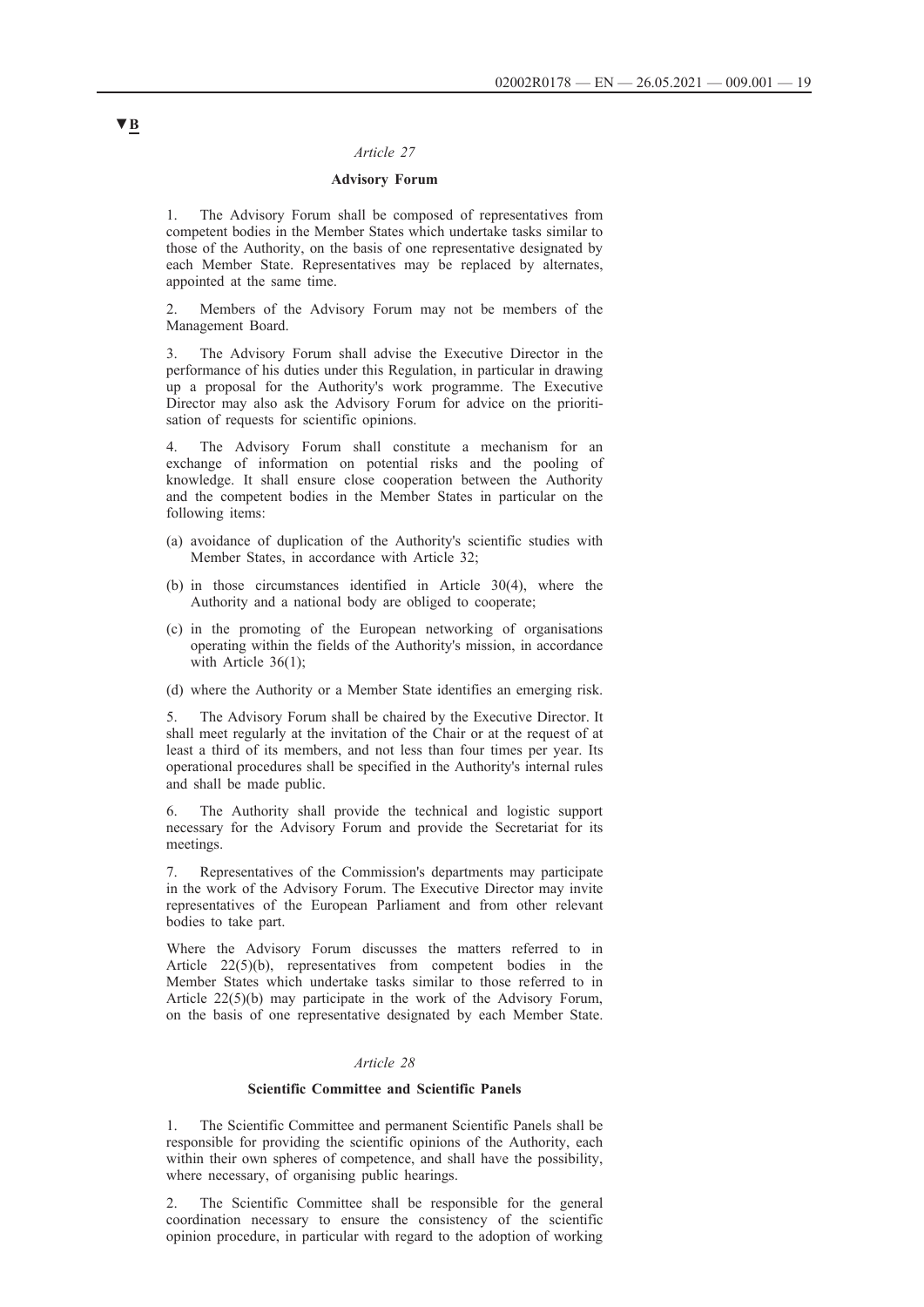▼B

*Article 27*

**Advisory Forum**

1. The Advisory Forum shall be composed of representatives from competent bodies in the Member States which undertake tasks similar to those of the Authority, on the basis of one representative designated by each Member State. Representatives may be replaced by alternates, appointed at the same time.

2. Members of the Advisory Forum may not be members of the Management Board.

3. The Advisory Forum shall advise the Executive Director in the performance of his duties under this Regulation, in particular in drawing up a proposal for the Authority's work programme. The Executive Director may also ask the Advisory Forum for advice on the prioritisation of requests for scientific opinions.

4. The Advisory Forum shall constitute a mechanism for an exchange of information on potential risks and the pooling of knowledge. It shall ensure close cooperation between the Authority and the competent bodies in the Member States in particular on the following items:

(a) avoidance of duplication of the Authority's scientific studies with Member States, in accordance with Article 32;

(b) in those circumstances identified in Article 30(4), where the Authority and a national body are obliged to cooperate;

(c) in the promoting of the European networking of organisations operating within the fields of the Authority's mission, in accordance with Article 36(1);

(d) where the Authority or a Member State identifies an emerging risk.

5. The Advisory Forum shall be chaired by the Executive Director. It shall meet regularly at the invitation of the Chair or at the request of at least a third of its members, and not less than four times per year. Its operational procedures shall be specified in the Authority's internal rules and shall be made public.

6. The Authority shall provide the technical and logistic support necessary for the Advisory Forum and provide the Secretariat for its meetings.

7. Representatives of the Commission's departments may participate in the work of the Advisory Forum. The Executive Director may invite representatives of the European Parliament and from other relevant bodies to take part.

Where the Advisory Forum discusses the matters referred to in Article 22(5)(b), representatives from competent bodies in the Member States which undertake tasks similar to those referred to in Article 22(5)(b) may participate in the work of the Advisory Forum, on the basis of one representative designated by each Member State.

*Article 28*

**Scientific Committee and Scientific Panels**

1. The Scientific Committee and permanent Scientific Panels shall be responsible for providing the scientific opinions of the Authority, each within their own spheres of competence, and shall have the possibility, where necessary, of organising public hearings.

2. The Scientific Committee shall be responsible for the general coordination necessary to ensure the consistency of the scientific opinion procedure, in particular with regard to the adoption of working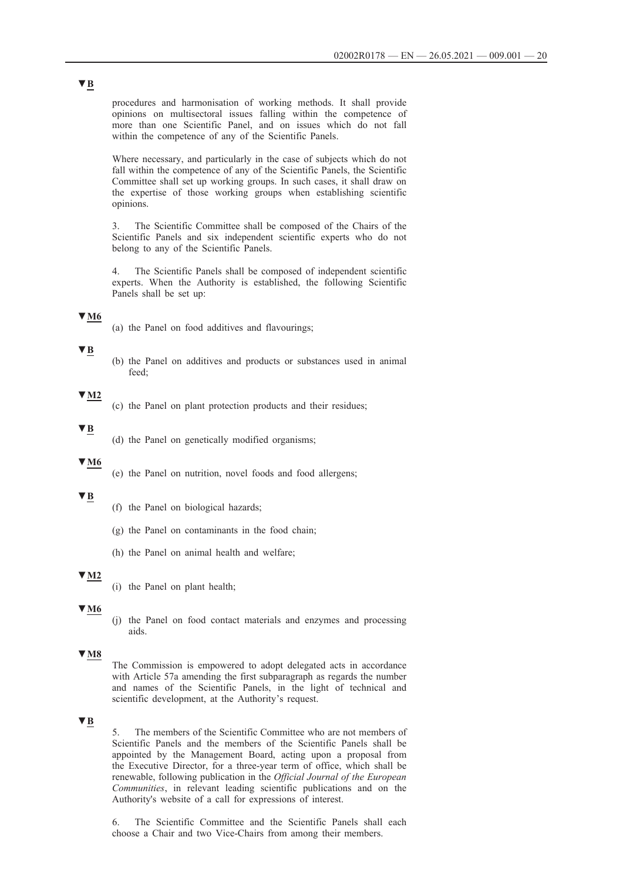▼B

procedures and harmonisation of working methods. It shall provide opinions on multisectoral issues falling within the competence of more than one Scientific Panel, and on issues which do not fall within the competence of any of the Scientific Panels.

Where necessary, and particularly in the case of subjects which do not fall within the competence of any of the Scientific Panels, the Scientific Committee shall set up working groups. In such cases, it shall draw on the expertise of those working groups when establishing scientific opinions.

3. The Scientific Committee shall be composed of the Chairs of the Scientific Panels and six independent scientific experts who do not belong to any of the Scientific Panels.

4. The Scientific Panels shall be composed of independent scientific experts. When the Authority is established, the following Scientific Panels shall be set up:

▼M6

(a) the Panel on food additives and flavourings;

▼B

(b) the Panel on additives and products or substances used in animal feed;

▼M2

(c) the Panel on plant protection products and their residues;

▼B

(d) the Panel on genetically modified organisms;

▼M6

(e) the Panel on nutrition, novel foods and food allergens;

▼B

(f) the Panel on biological hazards;

(g) the Panel on contaminants in the food chain;

(h) the Panel on animal health and welfare;

▼M2

(i) the Panel on plant health;

▼M6

(j) the Panel on food contact materials and enzymes and processing aids.

▼M8

The Commission is empowered to adopt delegated acts in accordance with Article 57a amending the first subparagraph as regards the number and names of the Scientific Panels, in the light of technical and scientific development, at the Authority's request.

▼B

5. The members of the Scientific Committee who are not members of Scientific Panels and the members of the Scientific Panels shall be appointed by the Management Board, acting upon a proposal from the Executive Director, for a three-year term of office, which shall be renewable, following publication in the *Official Journal of the European Communities*, in relevant leading scientific publications and on the Authority's website of a call for expressions of interest.

6. The Scientific Committee and the Scientific Panels shall each choose a Chair and two Vice-Chairs from among their members.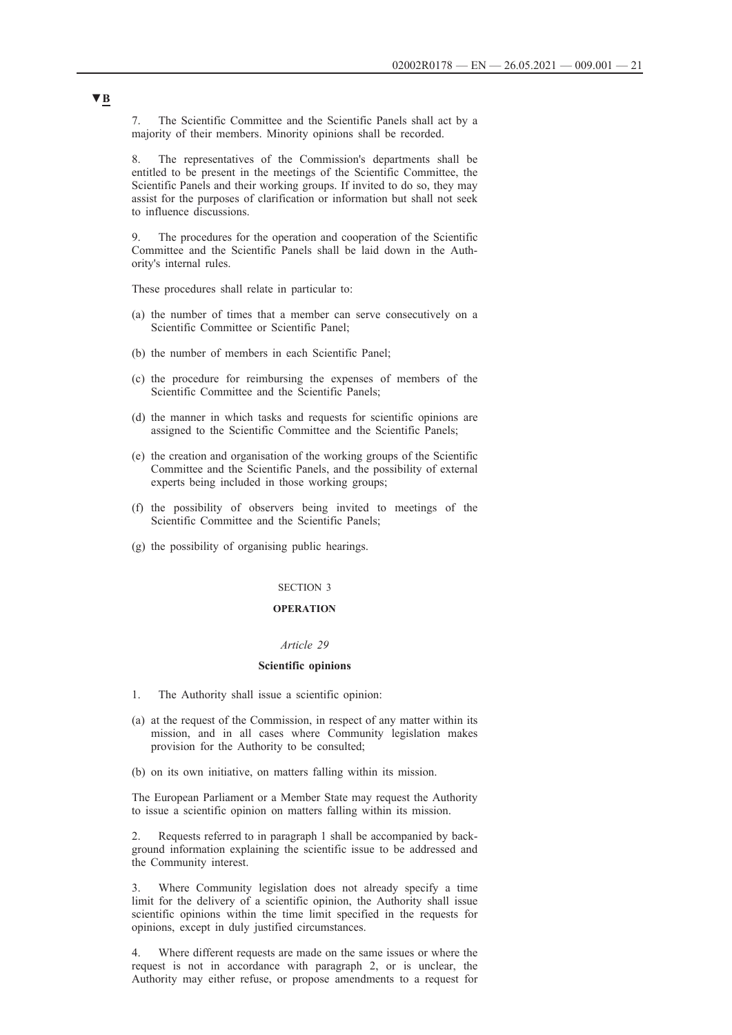▼B

7. The Scientific Committee and the Scientific Panels shall act by a majority of their members. Minority opinions shall be recorded.

8. The representatives of the Commission's departments shall be entitled to be present in the meetings of the Scientific Committee, the Scientific Panels and their working groups. If invited to do so, they may assist for the purposes of clarification or information but shall not seek to influence discussions.

9. The procedures for the operation and cooperation of the Scientific Committee and the Scientific Panels shall be laid down in the Authority's internal rules.

These procedures shall relate in particular to:

(a) the number of times that a member can serve consecutively on a Scientific Committee or Scientific Panel;

(b) the number of members in each Scientific Panel;

(c) the procedure for reimbursing the expenses of members of the Scientific Committee and the Scientific Panels;

(d) the manner in which tasks and requests for scientific opinions are assigned to the Scientific Committee and the Scientific Panels;

(e) the creation and organisation of the working groups of the Scientific Committee and the Scientific Panels, and the possibility of external experts being included in those working groups;

(f) the possibility of observers being invited to meetings of the Scientific Committee and the Scientific Panels;

(g) the possibility of organising public hearings.

## SECTION 3

## OPERATION

### *Article 29*

### Scientific opinions

1. The Authority shall issue a scientific opinion:

(a) at the request of the Commission, in respect of any matter within its mission, and in all cases where Community legislation makes provision for the Authority to be consulted;

(b) on its own initiative, on matters falling within its mission.

The European Parliament or a Member State may request the Authority to issue a scientific opinion on matters falling within its mission.

2. Requests referred to in paragraph 1 shall be accompanied by background information explaining the scientific issue to be addressed and the Community interest.

3. Where Community legislation does not already specify a time limit for the delivery of a scientific opinion, the Authority shall issue scientific opinions within the time limit specified in the requests for opinions, except in duly justified circumstances.

4. Where different requests are made on the same issues or where the request is not in accordance with paragraph 2, or is unclear, the Authority may either refuse, or propose amendments to a request for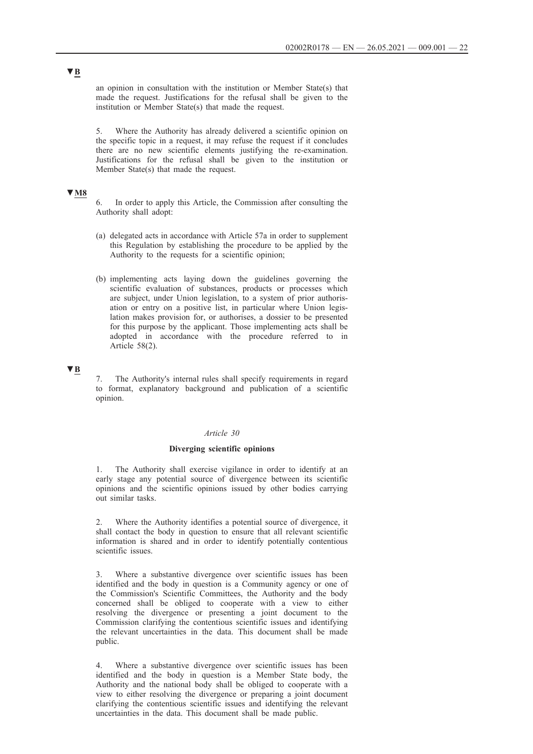▼B

an opinion in consultation with the institution or Member State(s) that made the request. Justifications for the refusal shall be given to the institution or Member State(s) that made the request.

5. Where the Authority has already delivered a scientific opinion on the specific topic in a request, it may refuse the request if it concludes there are no new scientific elements justifying the re-examination. Justifications for the refusal shall be given to the institution or Member State(s) that made the request.

▼M8

6. In order to apply this Article, the Commission after consulting the Authority shall adopt:

(a) delegated acts in accordance with Article 57a in order to supplement this Regulation by establishing the procedure to be applied by the Authority to the requests for a scientific opinion;

(b) implementing acts laying down the guidelines governing the scientific evaluation of substances, products or processes which are subject, under Union legislation, to a system of prior authorisation or entry on a positive list, in particular where Union legislation makes provision for, or authorises, a dossier to be presented for this purpose by the applicant. Those implementing acts shall be adopted in accordance with the procedure referred to in Article 58(2).

▼B

7. The Authority's internal rules shall specify requirements in regard to format, explanatory background and publication of a scientific opinion.

*Article 30*

**Diverging scientific opinions**

1. The Authority shall exercise vigilance in order to identify at an early stage any potential source of divergence between its scientific opinions and the scientific opinions issued by other bodies carrying out similar tasks.

2. Where the Authority identifies a potential source of divergence, it shall contact the body in question to ensure that all relevant scientific information is shared and in order to identify potentially contentious scientific issues.

3. Where a substantive divergence over scientific issues has been identified and the body in question is a Community agency or one of the Commission's Scientific Committees, the Authority and the body concerned shall be obliged to cooperate with a view to either resolving the divergence or presenting a joint document to the Commission clarifying the contentious scientific issues and identifying the relevant uncertainties in the data. This document shall be made public.

4. Where a substantive divergence over scientific issues has been identified and the body in question is a Member State body, the Authority and the national body shall be obliged to cooperate with a view to either resolving the divergence or preparing a joint document clarifying the contentious scientific issues and identifying the relevant uncertainties in the data. This document shall be made public.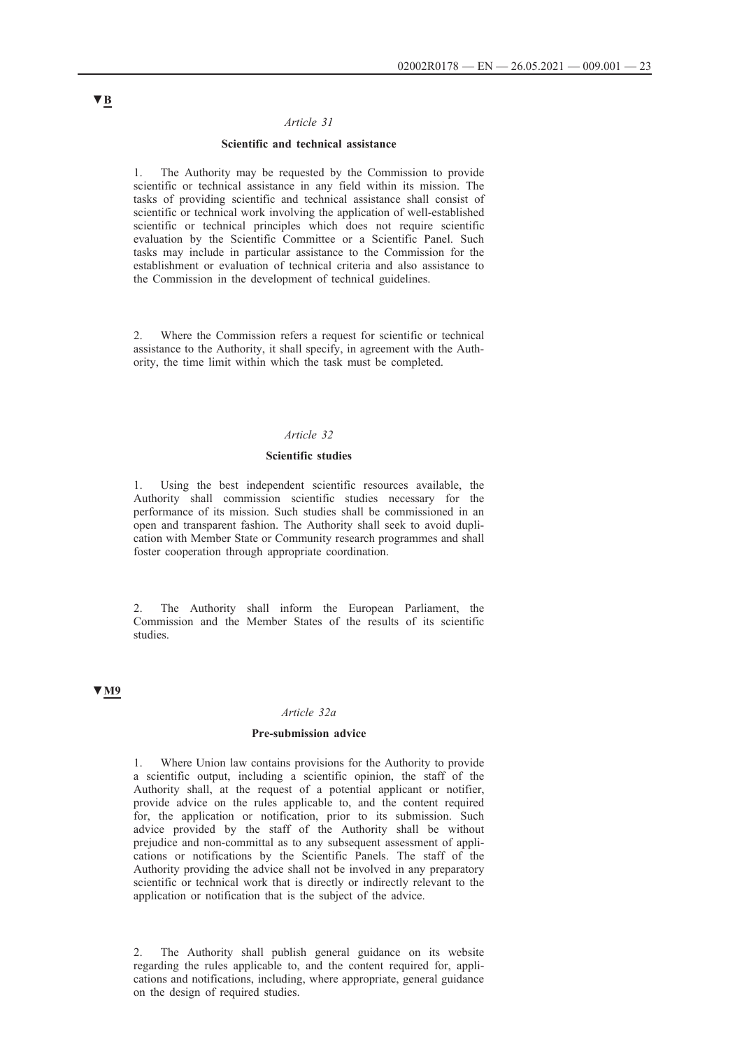▼B

*Article 31*

**Scientific and technical assistance**

1. The Authority may be requested by the Commission to provide scientific or technical assistance in any field within its mission. The tasks of providing scientific and technical assistance shall consist of scientific or technical work involving the application of well-established scientific or technical principles which does not require scientific evaluation by the Scientific Committee or a Scientific Panel. Such tasks may include in particular assistance to the Commission for the establishment or evaluation of technical criteria and also assistance to the Commission in the development of technical guidelines.

2. Where the Commission refers a request for scientific or technical assistance to the Authority, it shall specify, in agreement with the Authority, the time limit within which the task must be completed.

*Article 32*

**Scientific studies**

1. Using the best independent scientific resources available, the Authority shall commission scientific studies necessary for the performance of its mission. Such studies shall be commissioned in an open and transparent fashion. The Authority shall seek to avoid duplication with Member State or Community research programmes and shall foster cooperation through appropriate coordination.

2. The Authority shall inform the European Parliament, the Commission and the Member States of the results of its scientific studies.

▼M9

*Article 32a*

**Pre-submission advice**

1. Where Union law contains provisions for the Authority to provide a scientific output, including a scientific opinion, the staff of the Authority shall, at the request of a potential applicant or notifier, provide advice on the rules applicable to, and the content required for, the application or notification, prior to its submission. Such advice provided by the staff of the Authority shall be without prejudice and non-committal as to any subsequent assessment of applications or notifications by the Scientific Panels. The staff of the Authority providing the advice shall not be involved in any preparatory scientific or technical work that is directly or indirectly relevant to the application or notification that is the subject of the advice.

2. The Authority shall publish general guidance on its website regarding the rules applicable to, and the content required for, applications and notifications, including, where appropriate, general guidance on the design of required studies.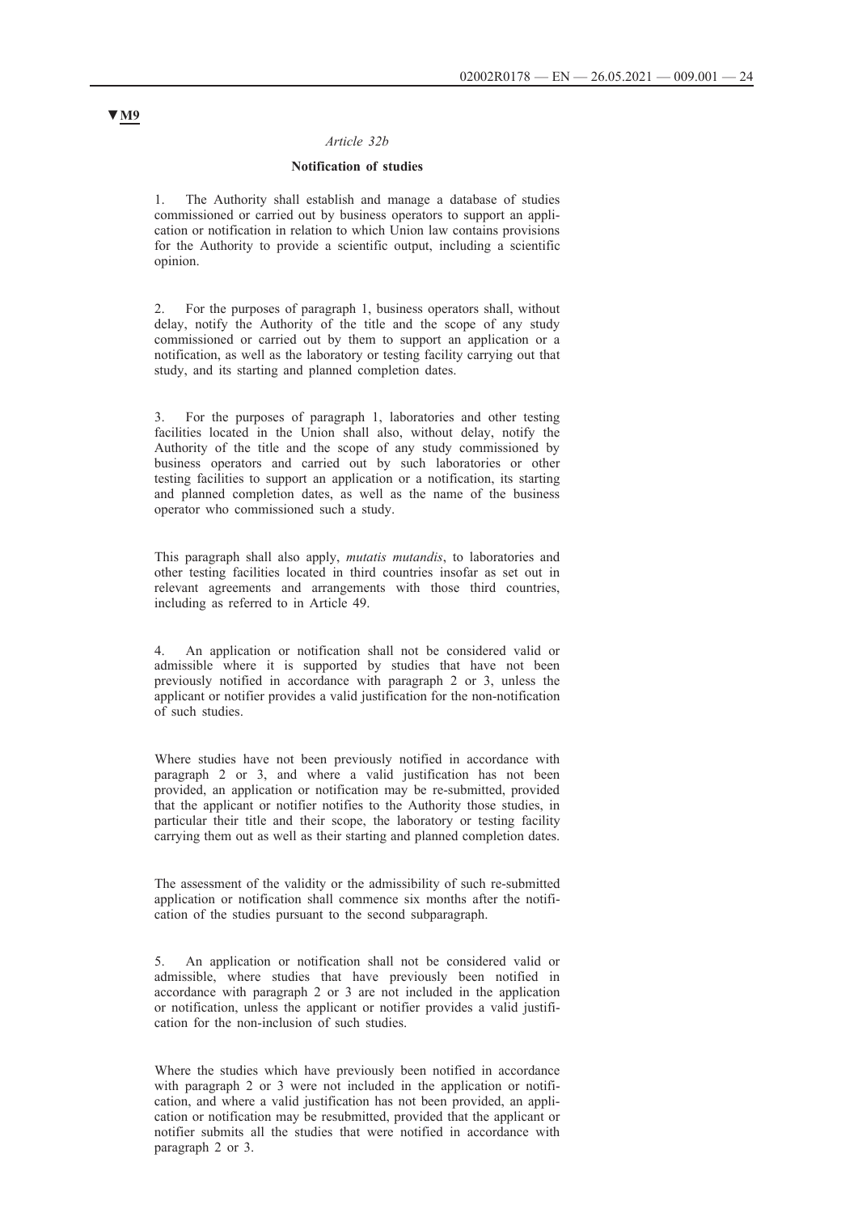▼**M9**

*Article 32b*

**Notification of studies**

1. The Authority shall establish and manage a database of studies commissioned or carried out by business operators to support an application or notification in relation to which Union law contains provisions for the Authority to provide a scientific output, including a scientific opinion.

2. For the purposes of paragraph 1, business operators shall, without delay, notify the Authority of the title and the scope of any study commissioned or carried out by them to support an application or a notification, as well as the laboratory or testing facility carrying out that study, and its starting and planned completion dates.

3. For the purposes of paragraph 1, laboratories and other testing facilities located in the Union shall also, without delay, notify the Authority of the title and the scope of any study commissioned by business operators and carried out by such laboratories or other testing facilities to support an application or a notification, its starting and planned completion dates, as well as the name of the business operator who commissioned such a study.

This paragraph shall also apply, *mutatis mutandis*, to laboratories and other testing facilities located in third countries insofar as set out in relevant agreements and arrangements with those third countries, including as referred to in Article 49.

4. An application or notification shall not be considered valid or admissible where it is supported by studies that have not been previously notified in accordance with paragraph 2 or 3, unless the applicant or notifier provides a valid justification for the non-notification of such studies.

Where studies have not been previously notified in accordance with paragraph 2 or 3, and where a valid justification has not been provided, an application or notification may be re-submitted, provided that the applicant or notifier notifies to the Authority those studies, in particular their title and their scope, the laboratory or testing facility carrying them out as well as their starting and planned completion dates.

The assessment of the validity or the admissibility of such re-submitted application or notification shall commence six months after the notification of the studies pursuant to the second subparagraph.

5. An application or notification shall not be considered valid or admissible, where studies that have previously been notified in accordance with paragraph 2 or 3 are not included in the application or notification, unless the applicant or notifier provides a valid justification for the non-inclusion of such studies.

Where the studies which have previously been notified in accordance with paragraph 2 or 3 were not included in the application or notification, and where a valid justification has not been provided, an application or notification may be resubmitted, provided that the applicant or notifier submits all the studies that were notified in accordance with paragraph 2 or 3.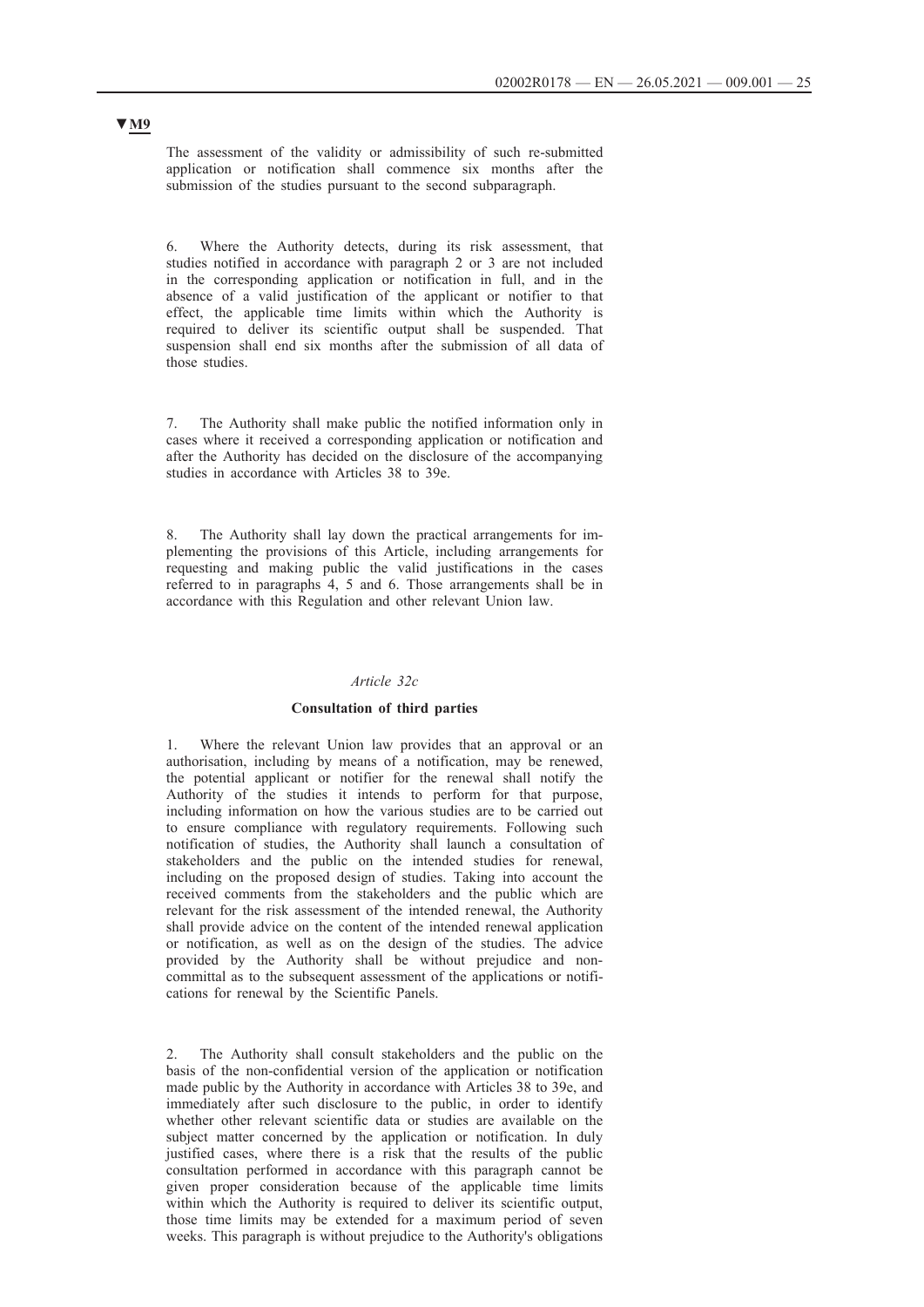▼M9

The assessment of the validity or admissibility of such re-submitted application or notification shall commence six months after the submission of the studies pursuant to the second subparagraph.

6. Where the Authority detects, during its risk assessment, that studies notified in accordance with paragraph 2 or 3 are not included in the corresponding application or notification in full, and in the absence of a valid justification of the applicant or notifier to that effect, the applicable time limits within which the Authority is required to deliver its scientific output shall be suspended. That suspension shall end six months after the submission of all data of those studies.

7. The Authority shall make public the notified information only in cases where it received a corresponding application or notification and after the Authority has decided on the disclosure of the accompanying studies in accordance with Articles 38 to 39e.

8. The Authority shall lay down the practical arrangements for implementing the provisions of this Article, including arrangements for requesting and making public the valid justifications in the cases referred to in paragraphs 4, 5 and 6. Those arrangements shall be in accordance with this Regulation and other relevant Union law.

*Article 32c*

**Consultation of third parties**

1. Where the relevant Union law provides that an approval or an authorisation, including by means of a notification, may be renewed, the potential applicant or notifier for the renewal shall notify the Authority of the studies it intends to perform for that purpose, including information on how the various studies are to be carried out to ensure compliance with regulatory requirements. Following such notification of studies, the Authority shall launch a consultation of stakeholders and the public on the intended studies for renewal, including on the proposed design of studies. Taking into account the received comments from the stakeholders and the public which are relevant for the risk assessment of the intended renewal, the Authority shall provide advice on the content of the intended renewal application or notification, as well as on the design of the studies. The advice provided by the Authority shall be without prejudice and non-committal as to the subsequent assessment of the applications or notifications for renewal by the Scientific Panels.

2. The Authority shall consult stakeholders and the public on the basis of the non-confidential version of the application or notification made public by the Authority in accordance with Articles 38 to 39e, and immediately after such disclosure to the public, in order to identify whether other relevant scientific data or studies are available on the subject matter concerned by the application or notification. In duly justified cases, where there is a risk that the results of the public consultation performed in accordance with this paragraph cannot be given proper consideration because of the applicable time limits within which the Authority is required to deliver its scientific output, those time limits may be extended for a maximum period of seven weeks. This paragraph is without prejudice to the Authority's obligations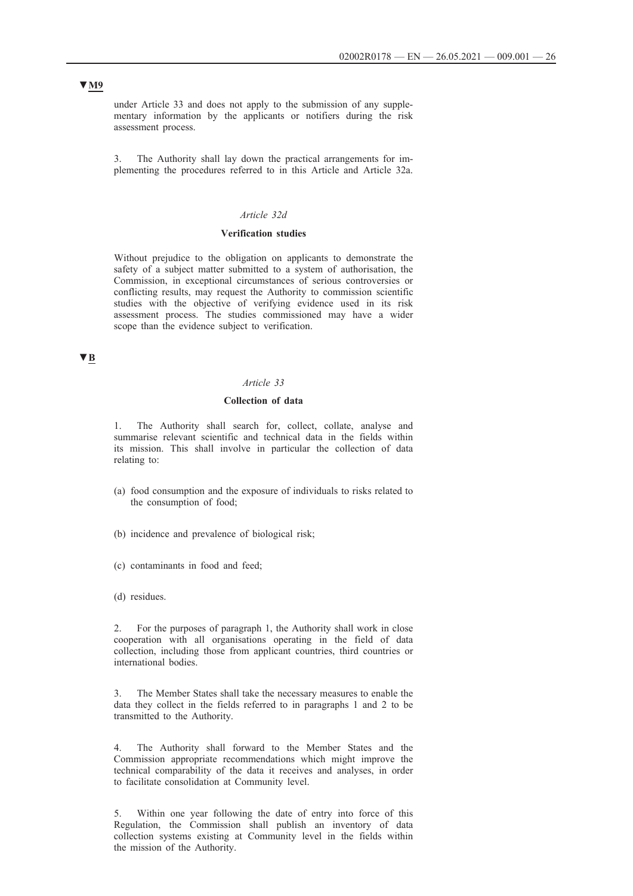▼M9

under Article 33 and does not apply to the submission of any supplementary information by the applicants or notifiers during the risk assessment process.

3. The Authority shall lay down the practical arrangements for implementing the procedures referred to in this Article and Article 32a.

*Article 32d*

**Verification studies**

Without prejudice to the obligation on applicants to demonstrate the safety of a subject matter submitted to a system of authorisation, the Commission, in exceptional circumstances of serious controversies or conflicting results, may request the Authority to commission scientific studies with the objective of verifying evidence used in its risk assessment process. The studies commissioned may have a wider scope than the evidence subject to verification.

▼B

*Article 33*

**Collection of data**

1. The Authority shall search for, collect, collate, analyse and summarise relevant scientific and technical data in the fields within its mission. This shall involve in particular the collection of data relating to:

(a) food consumption and the exposure of individuals to risks related to the consumption of food;

(b) incidence and prevalence of biological risk;

(c) contaminants in food and feed;

(d) residues.

2. For the purposes of paragraph 1, the Authority shall work in close cooperation with all organisations operating in the field of data collection, including those from applicant countries, third countries or international bodies.

3. The Member States shall take the necessary measures to enable the data they collect in the fields referred to in paragraphs 1 and 2 to be transmitted to the Authority.

4. The Authority shall forward to the Member States and the Commission appropriate recommendations which might improve the technical comparability of the data it receives and analyses, in order to facilitate consolidation at Community level.

5. Within one year following the date of entry into force of this Regulation, the Commission shall publish an inventory of data collection systems existing at Community level in the fields within the mission of the Authority.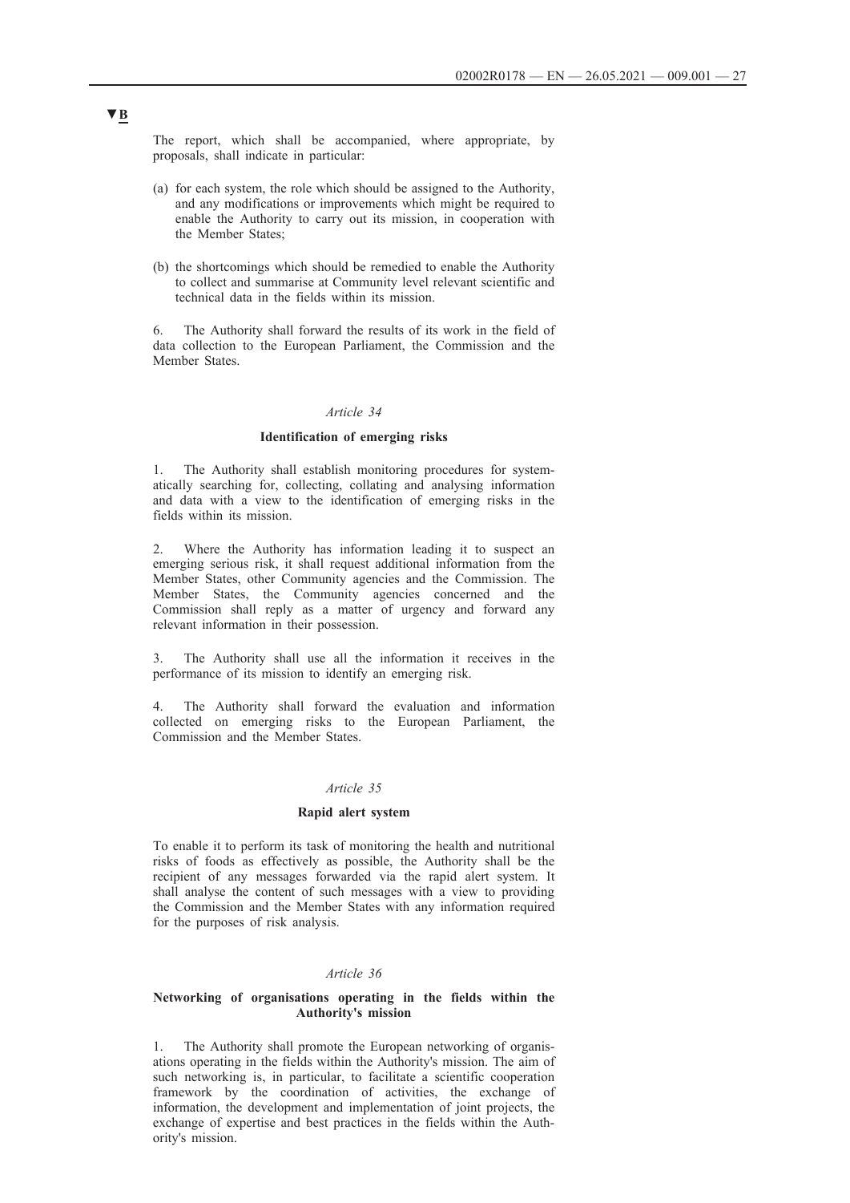▼B

The report, which shall be accompanied, where appropriate, by proposals, shall indicate in particular:

(a) for each system, the role which should be assigned to the Authority, and any modifications or improvements which might be required to enable the Authority to carry out its mission, in cooperation with the Member States;

(b) the shortcomings which should be remedied to enable the Authority to collect and summarise at Community level relevant scientific and technical data in the fields within its mission.

6. The Authority shall forward the results of its work in the field of data collection to the European Parliament, the Commission and the Member States.

*Article 34*

**Identification of emerging risks**

1. The Authority shall establish monitoring procedures for systematically searching for, collecting, collating and analysing information and data with a view to the identification of emerging risks in the fields within its mission.

2. Where the Authority has information leading it to suspect an emerging serious risk, it shall request additional information from the Member States, other Community agencies and the Commission. The Member States, the Community agencies concerned and the Commission shall reply as a matter of urgency and forward any relevant information in their possession.

3. The Authority shall use all the information it receives in the performance of its mission to identify an emerging risk.

4. The Authority shall forward the evaluation and information collected on emerging risks to the European Parliament, the Commission and the Member States.

*Article 35*

**Rapid alert system**

To enable it to perform its task of monitoring the health and nutritional risks of foods as effectively as possible, the Authority shall be the recipient of any messages forwarded via the rapid alert system. It shall analyse the content of such messages with a view to providing the Commission and the Member States with any information required for the purposes of risk analysis.

*Article 36*

**Networking of organisations operating in the fields within the Authority's mission**

1. The Authority shall promote the European networking of organisations operating in the fields within the Authority's mission. The aim of such networking is, in particular, to facilitate a scientific cooperation framework by the coordination of activities, the exchange of information, the development and implementation of joint projects, the exchange of expertise and best practices in the fields within the Authority's mission.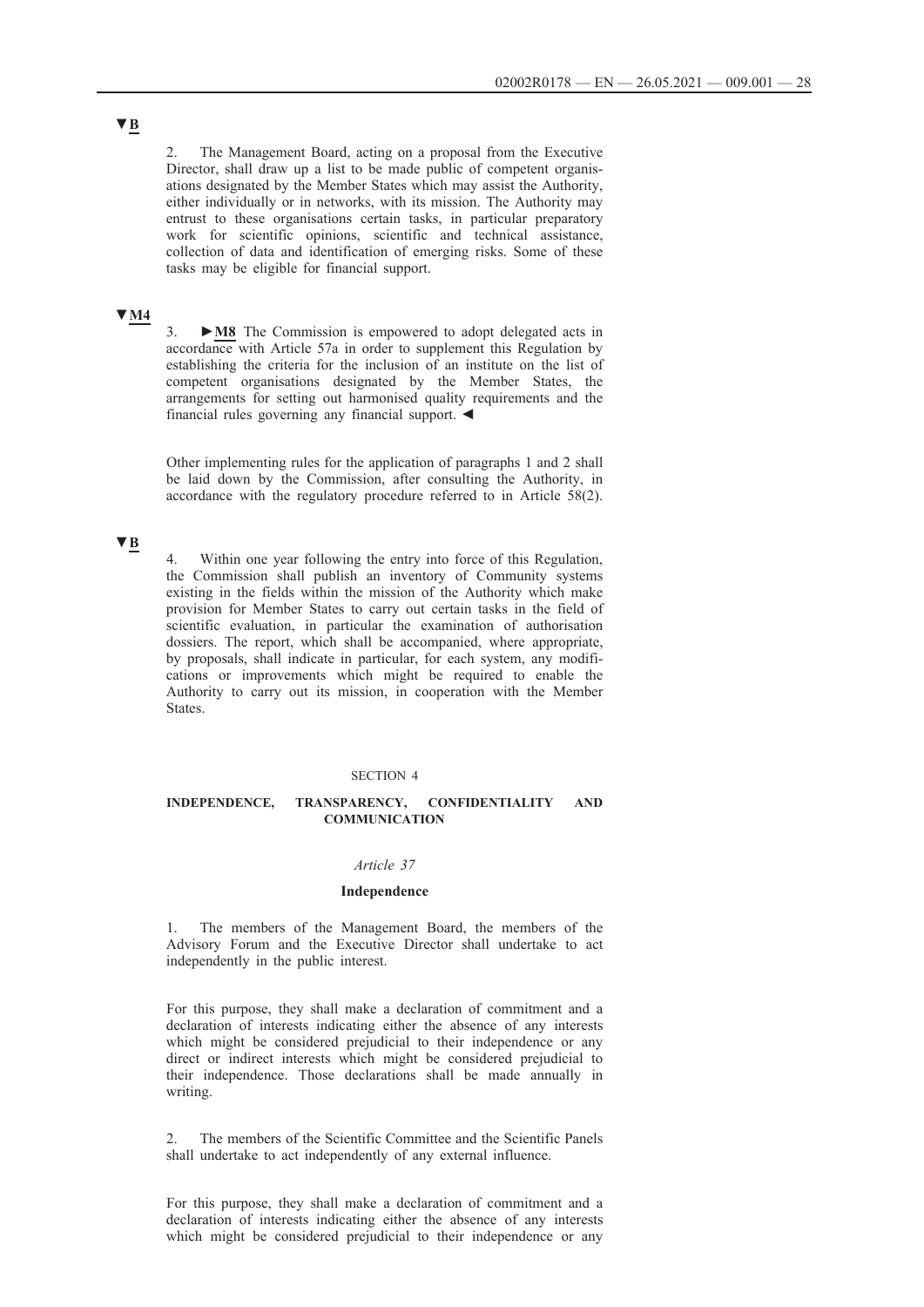▼B

2. The Management Board, acting on a proposal from the Executive Director, shall draw up a list to be made public of competent organisations designated by the Member States which may assist the Authority, either individually or in networks, with its mission. The Authority may entrust to these organisations certain tasks, in particular preparatory work for scientific opinions, scientific and technical assistance, collection of data and identification of emerging risks. Some of these tasks may be eligible for financial support.

▼M4

3. ►M8 The Commission is empowered to adopt delegated acts in accordance with Article 57a in order to supplement this Regulation by establishing the criteria for the inclusion of an institute on the list of competent organisations designated by the Member States, the arrangements for setting out harmonised quality requirements and the financial rules governing any financial support. ◄

Other implementing rules for the application of paragraphs 1 and 2 shall be laid down by the Commission, after consulting the Authority, in accordance with the regulatory procedure referred to in Article 58(2).

▼B

4. Within one year following the entry into force of this Regulation, the Commission shall publish an inventory of Community systems existing in the fields within the mission of the Authority which make provision for Member States to carry out certain tasks in the field of scientific evaluation, in particular the examination of authorisation dossiers. The report, which shall be accompanied, where appropriate, by proposals, shall indicate in particular, for each system, any modifications or improvements which might be required to enable the Authority to carry out its mission, in cooperation with the Member States.

SECTION 4

**INDEPENDENCE, TRANSPARENCY, CONFIDENTIALITY AND COMMUNICATION**

*Article 37*

**Independence**

1. The members of the Management Board, the members of the Advisory Forum and the Executive Director shall undertake to act independently in the public interest.

For this purpose, they shall make a declaration of commitment and a declaration of interests indicating either the absence of any interests which might be considered prejudicial to their independence or any direct or indirect interests which might be considered prejudicial to their independence. Those declarations shall be made annually in writing.

2. The members of the Scientific Committee and the Scientific Panels shall undertake to act independently of any external influence.

For this purpose, they shall make a declaration of commitment and a declaration of interests indicating either the absence of any interests which might be considered prejudicial to their independence or any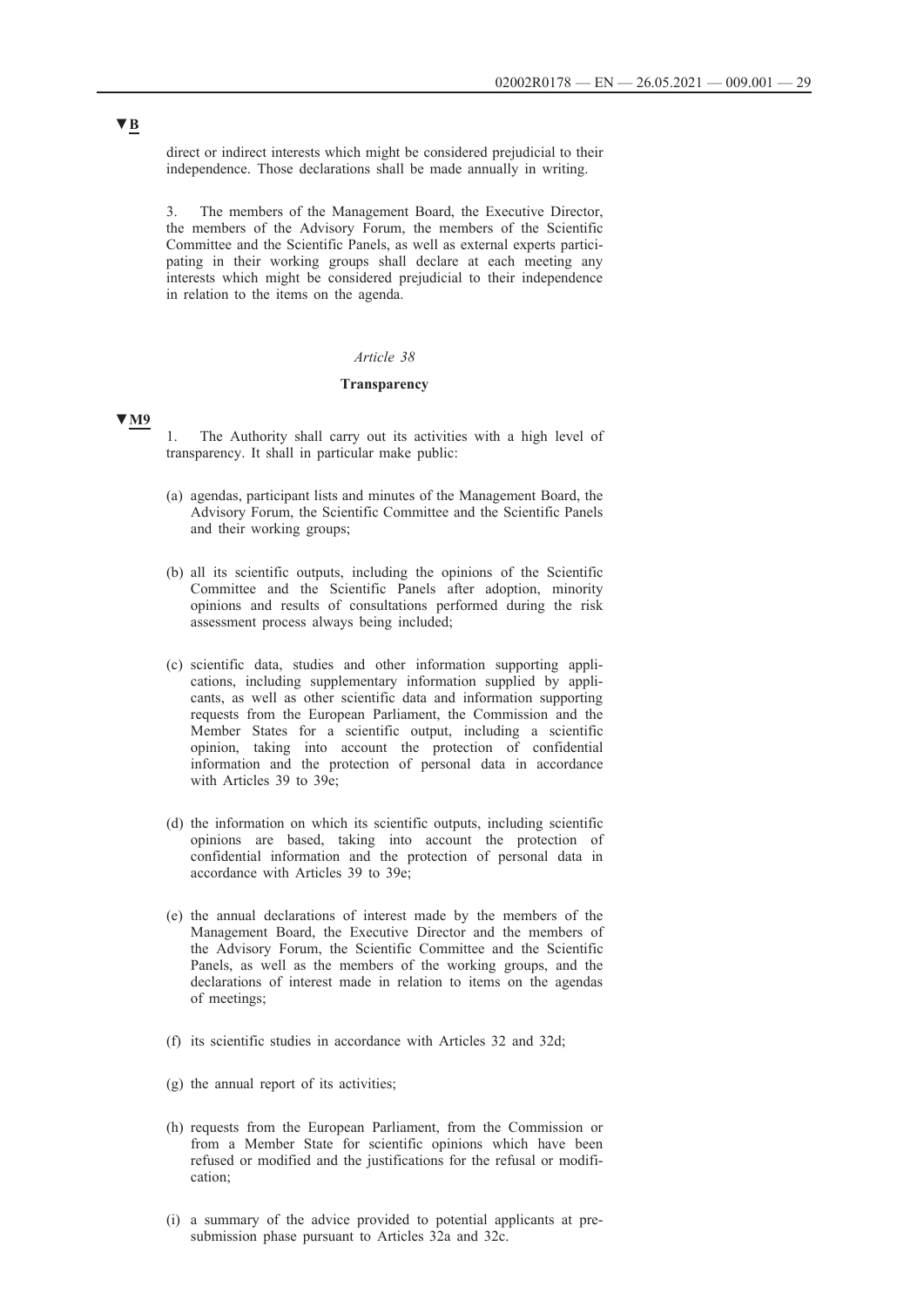▼B

direct or indirect interests which might be considered prejudicial to their independence. Those declarations shall be made annually in writing.

3. The members of the Management Board, the Executive Director, the members of the Advisory Forum, the members of the Scientific Committee and the Scientific Panels, as well as external experts participating in their working groups shall declare at each meeting any interests which might be considered prejudicial to their independence in relation to the items on the agenda.

*Article 38*

**Transparency**

▼M9

1. The Authority shall carry out its activities with a high level of transparency. It shall in particular make public:

(a) agendas, participant lists and minutes of the Management Board, the Advisory Forum, the Scientific Committee and the Scientific Panels and their working groups;

(b) all its scientific outputs, including the opinions of the Scientific Committee and the Scientific Panels after adoption, minority opinions and results of consultations performed during the risk assessment process always being included;

(c) scientific data, studies and other information supporting applications, including supplementary information supplied by applicants, as well as other scientific data and information supporting requests from the European Parliament, the Commission and the Member States for a scientific output, including a scientific opinion, taking into account the protection of confidential information and the protection of personal data in accordance with Articles 39 to 39e;

(d) the information on which its scientific outputs, including scientific opinions are based, taking into account the protection of confidential information and the protection of personal data in accordance with Articles 39 to 39e;

(e) the annual declarations of interest made by the members of the Management Board, the Executive Director and the members of the Advisory Forum, the Scientific Committee and the Scientific Panels, as well as the members of the working groups, and the declarations of interest made in relation to items on the agendas of meetings;

(f) its scientific studies in accordance with Articles 32 and 32d;

(g) the annual report of its activities;

(h) requests from the European Parliament, from the Commission or from a Member State for scientific opinions which have been refused or modified and the justifications for the refusal or modification;

(i) a summary of the advice provided to potential applicants at pre-submission phase pursuant to Articles 32a and 32c.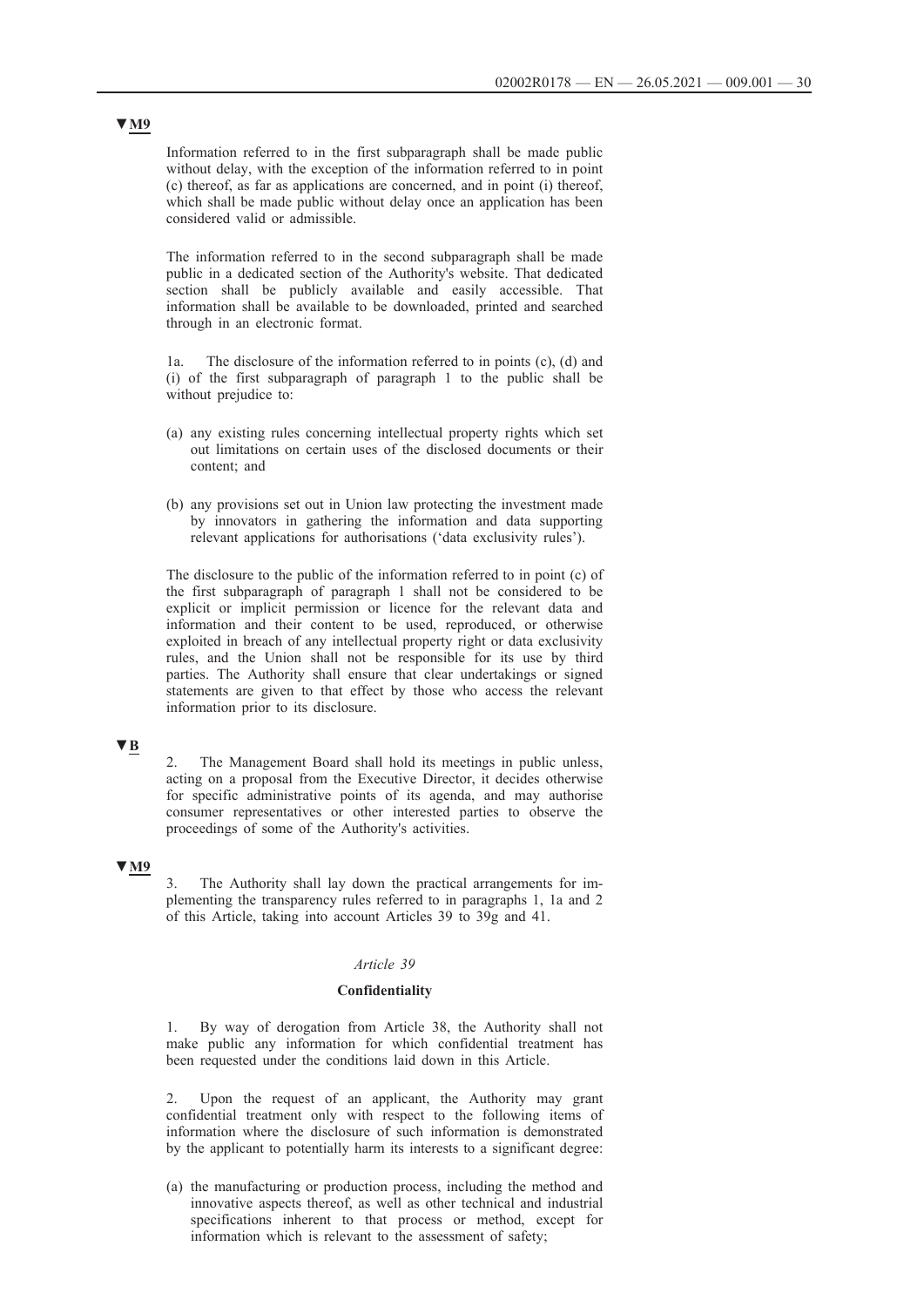▼M9

Information referred to in the first subparagraph shall be made public without delay, with the exception of the information referred to in point (c) thereof, as far as applications are concerned, and in point (i) thereof, which shall be made public without delay once an application has been considered valid or admissible.

The information referred to in the second subparagraph shall be made public in a dedicated section of the Authority's website. That dedicated section shall be publicly available and easily accessible. That information shall be available to be downloaded, printed and searched through in an electronic format.

1a. The disclosure of the information referred to in points (c), (d) and (i) of the first subparagraph of paragraph 1 to the public shall be without prejudice to:

(a) any existing rules concerning intellectual property rights which set out limitations on certain uses of the disclosed documents or their content; and

(b) any provisions set out in Union law protecting the investment made by innovators in gathering the information and data supporting relevant applications for authorisations ('data exclusivity rules').

The disclosure to the public of the information referred to in point (c) of the first subparagraph of paragraph 1 shall not be considered to be explicit or implicit permission or licence for the relevant data and information and their content to be used, reproduced, or otherwise exploited in breach of any intellectual property right or data exclusivity rules, and the Union shall not be responsible for its use by third parties. The Authority shall ensure that clear undertakings or signed statements are given to that effect by those who access the relevant information prior to its disclosure.

▼B

2. The Management Board shall hold its meetings in public unless, acting on a proposal from the Executive Director, it decides otherwise for specific administrative points of its agenda, and may authorise consumer representatives or other interested parties to observe the proceedings of some of the Authority's activities.

▼M9

3. The Authority shall lay down the practical arrangements for implementing the transparency rules referred to in paragraphs 1, 1a and 2 of this Article, taking into account Articles 39 to 39g and 41.

*Article 39*

**Confidentiality**

1. By way of derogation from Article 38, the Authority shall not make public any information for which confidential treatment has been requested under the conditions laid down in this Article.

2. Upon the request of an applicant, the Authority may grant confidential treatment only with respect to the following items of information where the disclosure of such information is demonstrated by the applicant to potentially harm its interests to a significant degree:

(a) the manufacturing or production process, including the method and innovative aspects thereof, as well as other technical and industrial specifications inherent to that process or method, except for information which is relevant to the assessment of safety;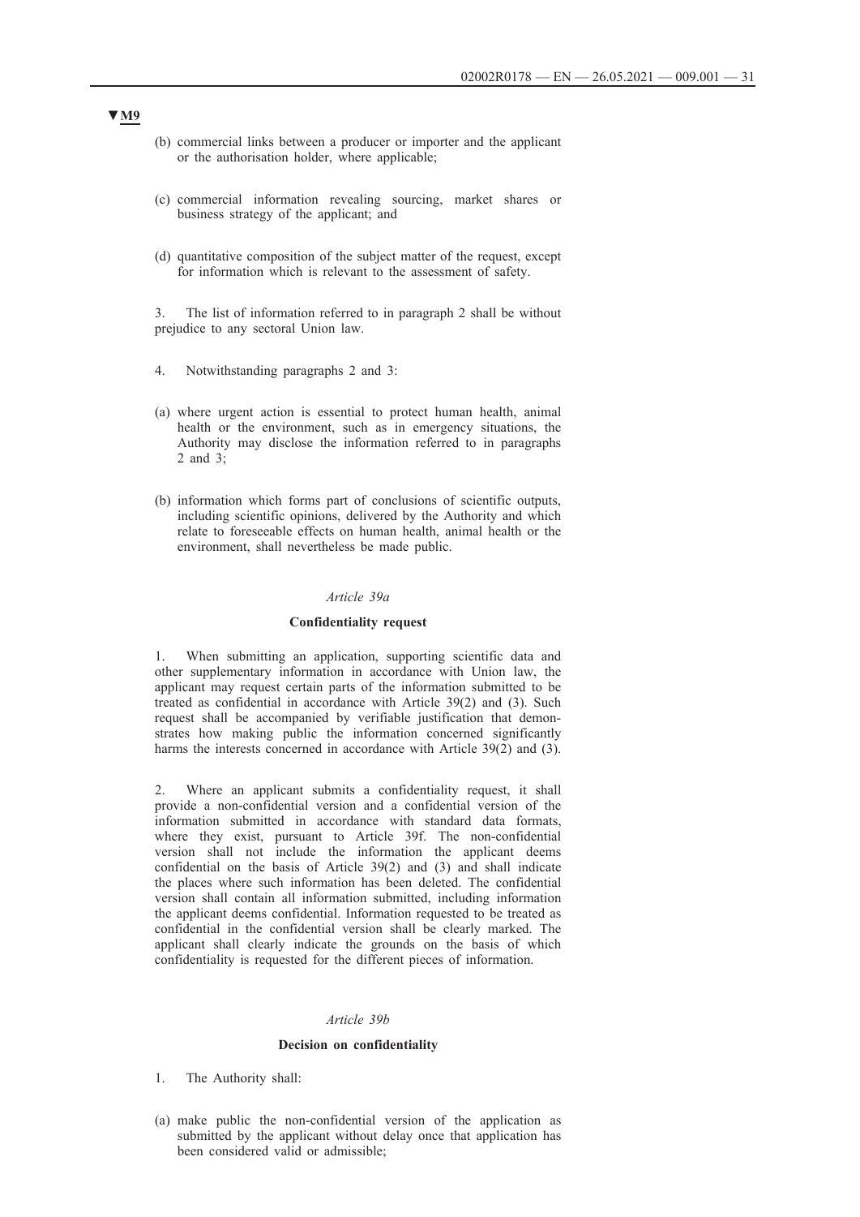▼M9

(b) commercial links between a producer or importer and the applicant or the authorisation holder, where applicable;

(c) commercial information revealing sourcing, market shares or business strategy of the applicant; and

(d) quantitative composition of the subject matter of the request, except for information which is relevant to the assessment of safety.

3. The list of information referred to in paragraph 2 shall be without prejudice to any sectoral Union law.

4. Notwithstanding paragraphs 2 and 3:

(a) where urgent action is essential to protect human health, animal health or the environment, such as in emergency situations, the Authority may disclose the information referred to in paragraphs 2 and 3;

(b) information which forms part of conclusions of scientific outputs, including scientific opinions, delivered by the Authority and which relate to foreseeable effects on human health, animal health or the environment, shall nevertheless be made public.

*Article 39a*

**Confidentiality request**

1. When submitting an application, supporting scientific data and other supplementary information in accordance with Union law, the applicant may request certain parts of the information submitted to be treated as confidential in accordance with Article 39(2) and (3). Such request shall be accompanied by verifiable justification that demonstrates how making public the information concerned significantly harms the interests concerned in accordance with Article 39(2) and (3).

2. Where an applicant submits a confidentiality request, it shall provide a non-confidential version and a confidential version of the information submitted in accordance with standard data formats, where they exist, pursuant to Article 39f. The non-confidential version shall not include the information the applicant deems confidential on the basis of Article 39(2) and (3) and shall indicate the places where such information has been deleted. The confidential version shall contain all information submitted, including information the applicant deems confidential. Information requested to be treated as confidential in the confidential version shall be clearly marked. The applicant shall clearly indicate the grounds on the basis of which confidentiality is requested for the different pieces of information.

*Article 39b*

**Decision on confidentiality**

1. The Authority shall:

(a) make public the non-confidential version of the application as submitted by the applicant without delay once that application has been considered valid or admissible;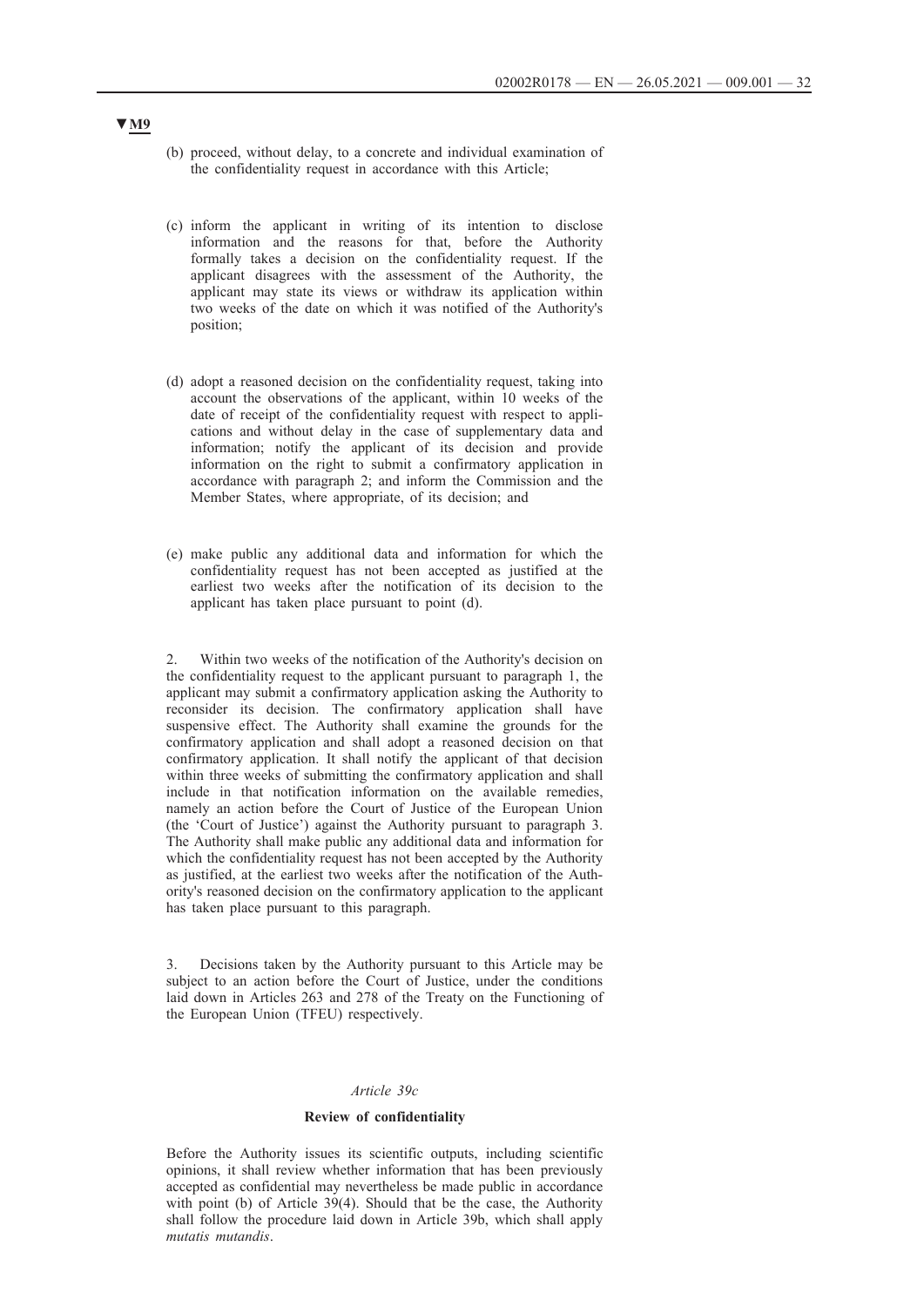▼M9

(b) proceed, without delay, to a concrete and individual examination of the confidentiality request in accordance with this Article;

(c) inform the applicant in writing of its intention to disclose information and the reasons for that, before the Authority formally takes a decision on the confidentiality request. If the applicant disagrees with the assessment of the Authority, the applicant may state its views or withdraw its application within two weeks of the date on which it was notified of the Authority's position;

(d) adopt a reasoned decision on the confidentiality request, taking into account the observations of the applicant, within 10 weeks of the date of receipt of the confidentiality request with respect to applications and without delay in the case of supplementary data and information; notify the applicant of its decision and provide information on the right to submit a confirmatory application in accordance with paragraph 2; and inform the Commission and the Member States, where appropriate, of its decision; and

(e) make public any additional data and information for which the confidentiality request has not been accepted as justified at the earliest two weeks after the notification of its decision to the applicant has taken place pursuant to point (d).

2. Within two weeks of the notification of the Authority's decision on the confidentiality request to the applicant pursuant to paragraph 1, the applicant may submit a confirmatory application asking the Authority to reconsider its decision. The confirmatory application shall have suspensive effect. The Authority shall examine the grounds for the confirmatory application and shall adopt a reasoned decision on that confirmatory application. It shall notify the applicant of that decision within three weeks of submitting the confirmatory application and shall include in that notification information on the available remedies, namely an action before the Court of Justice of the European Union (the 'Court of Justice') against the Authority pursuant to paragraph 3. The Authority shall make public any additional data and information for which the confidentiality request has not been accepted by the Authority as justified, at the earliest two weeks after the notification of the Authority's reasoned decision on the confirmatory application to the applicant has taken place pursuant to this paragraph.

3. Decisions taken by the Authority pursuant to this Article may be subject to an action before the Court of Justice, under the conditions laid down in Articles 263 and 278 of the Treaty on the Functioning of the European Union (TFEU) respectively.

*Article 39c*

**Review of confidentiality**

Before the Authority issues its scientific outputs, including scientific opinions, it shall review whether information that has been previously accepted as confidential may nevertheless be made public in accordance with point (b) of Article 39(4). Should that be the case, the Authority shall follow the procedure laid down in Article 39b, which shall apply *mutatis mutandis*.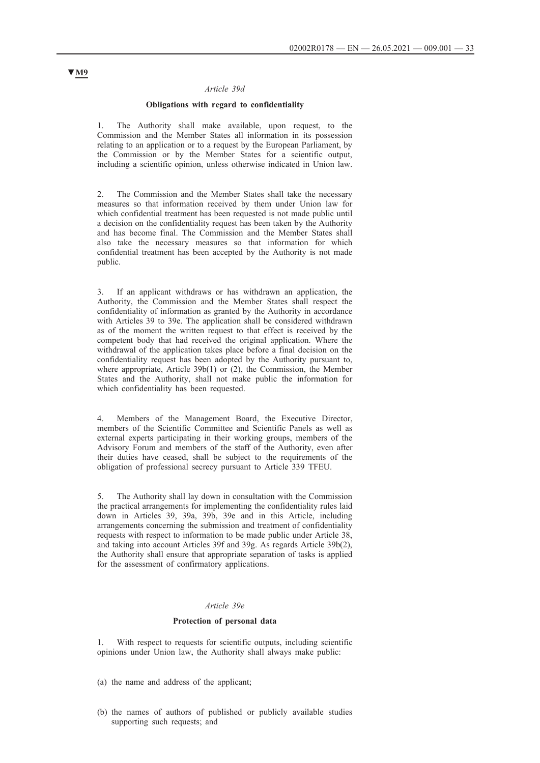▼M9

*Article 39d*

**Obligations with regard to confidentiality**

1. The Authority shall make available, upon request, to the Commission and the Member States all information in its possession relating to an application or to a request by the European Parliament, by the Commission or by the Member States for a scientific output, including a scientific opinion, unless otherwise indicated in Union law.

2. The Commission and the Member States shall take the necessary measures so that information received by them under Union law for which confidential treatment has been requested is not made public until a decision on the confidentiality request has been taken by the Authority and has become final. The Commission and the Member States shall also take the necessary measures so that information for which confidential treatment has been accepted by the Authority is not made public.

3. If an applicant withdraws or has withdrawn an application, the Authority, the Commission and the Member States shall respect the confidentiality of information as granted by the Authority in accordance with Articles 39 to 39e. The application shall be considered withdrawn as of the moment the written request to that effect is received by the competent body that had received the original application. Where the withdrawal of the application takes place before a final decision on the confidentiality request has been adopted by the Authority pursuant to, where appropriate, Article 39b(1) or (2), the Commission, the Member States and the Authority, shall not make public the information for which confidentiality has been requested.

4. Members of the Management Board, the Executive Director, members of the Scientific Committee and Scientific Panels as well as external experts participating in their working groups, members of the Advisory Forum and members of the staff of the Authority, even after their duties have ceased, shall be subject to the requirements of the obligation of professional secrecy pursuant to Article 339 TFEU.

5. The Authority shall lay down in consultation with the Commission the practical arrangements for implementing the confidentiality rules laid down in Articles 39, 39a, 39b, 39e and in this Article, including arrangements concerning the submission and treatment of confidentiality requests with respect to information to be made public under Article 38, and taking into account Articles 39f and 39g. As regards Article 39b(2), the Authority shall ensure that appropriate separation of tasks is applied for the assessment of confirmatory applications.

*Article 39e*

**Protection of personal data**

1. With respect to requests for scientific outputs, including scientific opinions under Union law, the Authority shall always make public:

(a) the name and address of the applicant;

(b) the names of authors of published or publicly available studies supporting such requests; and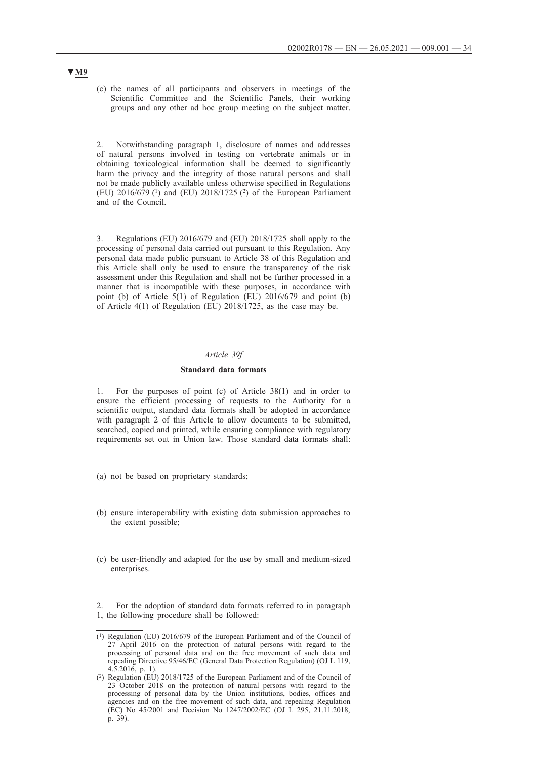▼**M9**

(c) the names of all participants and observers in meetings of the Scientific Committee and the Scientific Panels, their working groups and any other ad hoc group meeting on the subject matter.

2. Notwithstanding paragraph 1, disclosure of names and addresses of natural persons involved in testing on vertebrate animals or in obtaining toxicological information shall be deemed to significantly harm the privacy and the integrity of those natural persons and shall not be made publicly available unless otherwise specified in Regulations (EU) 2016/679 [1] and (EU) 2018/1725 [2] of the European Parliament and of the Council.

3. Regulations (EU) 2016/679 and (EU) 2018/1725 shall apply to the processing of personal data carried out pursuant to this Regulation. Any personal data made public pursuant to Article 38 of this Regulation and this Article shall only be used to ensure the transparency of the risk assessment under this Regulation and shall not be further processed in a manner that is incompatible with these purposes, in accordance with point (b) of Article 5(1) of Regulation (EU) 2016/679 and point (b) of Article 4(1) of Regulation (EU) 2018/1725, as the case may be.

*Article 39f*

**Standard data formats**

1. For the purposes of point (c) of Article 38(1) and in order to ensure the efficient processing of requests to the Authority for a scientific output, standard data formats shall be adopted in accordance with paragraph 2 of this Article to allow documents to be submitted, searched, copied and printed, while ensuring compliance with regulatory requirements set out in Union law. Those standard data formats shall:

(a) not be based on proprietary standards;

(b) ensure interoperability with existing data submission approaches to the extent possible;

(c) be user-friendly and adapted for the use by small and medium-sized enterprises.

2. For the adoption of standard data formats referred to in paragraph 1, the following procedure shall be followed:

---

[1] Regulation (EU) 2016/679 of the European Parliament and of the Council of 27 April 2016 on the protection of natural persons with regard to the processing of personal data and on the free movement of such data and repealing Directive 95/46/EC (General Data Protection Regulation) (OJ L 119, 4.5.2016, p. 1).

[2] Regulation (EU) 2018/1725 of the European Parliament and of the Council of 23 October 2018 on the protection of natural persons with regard to the processing of personal data by the Union institutions, bodies, offices and agencies and on the free movement of such data, and repealing Regulation (EC) No 45/2001 and Decision No 1247/2002/EC (OJ L 295, 21.11.2018, p. 39).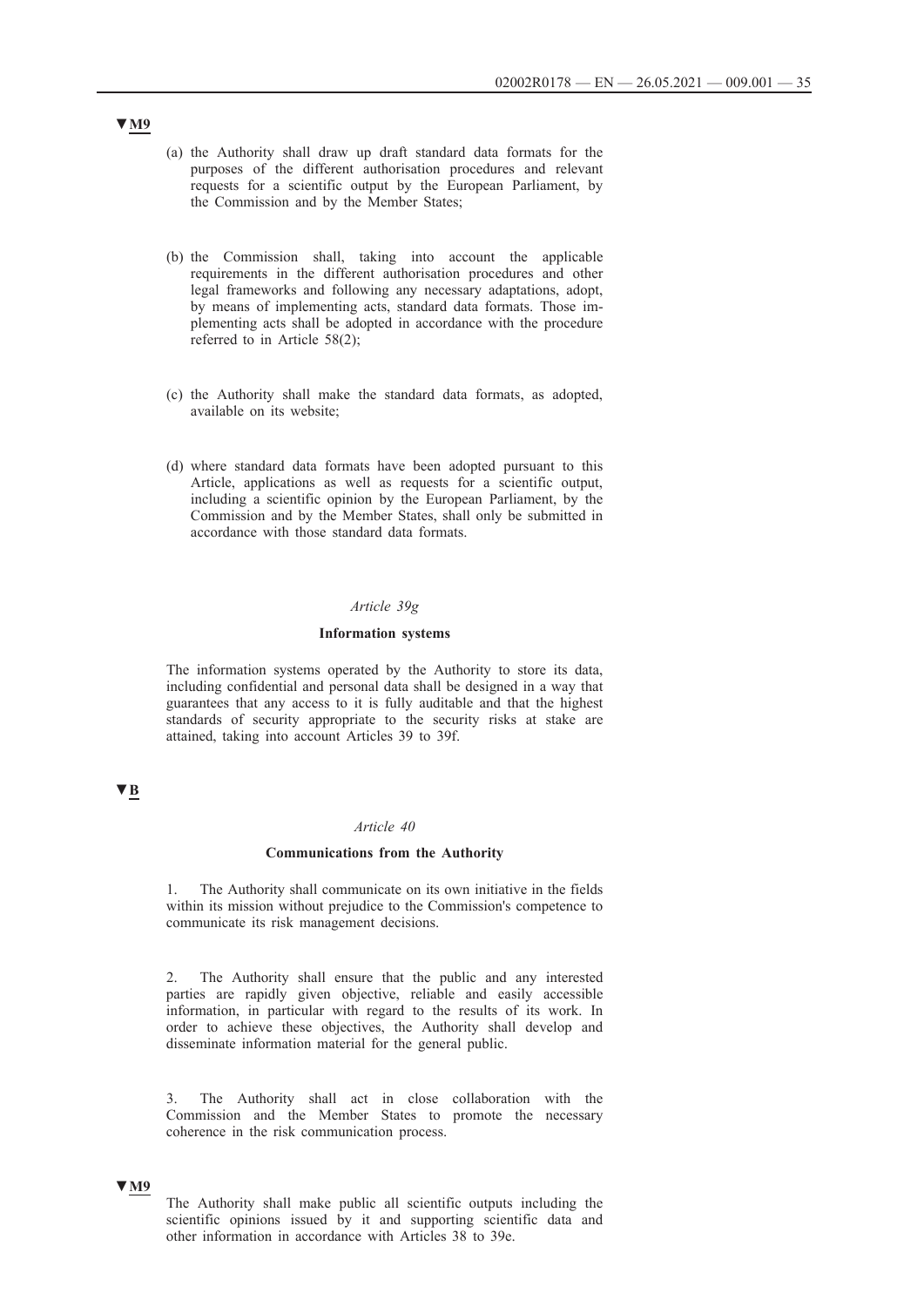▼M9

(a) the Authority shall draw up draft standard data formats for the purposes of the different authorisation procedures and relevant requests for a scientific output by the European Parliament, by the Commission and by the Member States;

(b) the Commission shall, taking into account the applicable requirements in the different authorisation procedures and other legal frameworks and following any necessary adaptations, adopt, by means of implementing acts, standard data formats. Those implementing acts shall be adopted in accordance with the procedure referred to in Article 58(2);

(c) the Authority shall make the standard data formats, as adopted, available on its website;

(d) where standard data formats have been adopted pursuant to this Article, applications as well as requests for a scientific output, including a scientific opinion by the European Parliament, by the Commission and by the Member States, shall only be submitted in accordance with those standard data formats.

*Article 39g*

**Information systems**

The information systems operated by the Authority to store its data, including confidential and personal data shall be designed in a way that guarantees that any access to it is fully auditable and that the highest standards of security appropriate to the security risks at stake are attained, taking into account Articles 39 to 39f.

▼B

*Article 40*

**Communications from the Authority**

1. The Authority shall communicate on its own initiative in the fields within its mission without prejudice to the Commission's competence to communicate its risk management decisions.

2. The Authority shall ensure that the public and any interested parties are rapidly given objective, reliable and easily accessible information, in particular with regard to the results of its work. In order to achieve these objectives, the Authority shall develop and disseminate information material for the general public.

3. The Authority shall act in close collaboration with the Commission and the Member States to promote the necessary coherence in the risk communication process.

▼M9

The Authority shall make public all scientific outputs including the scientific opinions issued by it and supporting scientific data and other information in accordance with Articles 38 to 39e.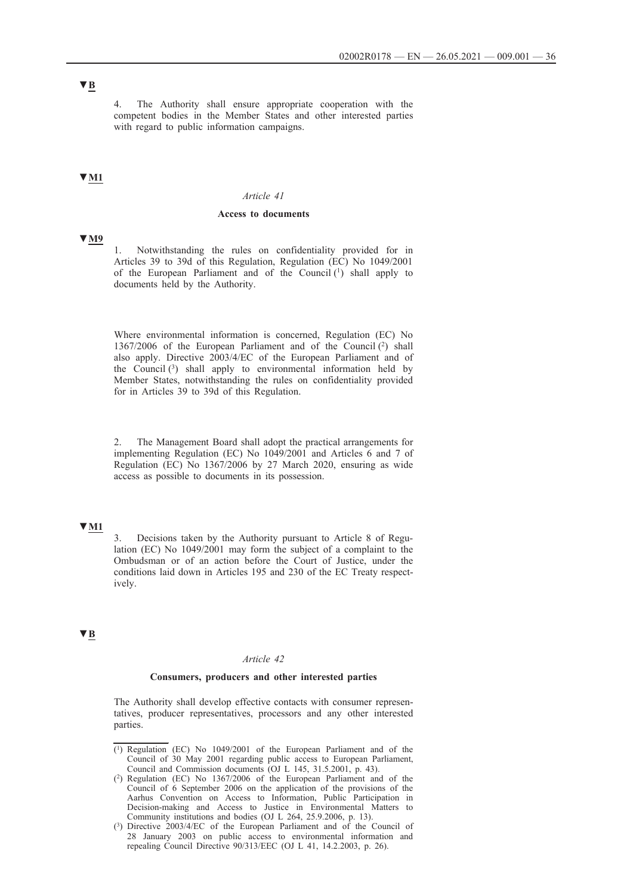▼B

4. The Authority shall ensure appropriate cooperation with the competent bodies in the Member States and other interested parties with regard to public information campaigns.

▼M1

*Article 41*

**Access to documents**

▼M9

1. Notwithstanding the rules on confidentiality provided for in Articles 39 to 39d of this Regulation, Regulation (EC) No 1049/2001 of the European Parliament and of the Council [1] shall apply to documents held by the Authority.

Where environmental information is concerned, Regulation (EC) No 1367/2006 of the European Parliament and of the Council [2] shall also apply. Directive 2003/4/EC of the European Parliament and of the Council [3] shall apply to environmental information held by Member States, notwithstanding the rules on confidentiality provided for in Articles 39 to 39d of this Regulation.

2. The Management Board shall adopt the practical arrangements for implementing Regulation (EC) No 1049/2001 and Articles 6 and 7 of Regulation (EC) No 1367/2006 by 27 March 2020, ensuring as wide access as possible to documents in its possession.

▼M1

3. Decisions taken by the Authority pursuant to Article 8 of Regulation (EC) No 1049/2001 may form the subject of a complaint to the Ombudsman or of an action before the Court of Justice, under the conditions laid down in Articles 195 and 230 of the EC Treaty respectively.

▼B

*Article 42*

**Consumers, producers and other interested parties**

The Authority shall develop effective contacts with consumer representatives, producer representatives, processors and any other interested parties.

---

[1] Regulation (EC) No 1049/2001 of the European Parliament and of the Council of 30 May 2001 regarding public access to European Parliament, Council and Commission documents (OJ L 145, 31.5.2001, p. 43).

[2] Regulation (EC) No 1367/2006 of the European Parliament and of the Council of 6 September 2006 on the application of the provisions of the Aarhus Convention on Access to Information, Public Participation in Decision-making and Access to Justice in Environmental Matters to Community institutions and bodies (OJ L 264, 25.9.2006, p. 13).

[3] Directive 2003/4/EC of the European Parliament and of the Council of 28 January 2003 on public access to environmental information and repealing Council Directive 90/313/EEC (OJ L 41, 14.2.2003, p. 26).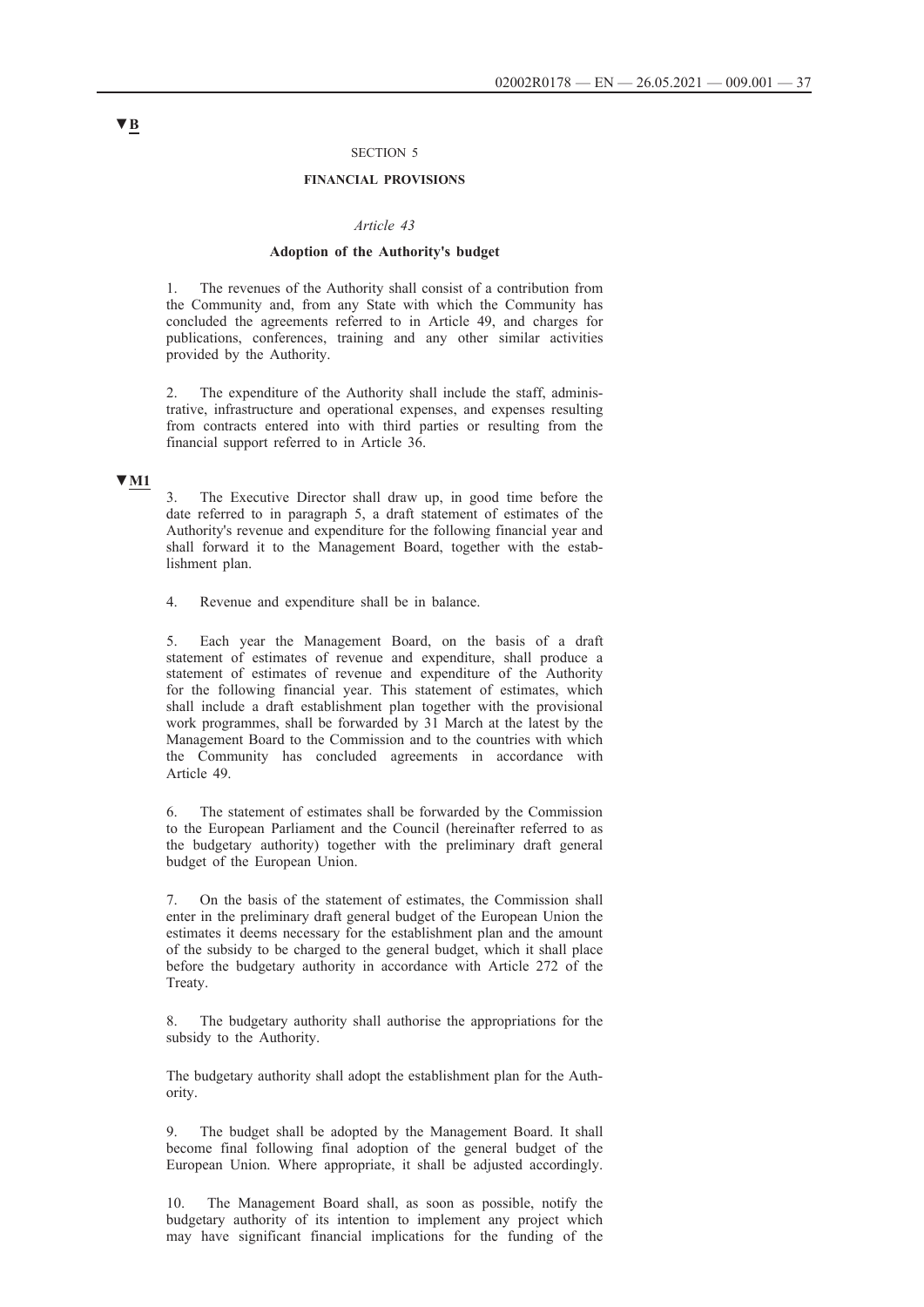▼B

SECTION 5

**FINANCIAL PROVISIONS**

*Article 43*

**Adoption of the Authority's budget**

1. The revenues of the Authority shall consist of a contribution from the Community and, from any State with which the Community has concluded the agreements referred to in Article 49, and charges for publications, conferences, training and any other similar activities provided by the Authority.

2. The expenditure of the Authority shall include the staff, administrative, infrastructure and operational expenses, and expenses resulting from contracts entered into with third parties or resulting from the financial support referred to in Article 36.

▼M1

3. The Executive Director shall draw up, in good time before the date referred to in paragraph 5, a draft statement of estimates of the Authority's revenue and expenditure for the following financial year and shall forward it to the Management Board, together with the establishment plan.

4. Revenue and expenditure shall be in balance.

5. Each year the Management Board, on the basis of a draft statement of estimates of revenue and expenditure, shall produce a statement of estimates of revenue and expenditure of the Authority for the following financial year. This statement of estimates, which shall include a draft establishment plan together with the provisional work programmes, shall be forwarded by 31 March at the latest by the Management Board to the Commission and to the countries with which the Community has concluded agreements in accordance with Article 49.

6. The statement of estimates shall be forwarded by the Commission to the European Parliament and the Council (hereinafter referred to as the budgetary authority) together with the preliminary draft general budget of the European Union.

7. On the basis of the statement of estimates, the Commission shall enter in the preliminary draft general budget of the European Union the estimates it deems necessary for the establishment plan and the amount of the subsidy to be charged to the general budget, which it shall place before the budgetary authority in accordance with Article 272 of the Treaty.

8. The budgetary authority shall authorise the appropriations for the subsidy to the Authority.

The budgetary authority shall adopt the establishment plan for the Authority.

9. The budget shall be adopted by the Management Board. It shall become final following final adoption of the general budget of the European Union. Where appropriate, it shall be adjusted accordingly.

10. The Management Board shall, as soon as possible, notify the budgetary authority of its intention to implement any project which may have significant financial implications for the funding of the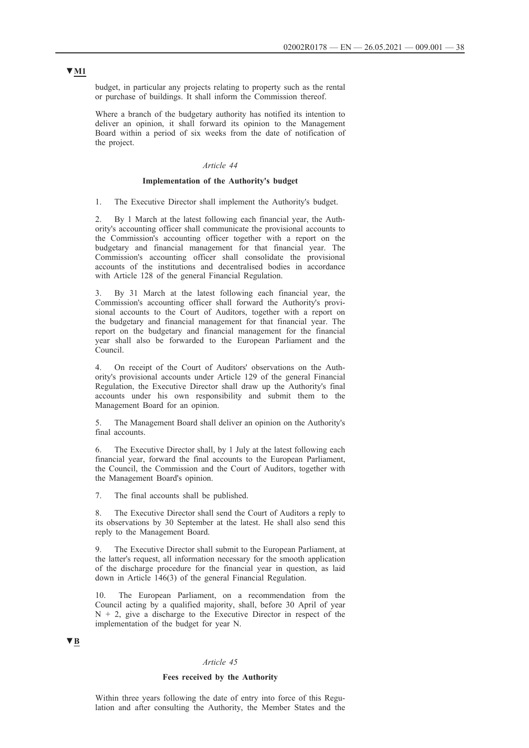▼M1

budget, in particular any projects relating to property such as the rental or purchase of buildings. It shall inform the Commission thereof.

Where a branch of the budgetary authority has notified its intention to deliver an opinion, it shall forward its opinion to the Management Board within a period of six weeks from the date of notification of the project.

*Article 44*

**Implementation of the Authority's budget**

1. The Executive Director shall implement the Authority's budget.

2. By 1 March at the latest following each financial year, the Authority's accounting officer shall communicate the provisional accounts to the Commission's accounting officer together with a report on the budgetary and financial management for that financial year. The Commission's accounting officer shall consolidate the provisional accounts of the institutions and decentralised bodies in accordance with Article 128 of the general Financial Regulation.

3. By 31 March at the latest following each financial year, the Commission's accounting officer shall forward the Authority's provisional accounts to the Court of Auditors, together with a report on the budgetary and financial management for that financial year. The report on the budgetary and financial management for the financial year shall also be forwarded to the European Parliament and the Council.

4. On receipt of the Court of Auditors' observations on the Authority's provisional accounts under Article 129 of the general Financial Regulation, the Executive Director shall draw up the Authority's final accounts under his own responsibility and submit them to the Management Board for an opinion.

5. The Management Board shall deliver an opinion on the Authority's final accounts.

6. The Executive Director shall, by 1 July at the latest following each financial year, forward the final accounts to the European Parliament, the Council, the Commission and the Court of Auditors, together with the Management Board's opinion.

7. The final accounts shall be published.

8. The Executive Director shall send the Court of Auditors a reply to its observations by 30 September at the latest. He shall also send this reply to the Management Board.

9. The Executive Director shall submit to the European Parliament, at the latter's request, all information necessary for the smooth application of the discharge procedure for the financial year in question, as laid down in Article 146(3) of the general Financial Regulation.

10. The European Parliament, on a recommendation from the Council acting by a qualified majority, shall, before 30 April of year N + 2, give a discharge to the Executive Director in respect of the implementation of the budget for year N.

▼B

*Article 45*

**Fees received by the Authority**

Within three years following the date of entry into force of this Regulation and after consulting the Authority, the Member States and the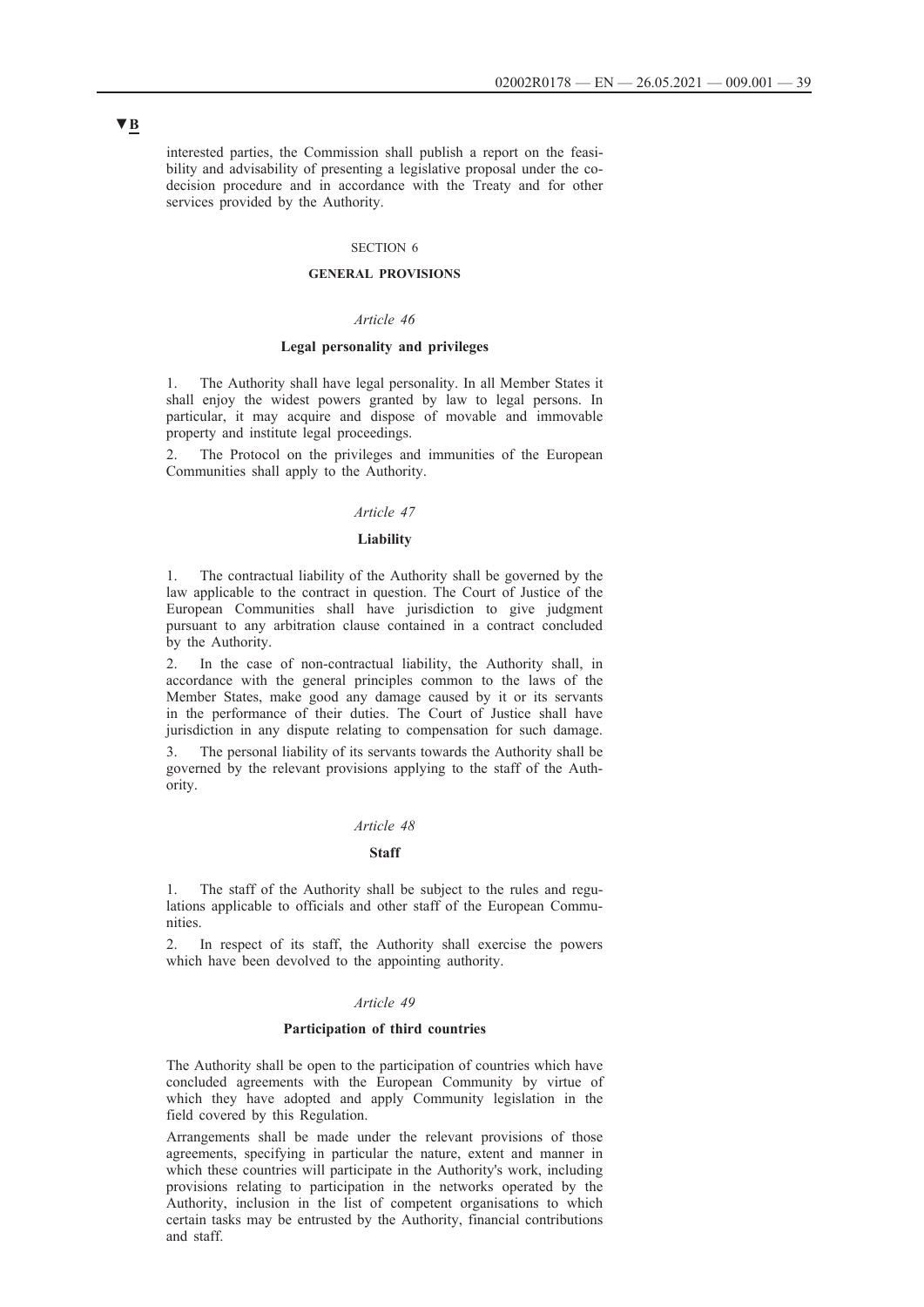▼B

interested parties, the Commission shall publish a report on the feasibility and advisability of presenting a legislative proposal under the co-decision procedure and in accordance with the Treaty and for other services provided by the Authority.

SECTION 6

**GENERAL PROVISIONS**

*Article 46*

**Legal personality and privileges**

1. The Authority shall have legal personality. In all Member States it shall enjoy the widest powers granted by law to legal persons. In particular, it may acquire and dispose of movable and immovable property and institute legal proceedings.

2. The Protocol on the privileges and immunities of the European Communities shall apply to the Authority.

*Article 47*

**Liability**

1. The contractual liability of the Authority shall be governed by the law applicable to the contract in question. The Court of Justice of the European Communities shall have jurisdiction to give judgment pursuant to any arbitration clause contained in a contract concluded by the Authority.

2. In the case of non-contractual liability, the Authority shall, in accordance with the general principles common to the laws of the Member States, make good any damage caused by it or its servants in the performance of their duties. The Court of Justice shall have jurisdiction in any dispute relating to compensation for such damage.

3. The personal liability of its servants towards the Authority shall be governed by the relevant provisions applying to the staff of the Authority.

*Article 48*

**Staff**

1. The staff of the Authority shall be subject to the rules and regulations applicable to officials and other staff of the European Communities.

2. In respect of its staff, the Authority shall exercise the powers which have been devolved to the appointing authority.

*Article 49*

**Participation of third countries**

The Authority shall be open to the participation of countries which have concluded agreements with the European Community by virtue of which they have adopted and apply Community legislation in the field covered by this Regulation.

Arrangements shall be made under the relevant provisions of those agreements, specifying in particular the nature, extent and manner in which these countries will participate in the Authority's work, including provisions relating to participation in the networks operated by the Authority, inclusion in the list of competent organisations to which certain tasks may be entrusted by the Authority, financial contributions and staff.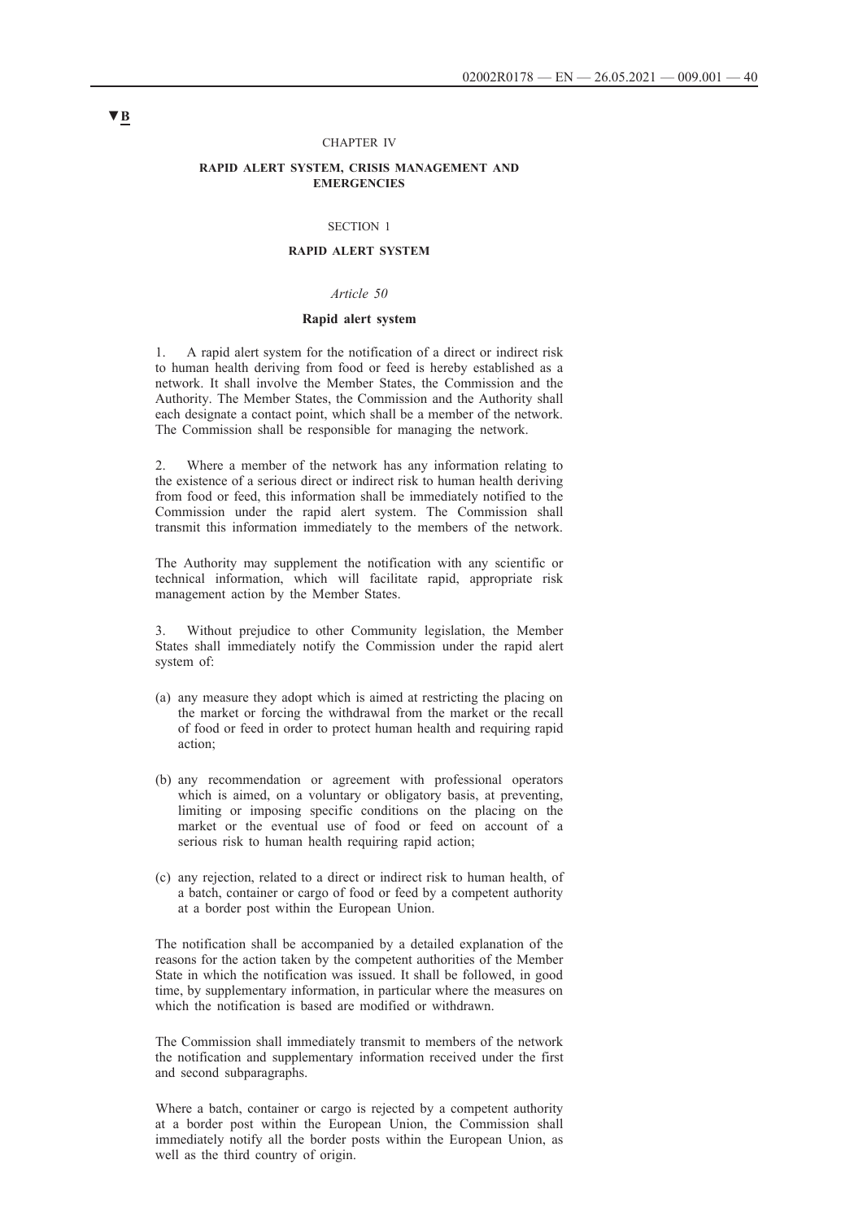▼B

CHAPTER IV

**RAPID ALERT SYSTEM, CRISIS MANAGEMENT AND EMERGENCIES**

SECTION 1

**RAPID ALERT SYSTEM**

*Article 50*

**Rapid alert system**

1. A rapid alert system for the notification of a direct or indirect risk to human health deriving from food or feed is hereby established as a network. It shall involve the Member States, the Commission and the Authority. The Member States, the Commission and the Authority shall each designate a contact point, which shall be a member of the network. The Commission shall be responsible for managing the network.

2. Where a member of the network has any information relating to the existence of a serious direct or indirect risk to human health deriving from food or feed, this information shall be immediately notified to the Commission under the rapid alert system. The Commission shall transmit this information immediately to the members of the network.

The Authority may supplement the notification with any scientific or technical information, which will facilitate rapid, appropriate risk management action by the Member States.

3. Without prejudice to other Community legislation, the Member States shall immediately notify the Commission under the rapid alert system of:

(a) any measure they adopt which is aimed at restricting the placing on the market or forcing the withdrawal from the market or the recall of food or feed in order to protect human health and requiring rapid action;

(b) any recommendation or agreement with professional operators which is aimed, on a voluntary or obligatory basis, at preventing, limiting or imposing specific conditions on the placing on the market or the eventual use of food or feed on account of a serious risk to human health requiring rapid action;

(c) any rejection, related to a direct or indirect risk to human health, of a batch, container or cargo of food or feed by a competent authority at a border post within the European Union.

The notification shall be accompanied by a detailed explanation of the reasons for the action taken by the competent authorities of the Member State in which the notification was issued. It shall be followed, in good time, by supplementary information, in particular where the measures on which the notification is based are modified or withdrawn.

The Commission shall immediately transmit to members of the network the notification and supplementary information received under the first and second subparagraphs.

Where a batch, container or cargo is rejected by a competent authority at a border post within the European Union, the Commission shall immediately notify all the border posts within the European Union, as well as the third country of origin.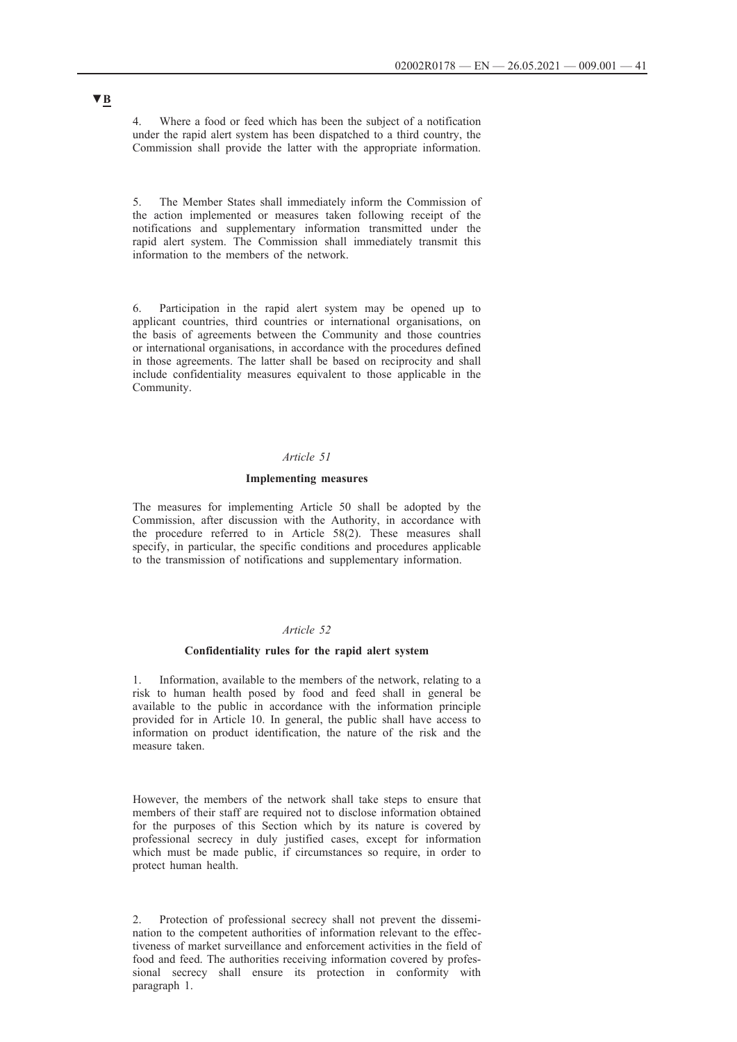▼B

4. Where a food or feed which has been the subject of a notification under the rapid alert system has been dispatched to a third country, the Commission shall provide the latter with the appropriate information.

5. The Member States shall immediately inform the Commission of the action implemented or measures taken following receipt of the notifications and supplementary information transmitted under the rapid alert system. The Commission shall immediately transmit this information to the members of the network.

6. Participation in the rapid alert system may be opened up to applicant countries, third countries or international organisations, on the basis of agreements between the Community and those countries or international organisations, in accordance with the procedures defined in those agreements. The latter shall be based on reciprocity and shall include confidentiality measures equivalent to those applicable in the Community.

*Article 51*

**Implementing measures**

The measures for implementing Article 50 shall be adopted by the Commission, after discussion with the Authority, in accordance with the procedure referred to in Article 58(2). These measures shall specify, in particular, the specific conditions and procedures applicable to the transmission of notifications and supplementary information.

*Article 52*

**Confidentiality rules for the rapid alert system**

1. Information, available to the members of the network, relating to a risk to human health posed by food and feed shall in general be available to the public in accordance with the information principle provided for in Article 10. In general, the public shall have access to information on product identification, the nature of the risk and the measure taken.

However, the members of the network shall take steps to ensure that members of their staff are required not to disclose information obtained for the purposes of this Section which by its nature is covered by professional secrecy in duly justified cases, except for information which must be made public, if circumstances so require, in order to protect human health.

2. Protection of professional secrecy shall not prevent the dissemination to the competent authorities of information relevant to the effectiveness of market surveillance and enforcement activities in the field of food and feed. The authorities receiving information covered by professional secrecy shall ensure its protection in conformity with paragraph 1.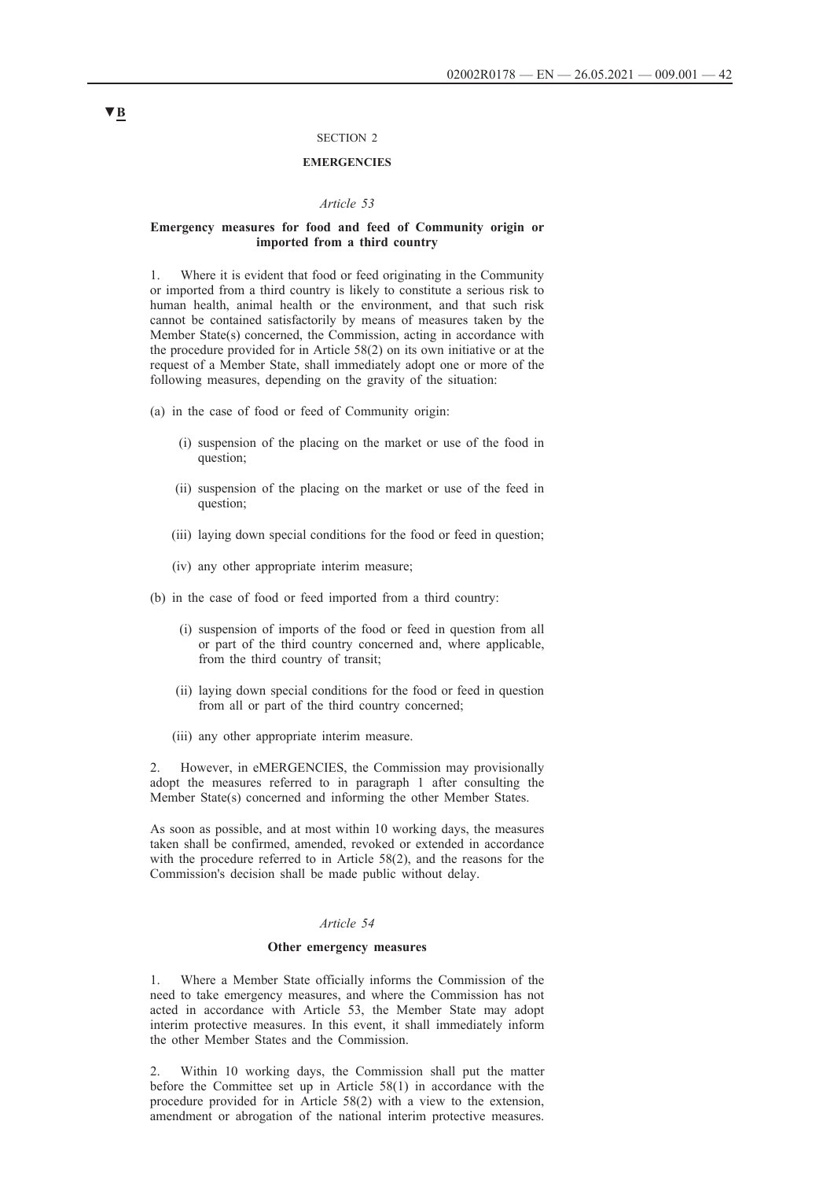▼B

SECTION 2

**EMERGENCIES**

*Article 53*

**Emergency measures for food and feed of Community origin or imported from a third country**

1. Where it is evident that food or feed originating in the Community or imported from a third country is likely to constitute a serious risk to human health, animal health or the environment, and that such risk cannot be contained satisfactorily by means of measures taken by the Member State(s) concerned, the Commission, acting in accordance with the procedure provided for in Article 58(2) on its own initiative or at the request of a Member State, shall immediately adopt one or more of the following measures, depending on the gravity of the situation:

(a) in the case of food or feed of Community origin:

 (i) suspension of the placing on the market or use of the food in question;

 (ii) suspension of the placing on the market or use of the feed in question;

 (iii) laying down special conditions for the food or feed in question;

 (iv) any other appropriate interim measure;

(b) in the case of food or feed imported from a third country:

 (i) suspension of imports of the food or feed in question from all or part of the third country concerned and, where applicable, from the third country of transit;

 (ii) laying down special conditions for the food or feed in question from all or part of the third country concerned;

 (iii) any other appropriate interim measure.

2. However, in eMERGENCIES, the Commission may provisionally adopt the measures referred to in paragraph 1 after consulting the Member State(s) concerned and informing the other Member States.

As soon as possible, and at most within 10 working days, the measures taken shall be confirmed, amended, revoked or extended in accordance with the procedure referred to in Article 58(2), and the reasons for the Commission's decision shall be made public without delay.

*Article 54*

**Other emergency measures**

1. Where a Member State officially informs the Commission of the need to take emergency measures, and where the Commission has not acted in accordance with Article 53, the Member State may adopt interim protective measures. In this event, it shall immediately inform the other Member States and the Commission.

2. Within 10 working days, the Commission shall put the matter before the Committee set up in Article 58(1) in accordance with the procedure provided for in Article 58(2) with a view to the extension, amendment or abrogation of the national interim protective measures.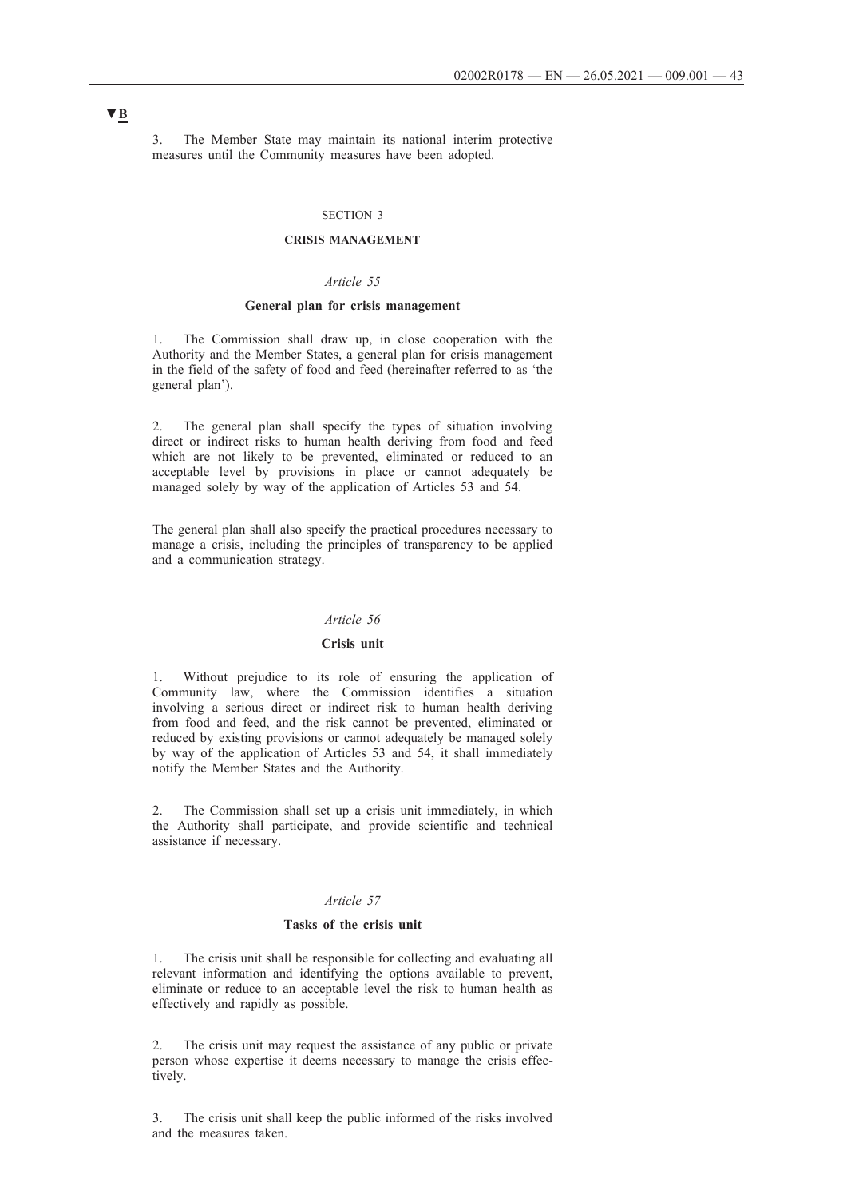▼B

3. The Member State may maintain its national interim protective measures until the Community measures have been adopted.

SECTION 3

**CRISIS MANAGEMENT**

*Article 55*

**General plan for crisis management**

1. The Commission shall draw up, in close cooperation with the Authority and the Member States, a general plan for crisis management in the field of the safety of food and feed (hereinafter referred to as 'the general plan').

2. The general plan shall specify the types of situation involving direct or indirect risks to human health deriving from food and feed which are not likely to be prevented, eliminated or reduced to an acceptable level by provisions in place or cannot adequately be managed solely by way of the application of Articles 53 and 54.

The general plan shall also specify the practical procedures necessary to manage a crisis, including the principles of transparency to be applied and a communication strategy.

*Article 56*

**Crisis unit**

1. Without prejudice to its role of ensuring the application of Community law, where the Commission identifies a situation involving a serious direct or indirect risk to human health deriving from food and feed, and the risk cannot be prevented, eliminated or reduced by existing provisions or cannot adequately be managed solely by way of the application of Articles 53 and 54, it shall immediately notify the Member States and the Authority.

2. The Commission shall set up a crisis unit immediately, in which the Authority shall participate, and provide scientific and technical assistance if necessary.

*Article 57*

**Tasks of the crisis unit**

1. The crisis unit shall be responsible for collecting and evaluating all relevant information and identifying the options available to prevent, eliminate or reduce to an acceptable level the risk to human health as effectively and rapidly as possible.

2. The crisis unit may request the assistance of any public or private person whose expertise it deems necessary to manage the crisis effectively.

3. The crisis unit shall keep the public informed of the risks involved and the measures taken.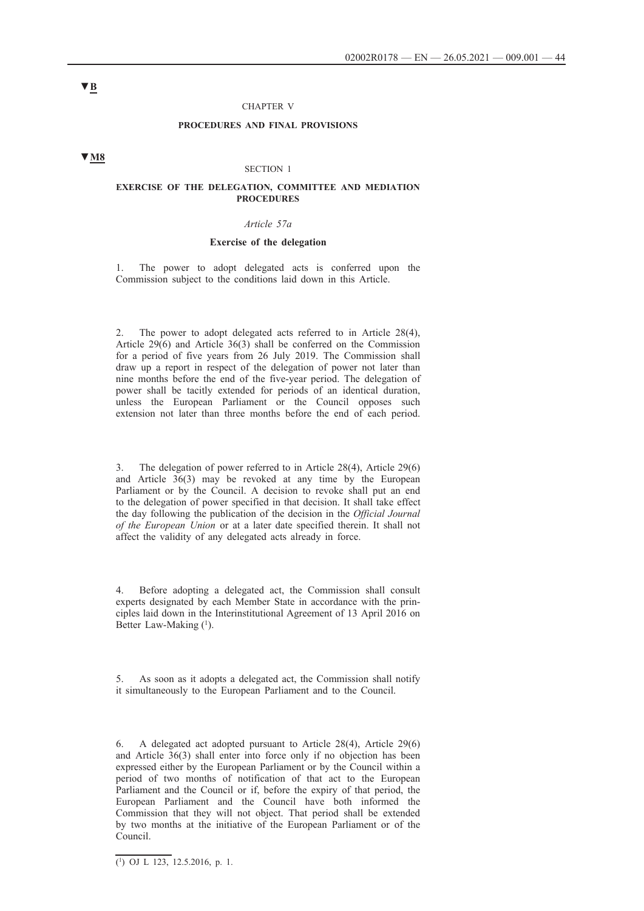▼B

CHAPTER V

**PROCEDURES AND FINAL PROVISIONS**

▼M8

SECTION 1

**EXERCISE OF THE DELEGATION, COMMITTEE AND MEDIATION PROCEDURES**

*Article 57a*

**Exercise of the delegation**

1. The power to adopt delegated acts is conferred upon the Commission subject to the conditions laid down in this Article.

2. The power to adopt delegated acts referred to in Article 28(4), Article 29(6) and Article 36(3) shall be conferred on the Commission for a period of five years from 26 July 2019. The Commission shall draw up a report in respect of the delegation of power not later than nine months before the end of the five-year period. The delegation of power shall be tacitly extended for periods of an identical duration, unless the European Parliament or the Council opposes such extension not later than three months before the end of each period.

3. The delegation of power referred to in Article 28(4), Article 29(6) and Article 36(3) may be revoked at any time by the European Parliament or by the Council. A decision to revoke shall put an end to the delegation of power specified in that decision. It shall take effect the day following the publication of the decision in the *Official Journal of the European Union* or at a later date specified therein. It shall not affect the validity of any delegated acts already in force.

4. Before adopting a delegated act, the Commission shall consult experts designated by each Member State in accordance with the principles laid down in the Interinstitutional Agreement of 13 April 2016 on Better Law-Making [1].

5. As soon as it adopts a delegated act, the Commission shall notify it simultaneously to the European Parliament and to the Council.

6. A delegated act adopted pursuant to Article 28(4), Article 29(6) and Article 36(3) shall enter into force only if no objection has been expressed either by the European Parliament or by the Council within a period of two months of notification of that act to the European Parliament and the Council or if, before the expiry of that period, the European Parliament and the Council have both informed the Commission that they will not object. That period shall be extended by two months at the initiative of the European Parliament or of the Council.

[1] OJ L 123, 12.5.2016, p. 1.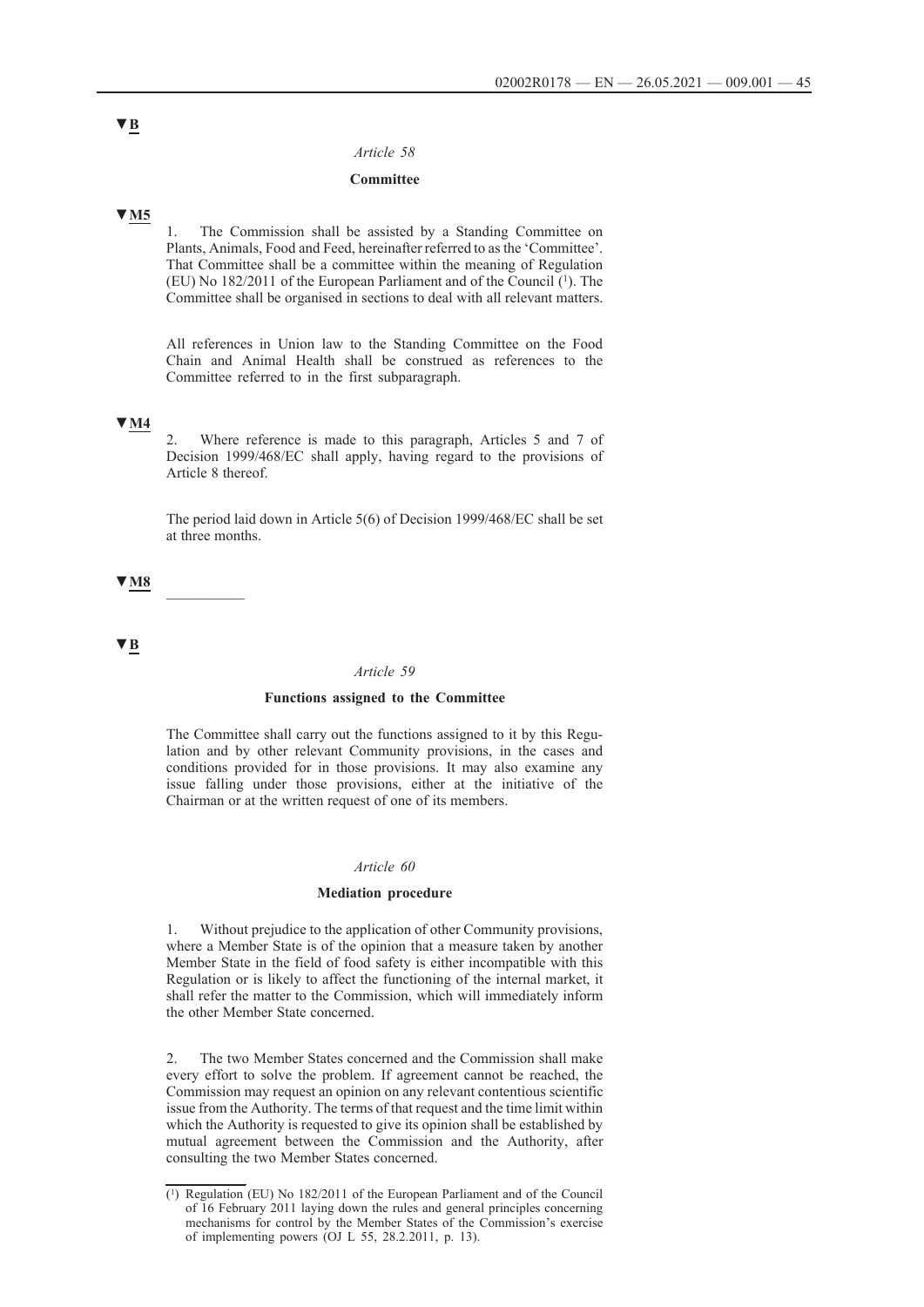▼B

*Article 58*

**Committee**

▼M5

1. The Commission shall be assisted by a Standing Committee on Plants, Animals, Food and Feed, hereinafter referred to as the 'Committee'. That Committee shall be a committee within the meaning of Regulation (EU) No 182/2011 of the European Parliament and of the Council [1]. The Committee shall be organised in sections to deal with all relevant matters.

All references in Union law to the Standing Committee on the Food Chain and Animal Health shall be construed as references to the Committee referred to in the first subparagraph.

▼M4

2. Where reference is made to this paragraph, Articles 5 and 7 of Decision 1999/468/EC shall apply, having regard to the provisions of Article 8 thereof.

The period laid down in Article 5(6) of Decision 1999/468/EC shall be set at three months.

▼M8

__________

▼B

*Article 59*

**Functions assigned to the Committee**

The Committee shall carry out the functions assigned to it by this Regulation and by other relevant Community provisions, in the cases and conditions provided for in those provisions. It may also examine any issue falling under those provisions, either at the initiative of the Chairman or at the written request of one of its members.

*Article 60*

**Mediation procedure**

1. Without prejudice to the application of other Community provisions, where a Member State is of the opinion that a measure taken by another Member State in the field of food safety is either incompatible with this Regulation or is likely to affect the functioning of the internal market, it shall refer the matter to the Commission, which will immediately inform the other Member State concerned.

2. The two Member States concerned and the Commission shall make every effort to solve the problem. If agreement cannot be reached, the Commission may request an opinion on any relevant contentious scientific issue from the Authority. The terms of that request and the time limit within which the Authority is requested to give its opinion shall be established by mutual agreement between the Commission and the Authority, after consulting the two Member States concerned.

---

[1] Regulation (EU) No 182/2011 of the European Parliament and of the Council of 16 February 2011 laying down the rules and general principles concerning mechanisms for control by the Member States of the Commission's exercise of implementing powers (OJ L 55, 28.2.2011, p. 13).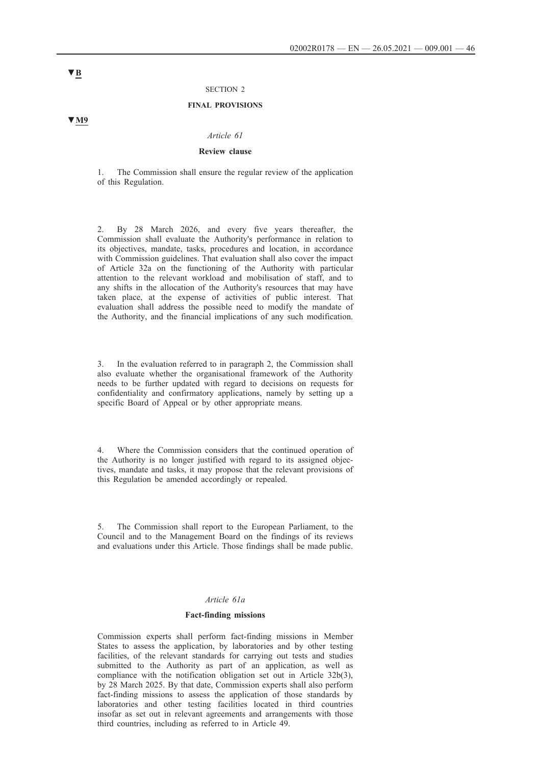▼B

SECTION 2

**FINAL PROVISIONS**

▼M9

*Article 61*

**Review clause**

1. The Commission shall ensure the regular review of the application of this Regulation.

2. By 28 March 2026, and every five years thereafter, the Commission shall evaluate the Authority's performance in relation to its objectives, mandate, tasks, procedures and location, in accordance with Commission guidelines. That evaluation shall also cover the impact of Article 32a on the functioning of the Authority with particular attention to the relevant workload and mobilisation of staff, and to any shifts in the allocation of the Authority's resources that may have taken place, at the expense of activities of public interest. That evaluation shall address the possible need to modify the mandate of the Authority, and the financial implications of any such modification.

3. In the evaluation referred to in paragraph 2, the Commission shall also evaluate whether the organisational framework of the Authority needs to be further updated with regard to decisions on requests for confidentiality and confirmatory applications, namely by setting up a specific Board of Appeal or by other appropriate means.

4. Where the Commission considers that the continued operation of the Authority is no longer justified with regard to its assigned objectives, mandate and tasks, it may propose that the relevant provisions of this Regulation be amended accordingly or repealed.

5. The Commission shall report to the European Parliament, to the Council and to the Management Board on the findings of its reviews and evaluations under this Article. Those findings shall be made public.

*Article 61a*

**Fact-finding missions**

Commission experts shall perform fact-finding missions in Member States to assess the application, by laboratories and by other testing facilities, of the relevant standards for carrying out tests and studies submitted to the Authority as part of an application, as well as compliance with the notification obligation set out in Article 32b(3), by 28 March 2025. By that date, Commission experts shall also perform fact-finding missions to assess the application of those standards by laboratories and other testing facilities located in third countries insofar as set out in relevant agreements and arrangements with those third countries, including as referred to in Article 49.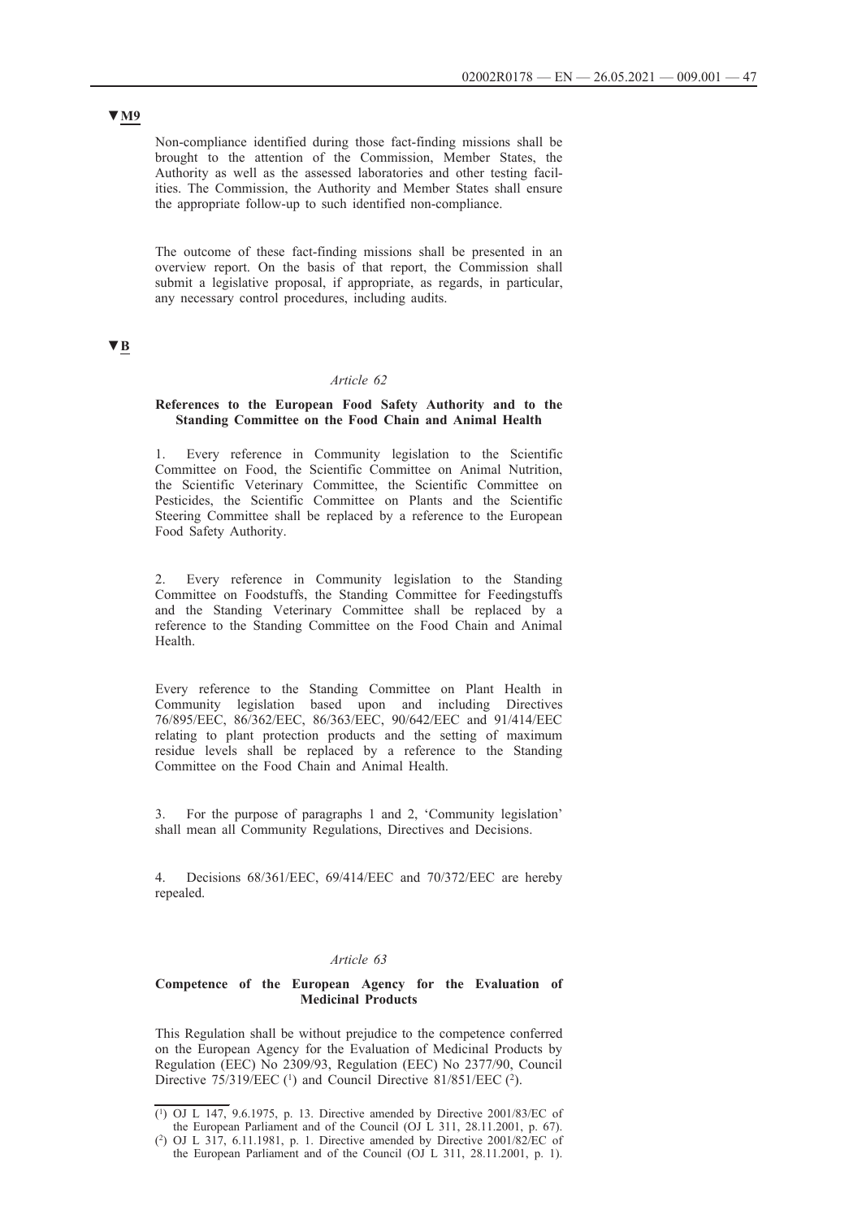▼M9

Non-compliance identified during those fact-finding missions shall be brought to the attention of the Commission, Member States, the Authority as well as the assessed laboratories and other testing facilities. The Commission, the Authority and Member States shall ensure the appropriate follow-up to such identified non-compliance.

The outcome of these fact-finding missions shall be presented in an overview report. On the basis of that report, the Commission shall submit a legislative proposal, if appropriate, as regards, in particular, any necessary control procedures, including audits.

▼B

*Article 62*

**References to the European Food Safety Authority and to the Standing Committee on the Food Chain and Animal Health**

1. Every reference in Community legislation to the Scientific Committee on Food, the Scientific Committee on Animal Nutrition, the Scientific Veterinary Committee, the Scientific Committee on Pesticides, the Scientific Committee on Plants and the Scientific Steering Committee shall be replaced by a reference to the European Food Safety Authority.

2. Every reference in Community legislation to the Standing Committee on Foodstuffs, the Standing Committee for Feedingstuffs and the Standing Veterinary Committee shall be replaced by a reference to the Standing Committee on the Food Chain and Animal Health.

Every reference to the Standing Committee on Plant Health in Community legislation based upon and including Directives 76/895/EEC, 86/362/EEC, 86/363/EEC, 90/642/EEC and 91/414/EEC relating to plant protection products and the setting of maximum residue levels shall be replaced by a reference to the Standing Committee on the Food Chain and Animal Health.

3. For the purpose of paragraphs 1 and 2, 'Community legislation' shall mean all Community Regulations, Directives and Decisions.

4. Decisions 68/361/EEC, 69/414/EEC and 70/372/EEC are hereby repealed.

*Article 63*

**Competence of the European Agency for the Evaluation of Medicinal Products**

This Regulation shall be without prejudice to the competence conferred on the European Agency for the Evaluation of Medicinal Products by Regulation (EEC) No 2309/93, Regulation (EEC) No 2377/90, Council Directive 75/319/EEC [1] and Council Directive 81/851/EEC [2].

---

[1] OJ L 147, 9.6.1975, p. 13. Directive amended by Directive 2001/83/EC of the European Parliament and of the Council (OJ L 311, 28.11.2001, p. 67).

[2] OJ L 317, 6.11.1981, p. 1. Directive amended by Directive 2001/82/EC of the European Parliament and of the Council (OJ L 311, 28.11.2001, p. 1).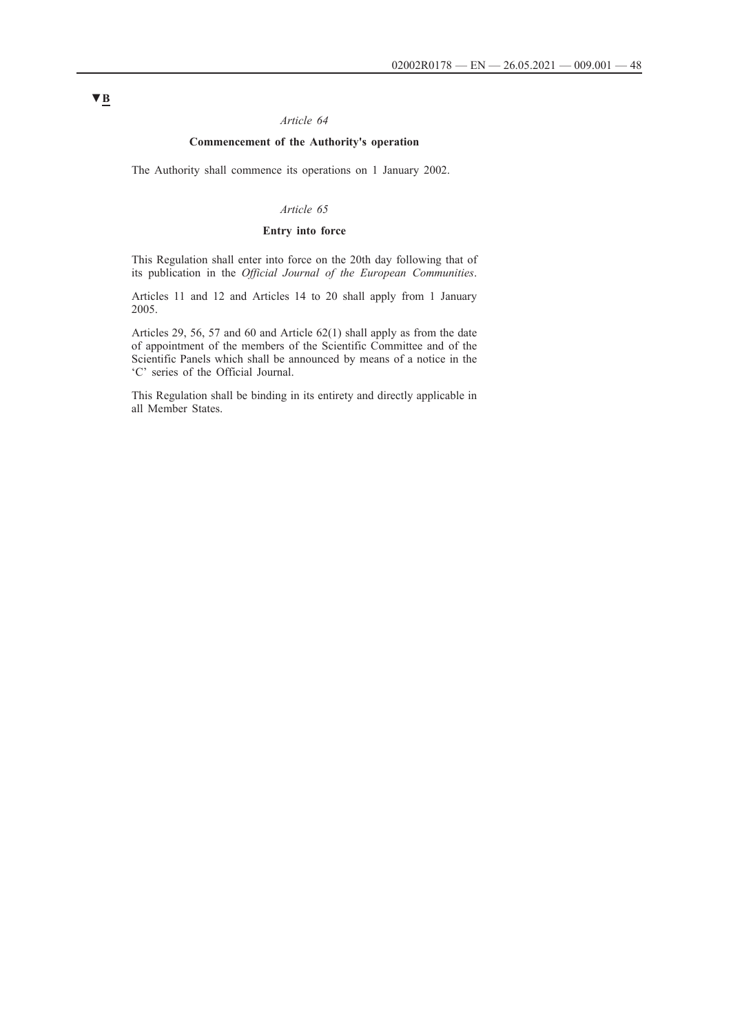▼B

*Article 64*

**Commencement of the Authority's operation**

The Authority shall commence its operations on 1 January 2002.

*Article 65*

**Entry into force**

This Regulation shall enter into force on the 20th day following that of its publication in the *Official Journal of the European Communities*.

Articles 11 and 12 and Articles 14 to 20 shall apply from 1 January 2005.

Articles 29, 56, 57 and 60 and Article 62(1) shall apply as from the date of appointment of the members of the Scientific Committee and of the Scientific Panels which shall be announced by means of a notice in the 'C' series of the Official Journal.

This Regulation shall be binding in its entirety and directly applicable in all Member States.